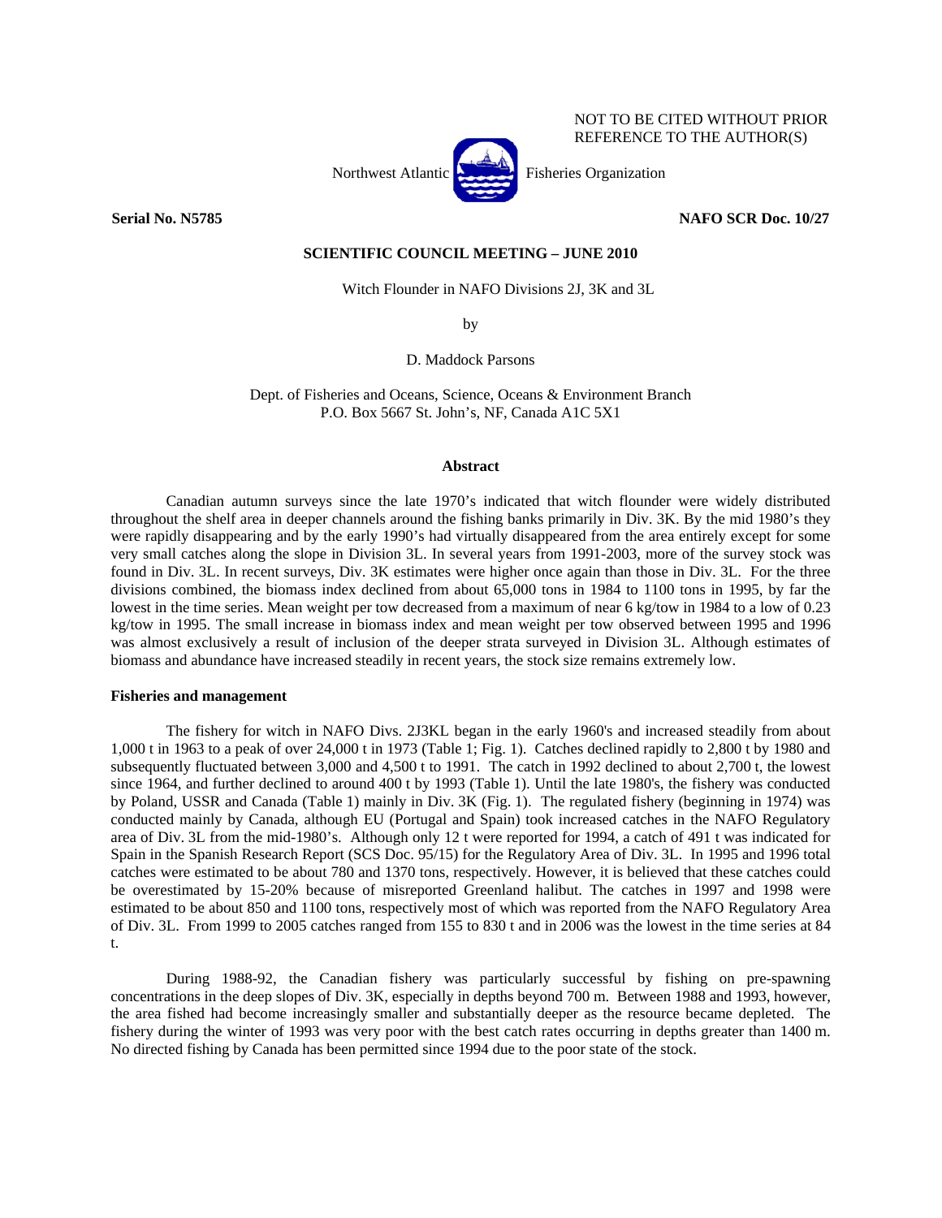NOT TO BE CITED WITHOUT PRIOR REFERENCE TO THE AUTHOR(S)

Northwest Atlantic Fisheries Organization

**Serial No. N5785** **NAFO SCR Doc. 10/27**

**SCIENTIFIC COUNCIL MEETING – JUNE 2010**

Witch Flounder in NAFO Divisions 2J, 3K and 3L

by

D. Maddock Parsons

Dept. of Fisheries and Oceans, Science, Oceans & Environment Branch
P.O. Box 5667 St. John's, NF, Canada A1C 5X1

## Abstract

Canadian autumn surveys since the late 1970's indicated that witch flounder were widely distributed throughout the shelf area in deeper channels around the fishing banks primarily in Div. 3K. By the mid 1980's they were rapidly disappearing and by the early 1990's had virtually disappeared from the area entirely except for some very small catches along the slope in Division 3L. In several years from 1991-2003, more of the survey stock was found in Div. 3L. In recent surveys, Div. 3K estimates were higher once again than those in Div. 3L. For the three divisions combined, the biomass index declined from about 65,000 tons in 1984 to 1100 tons in 1995, by far the lowest in the time series. Mean weight per tow decreased from a maximum of near 6 kg/tow in 1984 to a low of 0.23 kg/tow in 1995. The small increase in biomass index and mean weight per tow observed between 1995 and 1996 was almost exclusively a result of inclusion of the deeper strata surveyed in Division 3L. Although estimates of biomass and abundance have increased steadily in recent years, the stock size remains extremely low.

### Fisheries and management

The fishery for witch in NAFO Divs. 2J3KL began in the early 1960's and increased steadily from about 1,000 t in 1963 to a peak of over 24,000 t in 1973 (Table 1; Fig. 1). Catches declined rapidly to 2,800 t by 1980 and subsequently fluctuated between 3,000 and 4,500 t to 1991. The catch in 1992 declined to about 2,700 t, the lowest since 1964, and further declined to around 400 t by 1993 (Table 1). Until the late 1980's, the fishery was conducted by Poland, USSR and Canada (Table 1) mainly in Div. 3K (Fig. 1). The regulated fishery (beginning in 1974) was conducted mainly by Canada, although EU (Portugal and Spain) took increased catches in the NAFO Regulatory area of Div. 3L from the mid-1980's. Although only 12 t were reported for 1994, a catch of 491 t was indicated for Spain in the Spanish Research Report (SCS Doc. 95/15) for the Regulatory Area of Div. 3L. In 1995 and 1996 total catches were estimated to be about 780 and 1370 tons, respectively. However, it is believed that these catches could be overestimated by 15-20% because of misreported Greenland halibut. The catches in 1997 and 1998 were estimated to be about 850 and 1100 tons, respectively most of which was reported from the NAFO Regulatory Area of Div. 3L. From 1999 to 2005 catches ranged from 155 to 830 t and in 2006 was the lowest in the time series at 84 t.

During 1988-92, the Canadian fishery was particularly successful by fishing on pre-spawning concentrations in the deep slopes of Div. 3K, especially in depths beyond 700 m. Between 1988 and 1993, however, the area fished had become increasingly smaller and substantially deeper as the resource became depleted. The fishery during the winter of 1993 was very poor with the best catch rates occurring in depths greater than 1400 m. No directed fishing by Canada has been permitted since 1994 due to the poor state of the stock.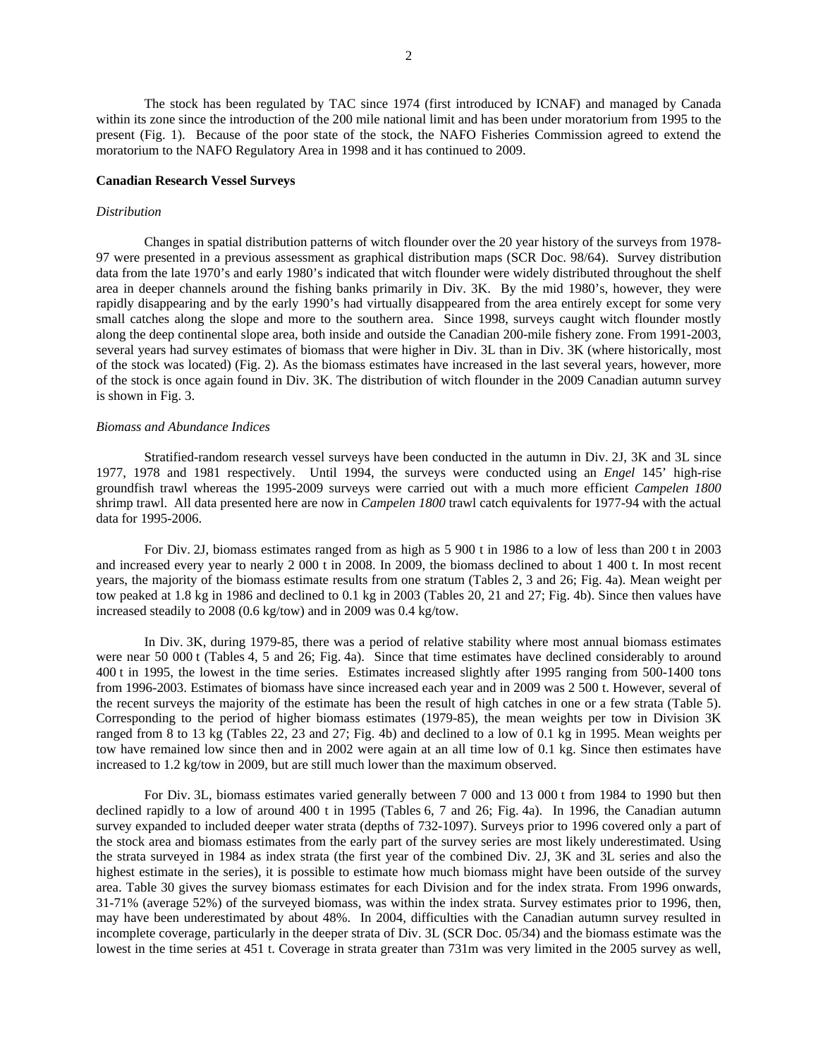The stock has been regulated by TAC since 1974 (first introduced by ICNAF) and managed by Canada within its zone since the introduction of the 200 mile national limit and has been under moratorium from 1995 to the present (Fig. 1). Because of the poor state of the stock, the NAFO Fisheries Commission agreed to extend the moratorium to the NAFO Regulatory Area in 1998 and it has continued to 2009.

**Canadian Research Vessel Surveys**

*Distribution*

Changes in spatial distribution patterns of witch flounder over the 20 year history of the surveys from 1978-97 were presented in a previous assessment as graphical distribution maps (SCR Doc. 98/64). Survey distribution data from the late 1970's and early 1980's indicated that witch flounder were widely distributed throughout the shelf area in deeper channels around the fishing banks primarily in Div. 3K. By the mid 1980's, however, they were rapidly disappearing and by the early 1990's had virtually disappeared from the area entirely except for some very small catches along the slope and more to the southern area. Since 1998, surveys caught witch flounder mostly along the deep continental slope area, both inside and outside the Canadian 200-mile fishery zone. From 1991-2003, several years had survey estimates of biomass that were higher in Div. 3L than in Div. 3K (where historically, most of the stock was located) (Fig. 2). As the biomass estimates have increased in the last several years, however, more of the stock is once again found in Div. 3K. The distribution of witch flounder in the 2009 Canadian autumn survey is shown in Fig. 3.

*Biomass and Abundance Indices*

Stratified-random research vessel surveys have been conducted in the autumn in Div. 2J, 3K and 3L since 1977, 1978 and 1981 respectively. Until 1994, the surveys were conducted using an *Engel* 145' high-rise groundfish trawl whereas the 1995-2009 surveys were carried out with a much more efficient *Campelen 1800* shrimp trawl. All data presented here are now in *Campelen 1800* trawl catch equivalents for 1977-94 with the actual data for 1995-2006.

For Div. 2J, biomass estimates ranged from as high as 5 900 t in 1986 to a low of less than 200 t in 2003 and increased every year to nearly 2 000 t in 2008. In 2009, the biomass declined to about 1 400 t. In most recent years, the majority of the biomass estimate results from one stratum (Tables 2, 3 and 26; Fig. 4a). Mean weight per tow peaked at 1.8 kg in 1986 and declined to 0.1 kg in 2003 (Tables 20, 21 and 27; Fig. 4b). Since then values have increased steadily to 2008 (0.6 kg/tow) and in 2009 was 0.4 kg/tow.

In Div. 3K, during 1979-85, there was a period of relative stability where most annual biomass estimates were near 50 000 t (Tables 4, 5 and 26; Fig. 4a). Since that time estimates have declined considerably to around 400 t in 1995, the lowest in the time series. Estimates increased slightly after 1995 ranging from 500-1400 tons from 1996-2003. Estimates of biomass have since increased each year and in 2009 was 2 500 t. However, several of the recent surveys the majority of the estimate has been the result of high catches in one or a few strata (Table 5). Corresponding to the period of higher biomass estimates (1979-85), the mean weights per tow in Division 3K ranged from 8 to 13 kg (Tables 22, 23 and 27; Fig. 4b) and declined to a low of 0.1 kg in 1995. Mean weights per tow have remained low since then and in 2002 were again at an all time low of 0.1 kg. Since then estimates have increased to 1.2 kg/tow in 2009, but are still much lower than the maximum observed.

For Div. 3L, biomass estimates varied generally between 7 000 and 13 000 t from 1984 to 1990 but then declined rapidly to a low of around 400 t in 1995 (Tables 6, 7 and 26; Fig. 4a). In 1996, the Canadian autumn survey expanded to included deeper water strata (depths of 732-1097). Surveys prior to 1996 covered only a part of the stock area and biomass estimates from the early part of the survey series are most likely underestimated. Using the strata surveyed in 1984 as index strata (the first year of the combined Div. 2J, 3K and 3L series and also the highest estimate in the series), it is possible to estimate how much biomass might have been outside of the survey area. Table 30 gives the survey biomass estimates for each Division and for the index strata. From 1996 onwards, 31-71% (average 52%) of the surveyed biomass, was within the index strata. Survey estimates prior to 1996, then, may have been underestimated by about 48%. In 2004, difficulties with the Canadian autumn survey resulted in incomplete coverage, particularly in the deeper strata of Div. 3L (SCR Doc. 05/34) and the biomass estimate was the lowest in the time series at 451 t. Coverage in strata greater than 731m was very limited in the 2005 survey as well,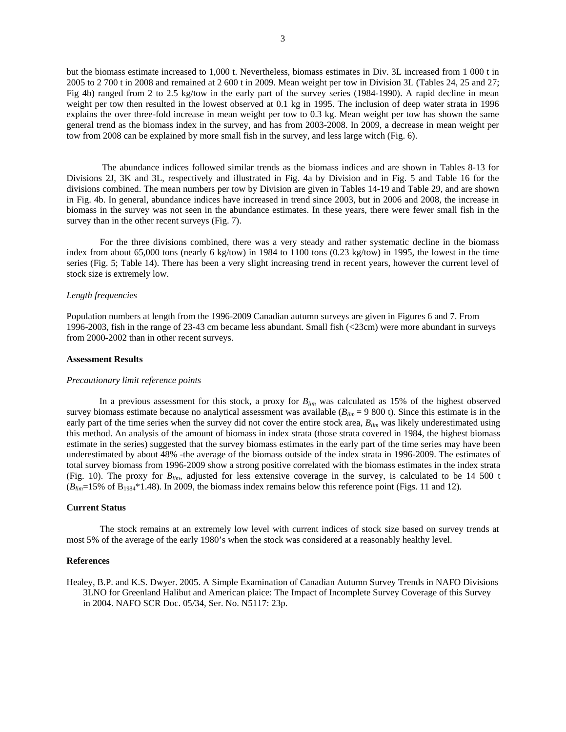but the biomass estimate increased to 1,000 t. Nevertheless, biomass estimates in Div. 3L increased from 1 000 t in 2005 to 2 700 t in 2008 and remained at 2 600 t in 2009. Mean weight per tow in Division 3L (Tables 24, 25 and 27; Fig 4b) ranged from 2 to 2.5 kg/tow in the early part of the survey series (1984-1990). A rapid decline in mean weight per tow then resulted in the lowest observed at 0.1 kg in 1995. The inclusion of deep water strata in 1996 explains the over three-fold increase in mean weight per tow to 0.3 kg. Mean weight per tow has shown the same general trend as the biomass index in the survey, and has from 2003-2008. In 2009, a decrease in mean weight per tow from 2008 can be explained by more small fish in the survey, and less large witch (Fig. 6).

The abundance indices followed similar trends as the biomass indices and are shown in Tables 8-13 for Divisions 2J, 3K and 3L, respectively and illustrated in Fig. 4a by Division and in Fig. 5 and Table 16 for the divisions combined. The mean numbers per tow by Division are given in Tables 14-19 and Table 29, and are shown in Fig. 4b. In general, abundance indices have increased in trend since 2003, but in 2006 and 2008, the increase in biomass in the survey was not seen in the abundance estimates. In these years, there were fewer small fish in the survey than in the other recent surveys (Fig. 7).

For the three divisions combined, there was a very steady and rather systematic decline in the biomass index from about 65,000 tons (nearly 6 kg/tow) in 1984 to 1100 tons (0.23 kg/tow) in 1995, the lowest in the time series (Fig. 5; Table 14). There has been a very slight increasing trend in recent years, however the current level of stock size is extremely low.

*Length frequencies*

Population numbers at length from the 1996-2009 Canadian autumn surveys are given in Figures 6 and 7. From 1996-2003, fish in the range of 23-43 cm became less abundant. Small fish (<23cm) were more abundant in surveys from 2000-2002 than in other recent surveys.

**Assessment Results**

*Precautionary limit reference points*

In a previous assessment for this stock, a proxy for $B_{lim}$ was calculated as 15% of the highest observed survey biomass estimate because no analytical assessment was available ($B_{lim}$ = 9 800 t). Since this estimate is in the early part of the time series when the survey did not cover the entire stock area, $B_{lim}$ was likely underestimated using this method. An analysis of the amount of biomass in index strata (those strata covered in 1984, the highest biomass estimate in the series) suggested that the survey biomass estimates in the early part of the time series may have been underestimated by about 48% -the average of the biomass outside of the index strata in 1996-2009. The estimates of total survey biomass from 1996-2009 show a strong positive correlated with the biomass estimates in the index strata (Fig. 10). The proxy for $B_{lim}$, adjusted for less extensive coverage in the survey, is calculated to be 14 500 t ($B_{lim}$=15% of $B_{1984}$*1.48). In 2009, the biomass index remains below this reference point (Figs. 11 and 12).

**Current Status**

The stock remains at an extremely low level with current indices of stock size based on survey trends at most 5% of the average of the early 1980's when the stock was considered at a reasonably healthy level.

**References**

Healey, B.P. and K.S. Dwyer. 2005. A Simple Examination of Canadian Autumn Survey Trends in NAFO Divisions 3LNO for Greenland Halibut and American plaice: The Impact of Incomplete Survey Coverage of this Survey in 2004. NAFO SCR Doc. 05/34, Ser. No. N5117: 23p.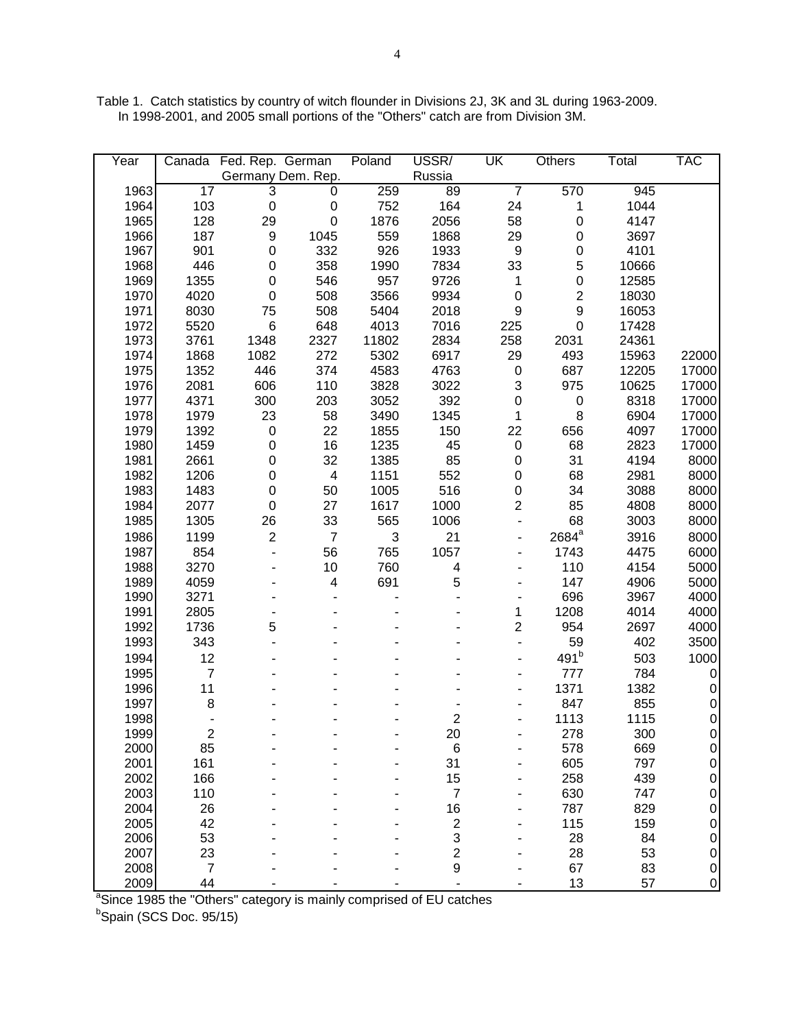Table 1. Catch statistics by country of witch flounder in Divisions 2J, 3K and 3L during 1963-2009. In 1998-2001, and 2005 small portions of the "Others" catch are from Division 3M.

| Year | Canada | Fed. Rep. Germany | German Dem. Rep. | Poland | USSR/ Russia | UK | Others | Total | TAC |
|---|---|---|---|---|---|---|---|---|---|
| 1963 | 17 | 3 | 0 | 259 | 89 | 7 | 570 | 945 | |
| 1964 | 103 | 0 | 0 | 752 | 164 | 24 | 1 | 1044 | |
| 1965 | 128 | 29 | 0 | 1876 | 2056 | 58 | 0 | 4147 | |
| 1966 | 187 | 9 | 1045 | 559 | 1868 | 29 | 0 | 3697 | |
| 1967 | 901 | 0 | 332 | 926 | 1933 | 9 | 0 | 4101 | |
| 1968 | 446 | 0 | 358 | 1990 | 7834 | 33 | 5 | 10666 | |
| 1969 | 1355 | 0 | 546 | 957 | 9726 | 1 | 0 | 12585 | |
| 1970 | 4020 | 0 | 508 | 3566 | 9934 | 0 | 2 | 18030 | |
| 1971 | 8030 | 75 | 508 | 5404 | 2018 | 9 | 9 | 16053 | |
| 1972 | 5520 | 6 | 648 | 4013 | 7016 | 225 | 0 | 17428 | |
| 1973 | 3761 | 1348 | 2327 | 11802 | 2834 | 258 | 2031 | 24361 | |
| 1974 | 1868 | 1082 | 272 | 5302 | 6917 | 29 | 493 | 15963 | 22000 |
| 1975 | 1352 | 446 | 374 | 4583 | 4763 | 0 | 687 | 12205 | 17000 |
| 1976 | 2081 | 606 | 110 | 3828 | 3022 | 3 | 975 | 10625 | 17000 |
| 1977 | 4371 | 300 | 203 | 3052 | 392 | 0 | 0 | 8318 | 17000 |
| 1978 | 1979 | 23 | 58 | 3490 | 1345 | 1 | 8 | 6904 | 17000 |
| 1979 | 1392 | 0 | 22 | 1855 | 150 | 22 | 656 | 4097 | 17000 |
| 1980 | 1459 | 0 | 16 | 1235 | 45 | 0 | 68 | 2823 | 17000 |
| 1981 | 2661 | 0 | 32 | 1385 | 85 | 0 | 31 | 4194 | 8000 |
| 1982 | 1206 | 0 | 4 | 1151 | 552 | 0 | 68 | 2981 | 8000 |
| 1983 | 1483 | 0 | 50 | 1005 | 516 | 0 | 34 | 3088 | 8000 |
| 1984 | 2077 | 0 | 27 | 1617 | 1000 | 2 | 85 | 4808 | 8000 |
| 1985 | 1305 | 26 | 33 | 565 | 1006 | - | 68 | 3003 | 8000 |
| 1986 | 1199 | 2 | 7 | 3 | 21 | - | 2684[a] | 3916 | 8000 |
| 1987 | 854 | - | 56 | 765 | 1057 | - | 1743 | 4475 | 6000 |
| 1988 | 3270 | - | 10 | 760 | 4 | - | 110 | 4154 | 5000 |
| 1989 | 4059 | - | 4 | 691 | 5 | - | 147 | 4906 | 5000 |
| 1990 | 3271 | - | - | - | - | - | 696 | 3967 | 4000 |
| 1991 | 2805 | - | - | - | - | 1 | 1208 | 4014 | 4000 |
| 1992 | 1736 | 5 | - | - | - | 2 | 954 | 2697 | 4000 |
| 1993 | 343 | - | - | - | - | - | 59 | 402 | 3500 |
| 1994 | 12 | - | - | - | - | - | 491[b] | 503 | 1000 |
| 1995 | 7 | - | - | - | - | - | 777 | 784 | 0 |
| 1996 | 11 | - | - | - | - | - | 1371 | 1382 | 0 |
| 1997 | 8 | - | - | - | - | - | 847 | 855 | 0 |
| 1998 | - | - | - | - | 2 | - | 1113 | 1115 | 0 |
| 1999 | 2 | - | - | - | 20 | - | 278 | 300 | 0 |
| 2000 | 85 | - | - | - | 6 | - | 578 | 669 | 0 |
| 2001 | 161 | - | - | - | 31 | - | 605 | 797 | 0 |
| 2002 | 166 | - | - | - | 15 | - | 258 | 439 | 0 |
| 2003 | 110 | - | - | - | 7 | - | 630 | 747 | 0 |
| 2004 | 26 | - | - | - | 16 | - | 787 | 829 | 0 |
| 2005 | 42 | - | - | - | 2 | - | 115 | 159 | 0 |
| 2006 | 53 | - | - | - | 3 | - | 28 | 84 | 0 |
| 2007 | 23 | - | - | - | 2 | - | 28 | 53 | 0 |
| 2008 | 7 | - | - | - | 9 | - | 67 | 83 | 0 |
| 2009 | 44 | - | - | - | - | - | 13 | 57 | 0 |

[a]Since 1985 the "Others" category is mainly comprised of EU catches

[b]Spain (SCS Doc. 95/15)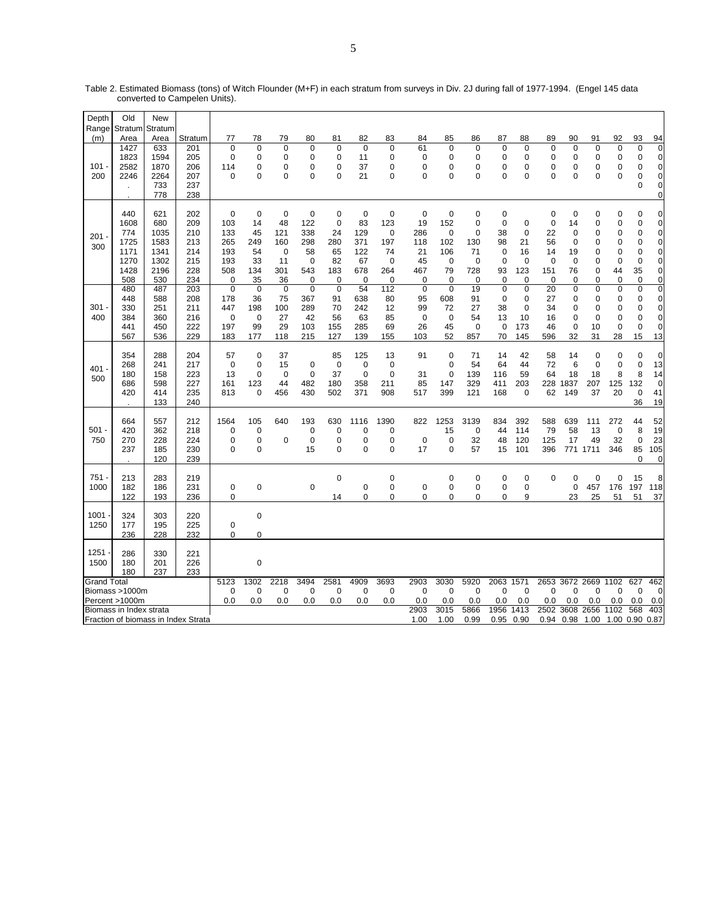Table 2. Estimated Biomass (tons) of Witch Flounder (M+F) in each stratum from surveys in Div. 2J during fall of 1977-1994. (Engel 145 data converted to Campelen Units).

| Depth Range (m) | Old Stratum Area | New Stratum Area | Stratum | 77 | 78 | 79 | 80 | 81 | 82 | 83 | 84 | 85 | 86 | 87 | 88 | 89 | 90 | 91 | 92 | 93 | 94 |
|---|---|---|---|---|---|---|---|---|---|---|---|---|---|---|---|---|---|---|---|---|---|
| 101 - 200 | 1427 | 633 | 201 | 0 | 0 | 0 | 0 | 0 | 0 | 0 | 61 | 0 | 0 | 0 | 0 | 0 | 0 | 0 | 0 | 0 | 0 |
| | 1823 | 1594 | 205 | 0 | 0 | 0 | 0 | 0 | 11 | 0 | 0 | 0 | 0 | 0 | 0 | 0 | 0 | 0 | 0 | 0 | 0 |
| | 2582 | 1870 | 206 | 114 | 0 | 0 | 0 | 0 | 37 | 0 | 0 | 0 | 0 | 0 | 0 | 0 | 0 | 0 | 0 | 0 | 0 |
| | 2246 | 2264 | 207 | 0 | 0 | 0 | 0 | 0 | 21 | 0 | 0 | 0 | 0 | 0 | 0 | 0 | 0 | 0 | 0 | 0 | 0 |
| | . | 733 | 237 | | | | | | | | | | | | | | | | | 0 | 0 |
| | . | 778 | 238 | | | | | | | | | | | | | | | | | | 0 |
| 201 - 300 | 440 | 621 | 202 | 0 | 0 | 0 | 0 | 0 | 0 | 0 | 0 | 0 | 0 | 0 | | 0 | 0 | 0 | 0 | 0 | 0 |
| | 1608 | 680 | 209 | 103 | 14 | 48 | 122 | 0 | 83 | 123 | 19 | 152 | 0 | 0 | 0 | 0 | 14 | 0 | 0 | 0 | 0 |
| | 774 | 1035 | 210 | 133 | 45 | 121 | 338 | 24 | 129 | 0 | 286 | 0 | 0 | 38 | 0 | 22 | 0 | 0 | 0 | 0 | 0 |
| | 1725 | 1583 | 213 | 265 | 249 | 160 | 298 | 280 | 371 | 197 | 118 | 102 | 130 | 98 | 21 | 56 | 0 | 0 | 0 | 0 | 0 |
| | 1171 | 1341 | 214 | 193 | 54 | 0 | 58 | 65 | 122 | 74 | 21 | 106 | 71 | 0 | 16 | 14 | 19 | 0 | 0 | 0 | 0 |
| | 1270 | 1302 | 215 | 193 | 33 | 11 | 0 | 82 | 67 | 0 | 45 | 0 | 0 | 0 | 0 | 0 | 0 | 0 | 0 | 0 | 0 |
| | 1428 | 2196 | 228 | 508 | 134 | 301 | 543 | 183 | 678 | 264 | 467 | 79 | 728 | 93 | 123 | 151 | 76 | 0 | 44 | 35 | 0 |
| | 508 | 530 | 234 | 0 | 35 | 36 | 0 | 0 | 0 | 0 | 0 | 0 | 0 | 0 | 0 | 0 | 0 | 0 | 0 | 0 | 0 |
| 301 - 400 | 480 | 487 | 203 | 0 | 0 | 0 | 0 | 0 | 54 | 112 | 0 | 0 | 19 | 0 | 0 | 20 | 0 | 0 | 0 | 0 | 0 |
| | 448 | 588 | 208 | 178 | 36 | 75 | 367 | 91 | 638 | 80 | 95 | 608 | 91 | 0 | 0 | 27 | 0 | 0 | 0 | 0 | 0 |
| | 330 | 251 | 211 | 447 | 198 | 100 | 289 | 70 | 242 | 12 | 99 | 72 | 27 | 38 | 0 | 34 | 0 | 0 | 0 | 0 | 0 |
| | 384 | 360 | 216 | 0 | 0 | 27 | 42 | 56 | 63 | 85 | 0 | 0 | 54 | 13 | 10 | 16 | 0 | 0 | 0 | 0 | 0 |
| | 441 | 450 | 222 | 197 | 99 | 29 | 103 | 155 | 285 | 69 | 26 | 45 | 0 | 0 | 173 | 46 | 0 | 10 | 0 | 0 | 0 |
| | 567 | 536 | 229 | 183 | 177 | 118 | 215 | 127 | 139 | 155 | 103 | 52 | 857 | 70 | 145 | 596 | 32 | 31 | 28 | 15 | 13 |
| 401 - 500 | 354 | 288 | 204 | 57 | 0 | 37 | | 85 | 125 | 13 | 91 | 0 | 71 | 14 | 42 | 58 | 14 | 0 | 0 | 0 | 0 |
| | 268 | 241 | 217 | 0 | 0 | 15 | 0 | 0 | 0 | 0 | | 0 | 54 | 64 | 44 | 72 | 6 | 0 | 0 | 0 | 13 |
| | 180 | 158 | 223 | 13 | 0 | 0 | 0 | 37 | 0 | 0 | 31 | 0 | 139 | 116 | 59 | 64 | 18 | 18 | 8 | 8 | 14 |
| | 686 | 598 | 227 | 161 | 123 | 44 | 482 | 180 | 358 | 211 | 85 | 147 | 329 | 411 | 203 | 228 | 1837 | 207 | 125 | 132 | 0 |
| | 420 | 414 | 235 | 813 | 0 | 456 | 430 | 502 | 371 | 908 | 517 | 399 | 121 | 168 | 0 | 62 | 149 | 37 | 20 | 0 | 41 |
| | . | 133 | 240 | | | | | | | | | | | | | | | | | 36 | 19 |
| 501 - 750 | 664 | 557 | 212 | 1564 | 105 | 640 | 193 | 630 | 1116 | 1390 | 822 | 1253 | 3139 | 834 | 392 | 588 | 639 | 111 | 272 | 44 | 52 |
| | 420 | 362 | 218 | 0 | 0 | | 0 | 0 | 0 | 0 | | 15 | 0 | 44 | 114 | 79 | 58 | 13 | 0 | 8 | 19 |
| | 270 | 228 | 224 | 0 | 0 | 0 | 0 | 0 | 0 | 0 | 0 | 0 | 32 | 48 | 120 | 125 | 17 | 49 | 32 | 0 | 23 |
| | 237 | 185 | 230 | 0 | 0 | | 15 | 0 | 0 | 0 | 17 | 0 | 57 | 15 | 101 | 396 | 771 | 1711 | 346 | 85 | 105 |
| | . | 120 | 239 | | | | | | | | | | | | | | | | | 0 | 0 |
| 751 - 1000 | 213 | 283 | 219 | | | | | 0 | | 0 | | 0 | 0 | 0 | 0 | 0 | 0 | 0 | 0 | 15 | 8 |
| | 182 | 186 | 231 | 0 | 0 | | 0 | | 0 | 0 | 0 | 0 | 0 | 0 | 0 | | 0 | 457 | 176 | 197 | 118 |
| | 122 | 193 | 236 | 0 | | | | 14 | 0 | 0 | 0 | 0 | 0 | 0 | 9 | | 23 | 25 | 51 | 51 | 37 |
| 1001 - 1250 | 324 | 303 | 220 | | 0 | | | | | | | | | | | | | | | | |
| | 177 | 195 | 225 | 0 | | | | | | | | | | | | | | | | | |
| | 236 | 228 | 232 | 0 | 0 | | | | | | | | | | | | | | | | |
| 1251 - 1500 | 286 | 330 | 221 | | 0 | | | | | | | | | | | | | | | | |
| | 180 | 201 | 226 | | | | | | | | | | | | | | | | | | |
| | 180 | 237 | 233 | | | | | | | | | | | | | | | | | | |
| Grand Total | | | | 5123 | 1302 | 2218 | 3494 | 2581 | 4909 | 3693 | 2903 | 3030 | 5920 | 2063 | 1571 | 2653 | 3672 | 2669 | 1102 | 627 | 462 |
| Biomass >1000m | | | | 0 | 0 | 0 | 0 | 0 | 0 | 0 | 0 | 0 | 0 | 0 | 0 | 0 | 0 | 0 | 0 | 0 | 0 |
| Percent >1000m | | | | 0.0 | 0.0 | 0.0 | 0.0 | 0.0 | 0.0 | 0.0 | 0.0 | 0.0 | 0.0 | 0.0 | 0.0 | 0.0 | 0.0 | 0.0 | 0.0 | 0.0 | 0.0 |
| Biomass in Index strata | | | | | | | | | | | 2903 | 3015 | 5866 | 1956 | 1413 | 2502 | 3608 | 2656 | 1102 | 568 | 403 |
| Fraction of biomass in Index Strata | | | | | | | | | | | 1.00 | 1.00 | 0.99 | 0.95 | 0.90 | 0.94 | 0.98 | 1.00 | 1.00 | 0.90 | 0.87 |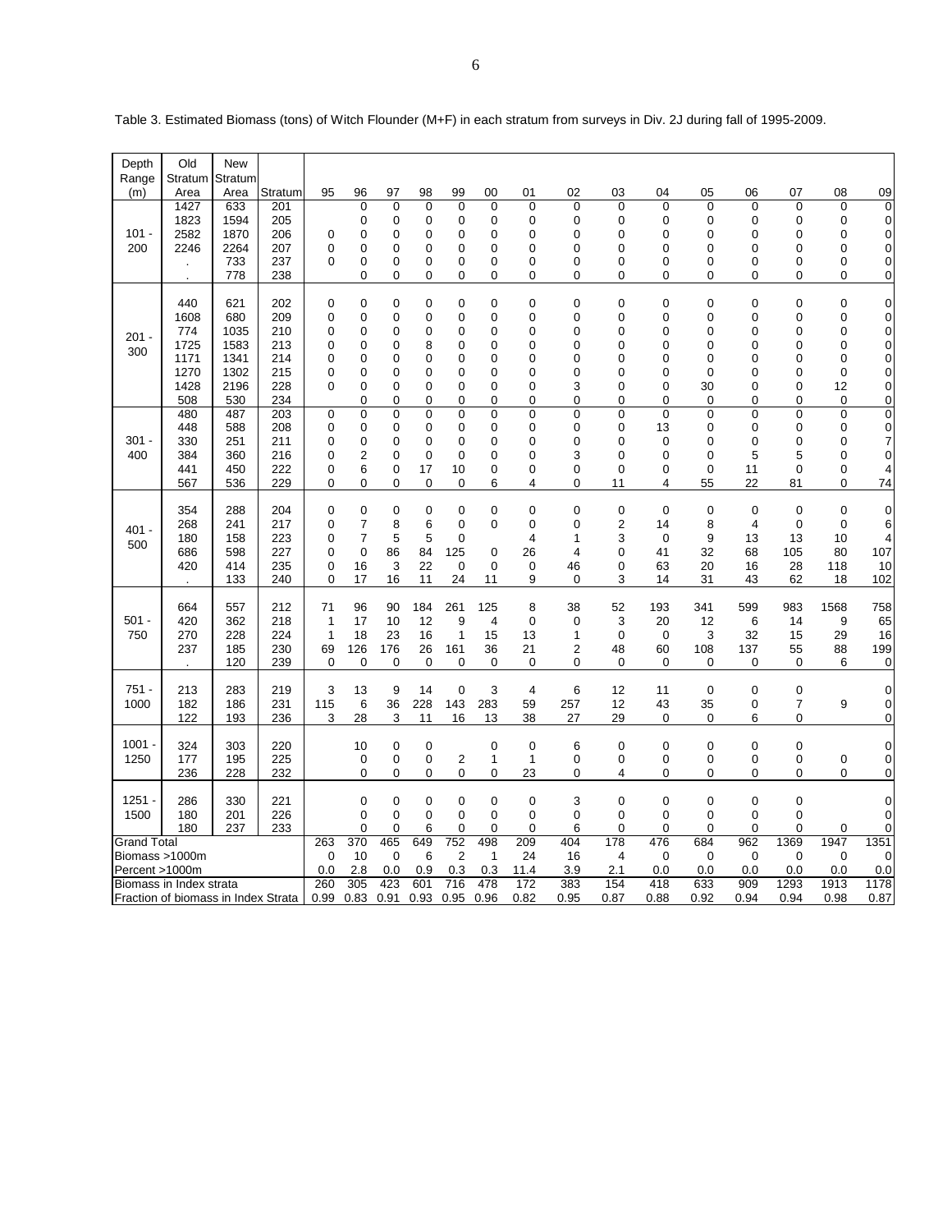Table 3. Estimated Biomass (tons) of Witch Flounder (M+F) in each stratum from surveys in Div. 2J during fall of 1995-2009.

| Depth Range (m) | Old Stratum Area | New Stratum Area | Stratum | 95 | 96 | 97 | 98 | 99 | 00 | 01 | 02 | 03 | 04 | 05 | 06 | 07 | 08 | 09 |
|---|---|---|---|---|---|---|---|---|---|---|---|---|---|---|---|---|---|---|
| 101 - 200 | 1427 | 633 | 201 | | 0 | 0 | 0 | 0 | 0 | 0 | 0 | 0 | 0 | 0 | 0 | 0 | 0 | 0 |
| | 1823 | 1594 | 205 | | 0 | 0 | 0 | 0 | 0 | 0 | 0 | 0 | 0 | 0 | 0 | 0 | 0 | 0 |
| | 2582 | 1870 | 206 | 0 | 0 | 0 | 0 | 0 | 0 | 0 | 0 | 0 | 0 | 0 | 0 | 0 | 0 | 0 |
| | 2246 | 2264 | 207 | 0 | 0 | 0 | 0 | 0 | 0 | 0 | 0 | 0 | 0 | 0 | 0 | 0 | 0 | 0 |
| | . | 733 | 237 | 0 | 0 | 0 | 0 | 0 | 0 | 0 | 0 | 0 | 0 | 0 | 0 | 0 | 0 | 0 |
| | . | 778 | 238 | | 0 | 0 | 0 | 0 | 0 | 0 | 0 | 0 | 0 | 0 | 0 | 0 | 0 | 0 |
| 201 - 300 | 440 | 621 | 202 | 0 | 0 | 0 | 0 | 0 | 0 | 0 | 0 | 0 | 0 | 0 | 0 | 0 | 0 | 0 |
| | 1608 | 680 | 209 | 0 | 0 | 0 | 0 | 0 | 0 | 0 | 0 | 0 | 0 | 0 | 0 | 0 | 0 | 0 |
| | 774 | 1035 | 210 | 0 | 0 | 0 | 0 | 0 | 0 | 0 | 0 | 0 | 0 | 0 | 0 | 0 | 0 | 0 |
| | 1725 | 1583 | 213 | 0 | 0 | 0 | 8 | 0 | 0 | 0 | 0 | 0 | 0 | 0 | 0 | 0 | 0 | 0 |
| | 1171 | 1341 | 214 | 0 | 0 | 0 | 0 | 0 | 0 | 0 | 0 | 0 | 0 | 0 | 0 | 0 | 0 | 0 |
| | 1270 | 1302 | 215 | 0 | 0 | 0 | 0 | 0 | 0 | 0 | 0 | 0 | 0 | 0 | 0 | 0 | 0 | 0 |
| | 1428 | 2196 | 228 | 0 | 0 | 0 | 0 | 0 | 0 | 0 | 3 | 0 | 0 | 30 | 0 | 0 | 12 | 0 |
| | 508 | 530 | 234 | | 0 | 0 | 0 | 0 | 0 | 0 | 0 | 0 | 0 | 0 | 0 | 0 | 0 | 0 |
| 301 - 400 | 480 | 487 | 203 | 0 | 0 | 0 | 0 | 0 | 0 | 0 | 0 | 0 | 0 | 0 | 0 | 0 | 0 | 0 |
| | 448 | 588 | 208 | 0 | 0 | 0 | 0 | 0 | 0 | 0 | 0 | 0 | 13 | 0 | 0 | 0 | 0 | 0 |
| | 330 | 251 | 211 | 0 | 0 | 0 | 0 | 0 | 0 | 0 | 0 | 0 | 0 | 0 | 0 | 0 | 0 | 7 |
| | 384 | 360 | 216 | 0 | 2 | 0 | 0 | 0 | 0 | 0 | 3 | 0 | 0 | 0 | 5 | 5 | 0 | 0 |
| | 441 | 450 | 222 | 0 | 6 | 0 | 17 | 10 | 0 | 0 | 0 | 0 | 0 | 0 | 11 | 0 | 0 | 4 |
| | 567 | 536 | 229 | 0 | 0 | 0 | 0 | 0 | 6 | 4 | 0 | 11 | 4 | 55 | 22 | 81 | 0 | 74 |
| 401 - 500 | 354 | 288 | 204 | 0 | 0 | 0 | 0 | 0 | 0 | 0 | 0 | 0 | 0 | 0 | 0 | 0 | 0 | 0 |
| | 268 | 241 | 217 | 0 | 7 | 8 | 6 | 0 | 0 | 0 | 0 | 2 | 14 | 8 | 4 | 0 | 0 | 6 |
| | 180 | 158 | 223 | 0 | 7 | 5 | 5 | 0 | | 4 | 1 | 3 | 0 | 9 | 13 | 13 | 10 | 4 |
| | 686 | 598 | 227 | 0 | 0 | 86 | 84 | 125 | 0 | 26 | 4 | 0 | 41 | 32 | 68 | 105 | 80 | 107 |
| | 420 | 414 | 235 | 0 | 16 | 3 | 22 | 0 | 0 | 0 | 46 | 0 | 63 | 20 | 16 | 28 | 118 | 10 |
| | . | 133 | 240 | 0 | 17 | 16 | 11 | 24 | 11 | 9 | 0 | 3 | 14 | 31 | 43 | 62 | 18 | 102 |
| 501 - 750 | 664 | 557 | 212 | 71 | 96 | 90 | 184 | 261 | 125 | 8 | 38 | 52 | 193 | 341 | 599 | 983 | 1568 | 758 |
| | 420 | 362 | 218 | 1 | 17 | 10 | 12 | 9 | 4 | 0 | 0 | 3 | 20 | 12 | 6 | 14 | 9 | 65 |
| | 270 | 228 | 224 | 1 | 18 | 23 | 16 | 1 | 15 | 13 | 1 | 0 | 0 | 3 | 32 | 15 | 29 | 16 |
| | 237 | 185 | 230 | 69 | 126 | 176 | 26 | 161 | 36 | 21 | 2 | 48 | 60 | 108 | 137 | 55 | 88 | 199 |
| | . | 120 | 239 | 0 | 0 | 0 | 0 | 0 | 0 | 0 | 0 | 0 | 0 | 0 | 0 | 0 | 6 | 0 |
| 751 - 1000 | 213 | 283 | 219 | 3 | 13 | 9 | 14 | 0 | 3 | 4 | 6 | 12 | 11 | 0 | 0 | 0 | | 0 |
| | 182 | 186 | 231 | 115 | 6 | 36 | 228 | 143 | 283 | 59 | 257 | 12 | 43 | 35 | 0 | 7 | 9 | 0 |
| | 122 | 193 | 236 | 3 | 28 | 3 | 11 | 16 | 13 | 38 | 27 | 29 | 0 | 0 | 6 | 0 | | 0 |
| 1001 - 1250 | 324 | 303 | 220 | | 10 | 0 | 0 | | 0 | 0 | 6 | 0 | 0 | 0 | 0 | 0 | | 0 |
| | 177 | 195 | 225 | | 0 | 0 | 0 | 2 | 1 | 1 | 0 | 0 | 0 | 0 | 0 | 0 | 0 | 0 |
| | 236 | 228 | 232 | | 0 | 0 | 0 | 0 | 0 | 23 | 0 | 4 | 0 | 0 | 0 | 0 | 0 | 0 |
| 1251 - 1500 | 286 | 330 | 221 | | 0 | 0 | 0 | 0 | 0 | 0 | 3 | 0 | 0 | 0 | 0 | 0 | | 0 |
| | 180 | 201 | 226 | | 0 | 0 | 0 | 0 | 0 | 0 | 0 | 0 | 0 | 0 | 0 | 0 | | 0 |
| | 180 | 237 | 233 | | 0 | 0 | 6 | 0 | 0 | 0 | 6 | 0 | 0 | 0 | 0 | 0 | 0 | 0 |
| Grand Total | | | | 263 | 370 | 465 | 649 | 752 | 498 | 209 | 404 | 178 | 476 | 684 | 962 | 1369 | 1947 | 1351 |
| Biomass >1000m | | | | 0 | 10 | 0 | 6 | 2 | 1 | 24 | 16 | 4 | 0 | 0 | 0 | 0 | 0 | 0 |
| Percent >1000m | | | | 0.0 | 2.8 | 0.0 | 0.9 | 0.3 | 0.3 | 11.4 | 3.9 | 2.1 | 0.0 | 0.0 | 0.0 | 0.0 | 0.0 | 0.0 |
| Biomass in Index strata | | | | 260 | 305 | 423 | 601 | 716 | 478 | 172 | 383 | 154 | 418 | 633 | 909 | 1293 | 1913 | 1178 |
| Fraction of biomass in Index Strata | | | | 0.99 | 0.83 | 0.91 | 0.93 | 0.95 | 0.96 | 0.82 | 0.95 | 0.87 | 0.88 | 0.92 | 0.94 | 0.94 | 0.98 | 0.87 |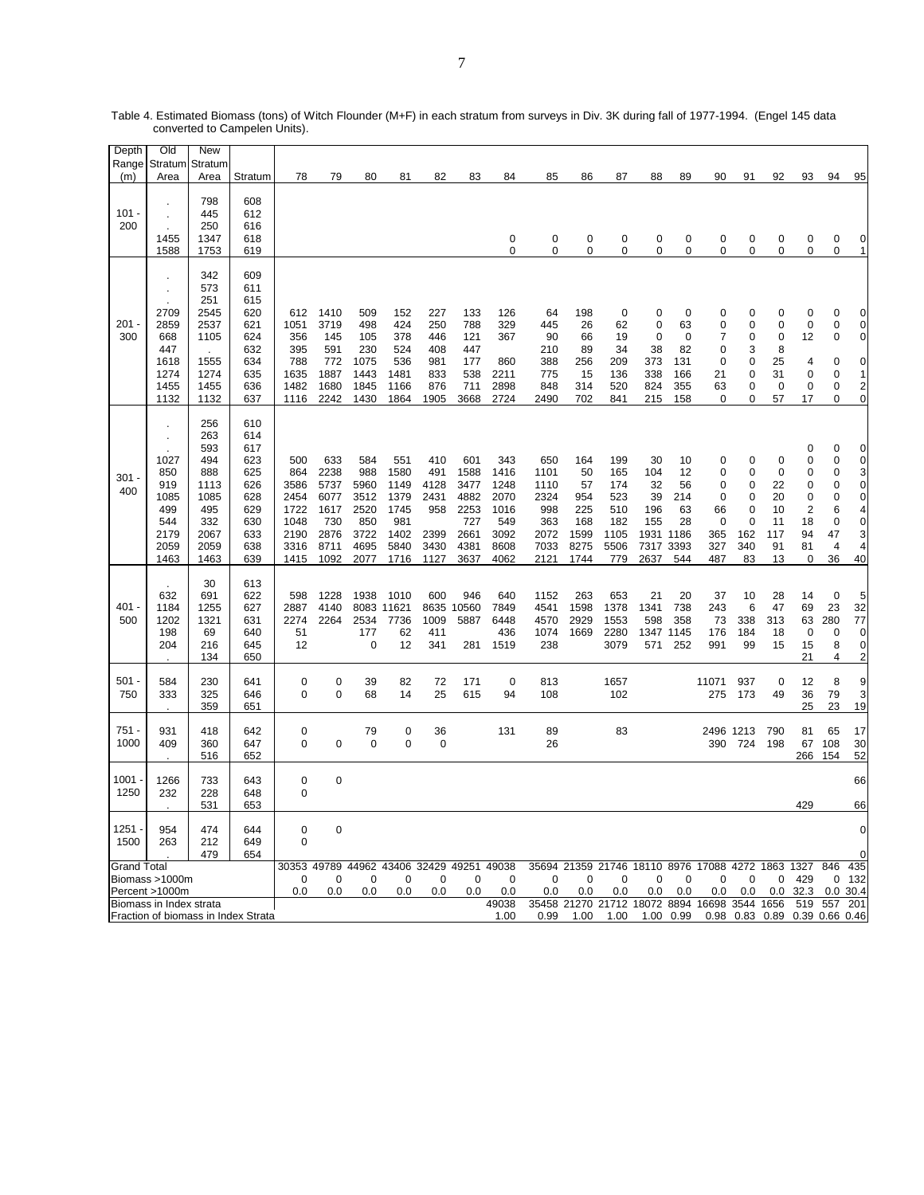Table 4. Estimated Biomass (tons) of Witch Flounder (M+F) in each stratum from surveys in Div. 3K during fall of 1977-1994. (Engel 145 data converted to Campelen Units).

| Depth Range (m) | Old Stratum Area | New Stratum Area | Stratum | 78 | 79 | 80 | 81 | 82 | 83 | 84 | 85 | 86 | 87 | 88 | 89 | 90 | 91 | 92 | 93 | 94 | 95 |
|---|---|---|---|---|---|---|---|---|---|---|---|---|---|---|---|---|---|---|---|---|---|
| 101 - 200 | . | 798 | 608 | | | | | | | | | | | | | | | | | | |
| | . | 445 | 612 | | | | | | | | | | | | | | | | | | |
| | . | 250 | 616 | | | | | | | | | | | | | | | | | | |
| | 1455 | 1347 | 618 | | | | | | | 0 | 0 | 0 | 0 | 0 | 0 | 0 | 0 | 0 | 0 | 0 | 0 |
| | 1588 | 1753 | 619 | | | | | | | 0 | 0 | 0 | 0 | 0 | 0 | 0 | 0 | 0 | 0 | 0 | 1 |
| 201 - 300 | . | 342 | 609 | | | | | | | | | | | | | | | | | | |
| | . | 573 | 611 | | | | | | | | | | | | | | | | | | |
| | . | 251 | 615 | | | | | | | | | | | | | | | | | | |
| | 2709 | 2545 | 620 | 612 | 1410 | 509 | 152 | 227 | 133 | 126 | 64 | 198 | 0 | 0 | 0 | 0 | 0 | 0 | 0 | 0 | 0 |
| | 2859 | 2537 | 621 | 1051 | 3719 | 498 | 424 | 250 | 788 | 329 | 445 | 26 | 62 | 0 | 63 | 0 | 0 | 0 | 0 | 0 | 0 |
| | 668 | 1105 | 624 | 356 | 145 | 105 | 378 | 446 | 121 | 367 | 90 | 66 | 19 | 0 | 0 | 7 | 0 | 0 | 12 | 0 | 0 |
| | 447 | . | 632 | 395 | 591 | 230 | 524 | 408 | 447 | | 210 | 89 | 34 | 38 | 82 | 0 | 3 | 8 | | | |
| | 1618 | 1555 | 634 | 788 | 772 | 1075 | 536 | 981 | 177 | 860 | 388 | 256 | 209 | 373 | 131 | 0 | 0 | 25 | 4 | 0 | 0 |
| | 1274 | 1274 | 635 | 1635 | 1887 | 1443 | 1481 | 833 | 538 | 2211 | 775 | 15 | 136 | 338 | 166 | 21 | 0 | 31 | 0 | 0 | 1 |
| | 1455 | 1455 | 636 | 1482 | 1680 | 1845 | 1166 | 876 | 711 | 2898 | 848 | 314 | 520 | 824 | 355 | 63 | 0 | 0 | 0 | 0 | 2 |
| | 1132 | 1132 | 637 | 1116 | 2242 | 1430 | 1864 | 1905 | 3668 | 2724 | 2490 | 702 | 841 | 215 | 158 | 0 | 0 | 57 | 17 | 0 | 0 |
| 301 - 400 | . | 256 | 610 | | | | | | | | | | | | | | | | | | |
| | . | 263 | 614 | | | | | | | | | | | | | | | | | | |
| | . | 593 | 617 | | | | | | | | | | | | | | | | 0 | 0 | 0 |
| | 1027 | 494 | 623 | 500 | 633 | 584 | 551 | 410 | 601 | 343 | 650 | 164 | 199 | 30 | 10 | 0 | 0 | 0 | 0 | 0 | 0 |
| | 850 | 888 | 625 | 864 | 2238 | 988 | 1580 | 491 | 1588 | 1416 | 1101 | 50 | 165 | 104 | 12 | 0 | 0 | 0 | 0 | 0 | 3 |
| | 919 | 1113 | 626 | 3586 | 5737 | 5960 | 1149 | 4128 | 3477 | 1248 | 1110 | 57 | 174 | 32 | 56 | 0 | 0 | 22 | 0 | 0 | 0 |
| | 1085 | 1085 | 628 | 2454 | 6077 | 3512 | 1379 | 2431 | 4882 | 2070 | 2324 | 954 | 523 | 39 | 214 | 0 | 0 | 20 | 0 | 0 | 0 |
| | 499 | 495 | 629 | 1722 | 1617 | 2520 | 1745 | 958 | 2253 | 1016 | 998 | 225 | 510 | 196 | 63 | 66 | 0 | 10 | 2 | 6 | 4 |
| | 544 | 332 | 630 | 1048 | 730 | 850 | 981 | | 727 | 549 | 363 | 168 | 182 | 155 | 28 | 0 | 0 | 11 | 18 | 0 | 0 |
| | 2179 | 2067 | 633 | 2190 | 2876 | 3722 | 1402 | 2399 | 2661 | 3092 | 2072 | 1599 | 1105 | 1931 | 1186 | 365 | 162 | 117 | 94 | 47 | 3 |
| | 2059 | 2059 | 638 | 3316 | 8711 | 4695 | 5840 | 3430 | 4381 | 8608 | 7033 | 8275 | 5506 | 7317 | 3393 | 327 | 340 | 91 | 81 | 4 | 4 |
| | 1463 | 1463 | 639 | 1415 | 1092 | 2077 | 1716 | 1127 | 3637 | 4062 | 2121 | 1744 | 779 | 2637 | 544 | 487 | 83 | 13 | 0 | 36 | 40 |
| 401 - 500 | . | 30 | 613 | | | | | | | | | | | | | | | | | | |
| | 632 | 691 | 622 | 598 | 1228 | 1938 | 1010 | 600 | 946 | 640 | 1152 | 263 | 653 | 21 | 20 | 37 | 10 | 28 | 14 | 0 | 5 |
| | 1184 | 1255 | 627 | 2887 | 4140 | 8083 | 11621 | 8635 | 10560 | 7849 | 4541 | 1598 | 1378 | 1341 | 738 | 243 | 6 | 47 | 69 | 23 | 32 |
| | 1202 | 1321 | 631 | 2274 | 2264 | 2534 | 7736 | 1009 | 5887 | 6448 | 4570 | 2929 | 1553 | 598 | 358 | 73 | 338 | 313 | 63 | 280 | 77 |
| | 198 | 69 | 640 | 51 | | 177 | 62 | 411 | | 436 | 1074 | 1669 | 2280 | 1347 | 1145 | 176 | 184 | 18 | 0 | 0 | 0 |
| | 204 | 216 | 645 | 12 | | 0 | 12 | 341 | 281 | 1519 | 238 | | 3079 | 571 | 252 | 991 | 99 | 15 | 15 | 8 | 0 |
| | . | 134 | 650 | | | | | | | | | | | | | | | | 21 | 4 | 2 |
| 501 - 750 | 584 | 230 | 641 | 0 | 0 | 39 | 82 | 72 | 171 | 0 | 813 | | 1657 | | | 11071 | 937 | 0 | 12 | 8 | 9 |
| | 333 | 325 | 646 | 0 | 0 | 68 | 14 | 25 | 615 | 94 | 108 | | 102 | | | 275 | 173 | 49 | 36 | 79 | 3 |
| | . | 359 | 651 | | | | | | | | | | | | | | | | 25 | 23 | 19 |
| 751 - 1000 | 931 | 418 | 642 | 0 | | 79 | 0 | 36 | | 131 | 89 | | 83 | | | 2496 | 1213 | 790 | 81 | 65 | 17 |
| | 409 | 360 | 647 | 0 | 0 | 0 | 0 | 0 | | | 26 | | | | | 390 | 724 | 198 | 67 | 108 | 30 |
| | . | 516 | 652 | | | | | | | | | | | | | | | | 266 | 154 | 52 |
| 1001 - 1250 | 1266 | 733 | 643 | 0 | 0 | | | | | | | | | | | | | | | | 66 |
| | 232 | 228 | 648 | 0 | | | | | | | | | | | | | | | | | |
| | . | 531 | 653 | | | | | | | | | | | | | | | | 429 | | 66 |
| 1251 - 1500 | 954 | 474 | 644 | 0 | 0 | | | | | | | | | | | | | | | | 0 |
| | 263 | 212 | 649 | 0 | | | | | | | | | | | | | | | | | |
| | . | 479 | 654 | | | | | | | | | | | | | | | | | | 0 |
| Grand Total | | | | 30353 | 49789 | 44962 | 43406 | 32429 | 49251 | 49038 | 35694 | 21359 | 21746 | 18110 | 8976 | 17088 | 4272 | 1863 | 1327 | 846 | 435 |
| Biomass >1000m | | | | 0 | 0 | 0 | 0 | 0 | 0 | 0 | 0 | 0 | 0 | 0 | 0 | 0 | 0 | 0 | 429 | 0 | 132 |
| Percent >1000m | | | | 0.0 | 0.0 | 0.0 | 0.0 | 0.0 | 0.0 | 0.0 | 0.0 | 0.0 | 0.0 | 0.0 | 0.0 | 0.0 | 0.0 | 0.0 | 32.3 | 0.0 | 30.4 |
| Biomass in Index strata | | | | | | | | | | 49038 | 35458 | 21270 | 21712 | 18072 | 8894 | 16698 | 3544 | 1656 | 519 | 557 | 201 |
| Fraction of biomass in Index Strata | | | | | | | | | | 1.00 | 0.99 | 1.00 | 1.00 | 1.00 | 0.99 | 0.98 | 0.83 | 0.89 | 0.39 | 0.66 | 0.46 |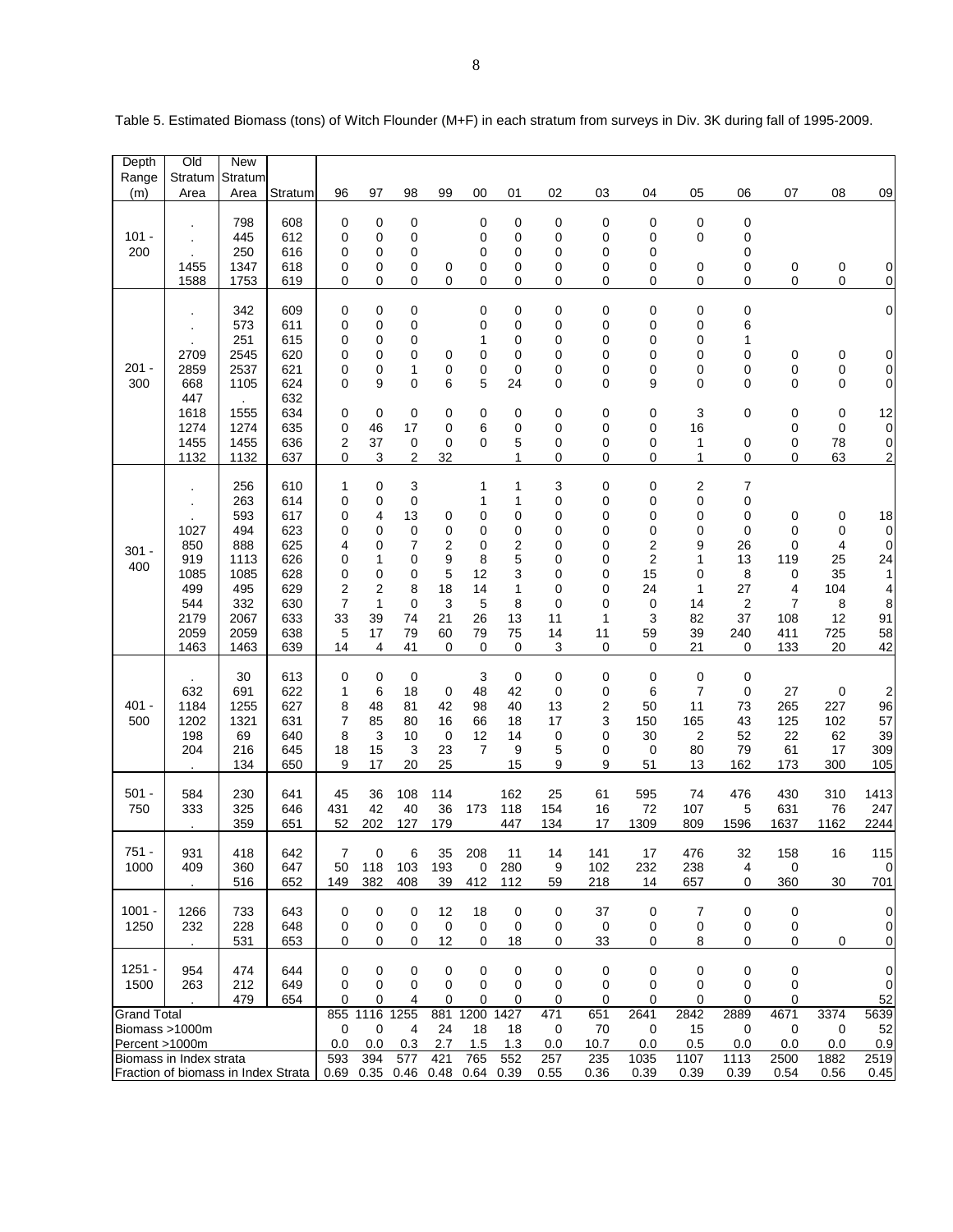Table 5. Estimated Biomass (tons) of Witch Flounder (M+F) in each stratum from surveys in Div. 3K during fall of 1995-2009.

| Depth Range (m) | Old Stratum Area | New Stratum Area | Stratum | 96 | 97 | 98 | 99 | 00 | 01 | 02 | 03 | 04 | 05 | 06 | 07 | 08 | 09 |
|---|---|---|---|---|---|---|---|---|---|---|---|---|---|---|---|---|---|
| 101 - 200 | . | 798 | 608 | 0 | 0 | 0 | | 0 | 0 | 0 | 0 | 0 | 0 | 0 | | | |
| | . | 445 | 612 | 0 | 0 | 0 | | 0 | 0 | 0 | 0 | 0 | 0 | 0 | | | |
| | . | 250 | 616 | 0 | 0 | 0 | | 0 | 0 | 0 | 0 | 0 | | 0 | | | |
| | 1455 | 1347 | 618 | 0 | 0 | 0 | 0 | 0 | 0 | 0 | 0 | 0 | 0 | 0 | 0 | 0 | 0 |
| | 1588 | 1753 | 619 | 0 | 0 | 0 | 0 | 0 | 0 | 0 | 0 | 0 | 0 | 0 | 0 | 0 | 0 |
| 201 - 300 | . | 342 | 609 | 0 | 0 | 0 | | 0 | 0 | 0 | 0 | 0 | 0 | 0 | | | 0 |
| | . | 573 | 611 | 0 | 0 | 0 | | 0 | 0 | 0 | 0 | 0 | 0 | 6 | | | |
| | . | 251 | 615 | 0 | 0 | 0 | | 1 | 0 | 0 | 0 | 0 | 0 | 1 | | | |
| | 2709 | 2545 | 620 | 0 | 0 | 0 | 0 | 0 | 0 | 0 | 0 | 0 | 0 | 0 | 0 | 0 | 0 |
| | 2859 | 2537 | 621 | 0 | 0 | 1 | 0 | 0 | 0 | 0 | 0 | 0 | 0 | 0 | 0 | 0 | 0 |
| | 668 | 1105 | 624 | 0 | 9 | 0 | 6 | 5 | 24 | 0 | 0 | 9 | 0 | 0 | 0 | 0 | 0 |
| | 447 | . | 632 | | | | | | | | | | | | | | |
| | 1618 | 1555 | 634 | 0 | 0 | 0 | 0 | 0 | 0 | 0 | 0 | 0 | 3 | 0 | 0 | 0 | 12 |
| | 1274 | 1274 | 635 | 0 | 46 | 17 | 0 | 6 | 0 | 0 | 0 | 0 | 16 | | 0 | 0 | 0 |
| | 1455 | 1455 | 636 | 2 | 37 | 0 | 0 | 0 | 5 | 0 | 0 | 0 | 1 | 0 | 0 | 78 | 0 |
| | 1132 | 1132 | 637 | 0 | 3 | 2 | 32 | | 1 | 0 | 0 | 0 | 1 | 0 | 0 | 63 | 2 |
| 301 - 400 | . | 256 | 610 | 1 | 0 | 3 | | 1 | 1 | 3 | 0 | 0 | 2 | 7 | | | |
| | . | 263 | 614 | 0 | 0 | 0 | | 1 | 1 | 0 | 0 | 0 | 0 | 0 | | | |
| | . | 593 | 617 | 0 | 4 | 13 | 0 | 0 | 0 | 0 | 0 | 0 | 0 | 0 | 0 | 0 | 18 |
| | 1027 | 494 | 623 | 0 | 0 | 0 | 0 | 0 | 0 | 0 | 0 | 0 | 0 | 0 | 0 | 0 | 0 |
| | 850 | 888 | 625 | 4 | 0 | 7 | 2 | 0 | 2 | 0 | 0 | 2 | 9 | 26 | 0 | 4 | 0 |
| | 919 | 1113 | 626 | 0 | 1 | 0 | 9 | 8 | 5 | 0 | 0 | 2 | 1 | 13 | 119 | 25 | 24 |
| | 1085 | 1085 | 628 | 0 | 0 | 0 | 5 | 12 | 3 | 0 | 0 | 15 | 0 | 8 | 0 | 35 | 1 |
| | 499 | 495 | 629 | 2 | 2 | 8 | 18 | 14 | 1 | 0 | 0 | 24 | 1 | 27 | 4 | 104 | 4 |
| | 544 | 332 | 630 | 7 | 1 | 0 | 3 | 5 | 8 | 0 | 0 | 0 | 14 | 2 | 7 | 8 | 8 |
| | 2179 | 2067 | 633 | 33 | 39 | 74 | 21 | 26 | 13 | 11 | 1 | 3 | 82 | 37 | 108 | 12 | 91 |
| | 2059 | 2059 | 638 | 5 | 17 | 79 | 60 | 79 | 75 | 14 | 11 | 59 | 39 | 240 | 411 | 725 | 58 |
| | 1463 | 1463 | 639 | 14 | 4 | 41 | 0 | 0 | 0 | 3 | 0 | 0 | 21 | 0 | 133 | 20 | 42 |
| 401 - 500 | . | 30 | 613 | 0 | 0 | 0 | | 3 | 0 | 0 | 0 | 0 | 0 | 0 | | | |
| | 632 | 691 | 622 | 1 | 6 | 18 | 0 | 48 | 42 | 0 | 0 | 6 | 7 | 0 | 27 | 0 | 2 |
| | 1184 | 1255 | 627 | 8 | 48 | 81 | 42 | 98 | 40 | 13 | 2 | 50 | 11 | 73 | 265 | 227 | 96 |
| | 1202 | 1321 | 631 | 7 | 85 | 80 | 16 | 66 | 18 | 17 | 3 | 150 | 165 | 43 | 125 | 102 | 57 |
| | 198 | 69 | 640 | 8 | 3 | 10 | 0 | 12 | 14 | 0 | 0 | 30 | 2 | 52 | 22 | 62 | 39 |
| | 204 | 216 | 645 | 18 | 15 | 3 | 23 | 7 | 9 | 5 | 0 | 0 | 80 | 79 | 61 | 17 | 309 |
| | . | 134 | 650 | 9 | 17 | 20 | 25 | | 15 | 9 | 9 | 51 | 13 | 162 | 173 | 300 | 105 |
| 501 - 750 | 584 | 230 | 641 | 45 | 36 | 108 | 114 | | 162 | 25 | 61 | 595 | 74 | 476 | 430 | 310 | 1413 |
| | 333 | 325 | 646 | 431 | 42 | 40 | 36 | 173 | 118 | 154 | 16 | 72 | 107 | 5 | 631 | 76 | 247 |
| | . | 359 | 651 | 52 | 202 | 127 | 179 | | 447 | 134 | 17 | 1309 | 809 | 1596 | 1637 | 1162 | 2244 |
| 751 - 1000 | 931 | 418 | 642 | 7 | 0 | 6 | 35 | 208 | 11 | 14 | 141 | 17 | 476 | 32 | 158 | 16 | 115 |
| | 409 | 360 | 647 | 50 | 118 | 103 | 193 | 0 | 280 | 9 | 102 | 232 | 238 | 4 | 0 | | 0 |
| | . | 516 | 652 | 149 | 382 | 408 | 39 | 412 | 112 | 59 | 218 | 14 | 657 | 0 | 360 | 30 | 701 |
| 1001 - 1250 | 1266 | 733 | 643 | 0 | 0 | 0 | 12 | 18 | 0 | 0 | 37 | 0 | 7 | 0 | 0 | | 0 |
| | 232 | 228 | 648 | 0 | 0 | 0 | 0 | 0 | 0 | 0 | 0 | 0 | 0 | 0 | 0 | | 0 |
| | . | 531 | 653 | 0 | 0 | 0 | 12 | 0 | 18 | 0 | 33 | 0 | 8 | 0 | 0 | 0 | 0 |
| 1251 - 1500 | 954 | 474 | 644 | 0 | 0 | 0 | 0 | 0 | 0 | 0 | 0 | 0 | 0 | 0 | 0 | | 0 |
| | 263 | 212 | 649 | 0 | 0 | 0 | 0 | 0 | 0 | 0 | 0 | 0 | 0 | 0 | 0 | | 0 |
| | . | 479 | 654 | 0 | 0 | 4 | 0 | 0 | 0 | 0 | 0 | 0 | 0 | 0 | 0 | | 52 |
| Grand Total | | | | 855 | 1116 | 1255 | 881 | 1200 | 1427 | 471 | 651 | 2641 | 2842 | 2889 | 4671 | 3374 | 5639 |
| Biomass >1000m | | | | 0 | 0 | 4 | 24 | 18 | 18 | 0 | 70 | 0 | 15 | 0 | 0 | 0 | 52 |
| Percent >1000m | | | | 0.0 | 0.0 | 0.3 | 2.7 | 1.5 | 1.3 | 0.0 | 10.7 | 0.0 | 0.5 | 0.0 | 0.0 | 0.0 | 0.9 |
| Biomass in Index strata | | | | 593 | 394 | 577 | 421 | 765 | 552 | 257 | 235 | 1035 | 1107 | 1113 | 2500 | 1882 | 2519 |
| Fraction of biomass in Index Strata | | | | 0.69 | 0.35 | 0.46 | 0.48 | 0.64 | 0.39 | 0.55 | 0.36 | 0.39 | 0.39 | 0.39 | 0.54 | 0.56 | 0.45 |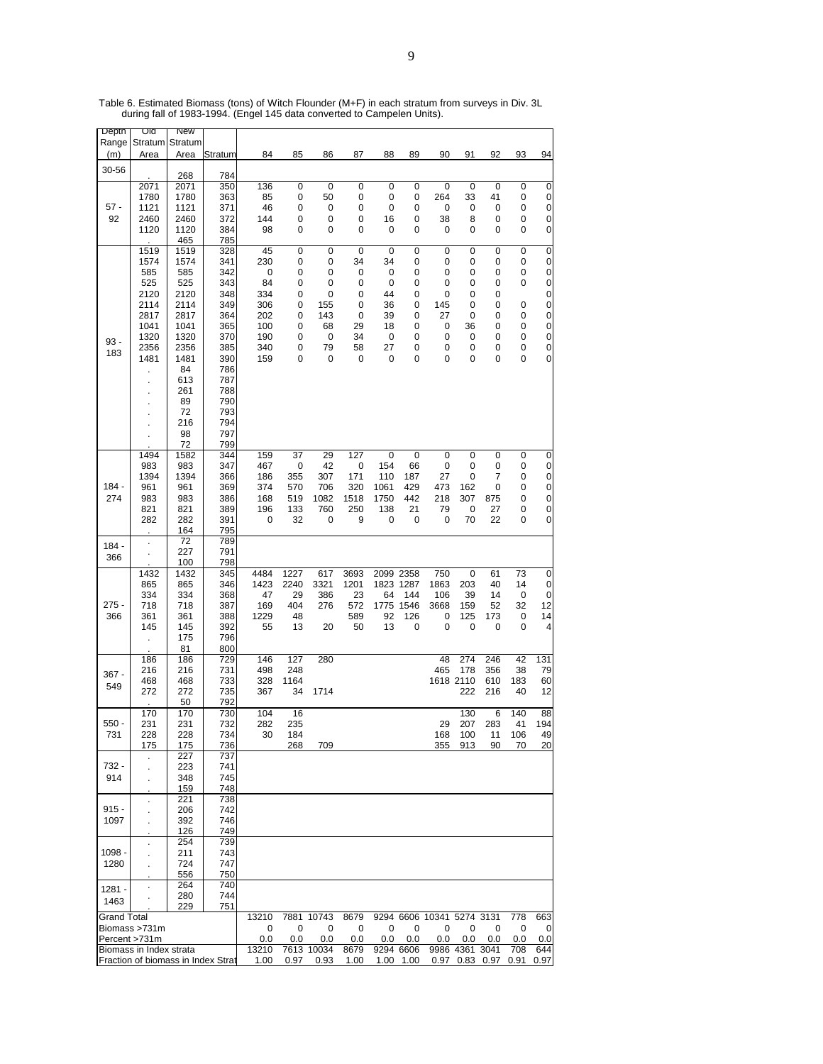Table 6. Estimated Biomass (tons) of Witch Flounder (M+F) in each stratum from surveys in Div. 3L during fall of 1983-1994. (Engel 145 data converted to Campelen Units).

| Depth Range (m) | Old Stratum Area | New Stratum Area | Stratum | 84 | 85 | 86 | 87 | 88 | 89 | 90 | 91 | 92 | 93 | 94 |
|---|---|---|---|---|---|---|---|---|---|---|---|---|---|---|
| 30-56 | . | 268 | 784 | | | | | | | | | | | |
| 57 - 92 | 2071 | 2071 | 350 | 136 | 0 | 0 | 0 | 0 | 0 | 0 | 0 | 0 | 0 | 0 |
| | 1780 | 1780 | 363 | 85 | 0 | 50 | 0 | 0 | 0 | 264 | 33 | 41 | 0 | 0 |
| | 1121 | 1121 | 371 | 46 | 0 | 0 | 0 | 0 | 0 | 0 | 0 | 0 | 0 | 0 |
| | 2460 | 2460 | 372 | 144 | 0 | 0 | 0 | 16 | 0 | 38 | 8 | 0 | 0 | 0 |
| | 1120 | 1120 | 384 | 98 | 0 | 0 | 0 | 0 | 0 | 0 | 0 | 0 | 0 | 0 |
| | . | 465 | 785 | | | | | | | | | | | |
| 93 - 183 | 1519 | 1519 | 328 | 45 | 0 | 0 | 0 | 0 | 0 | 0 | 0 | 0 | 0 | 0 |
| | 1574 | 1574 | 341 | 230 | 0 | 0 | 34 | 34 | 0 | 0 | 0 | 0 | 0 | 0 |
| | 585 | 585 | 342 | 0 | 0 | 0 | 0 | 0 | 0 | 0 | 0 | 0 | 0 | 0 |
| | 525 | 525 | 343 | 84 | 0 | 0 | 0 | 0 | 0 | 0 | 0 | 0 | 0 | 0 |
| | 2120 | 2120 | 348 | 334 | 0 | 0 | 0 | 44 | 0 | 0 | 0 | 0 | | 0 |
| | 2114 | 2114 | 349 | 306 | 0 | 155 | 0 | 36 | 0 | 145 | 0 | 0 | 0 | 0 |
| | 2817 | 2817 | 364 | 202 | 0 | 143 | 0 | 39 | 0 | 27 | 0 | 0 | 0 | 0 |
| | 1041 | 1041 | 365 | 100 | 0 | 68 | 29 | 18 | 0 | 0 | 36 | 0 | 0 | 0 |
| | 1320 | 1320 | 370 | 190 | 0 | 0 | 34 | 0 | 0 | 0 | 0 | 0 | 0 | 0 |
| | 2356 | 2356 | 385 | 340 | 0 | 79 | 58 | 27 | 0 | 0 | 0 | 0 | 0 | 0 |
| | 1481 | 1481 | 390 | 159 | 0 | 0 | 0 | 0 | 0 | 0 | 0 | 0 | 0 | 0 |
| | . | 84 | 786 | | | | | | | | | | | |
| | . | 613 | 787 | | | | | | | | | | | |
| | . | 261 | 788 | | | | | | | | | | | |
| | . | 89 | 790 | | | | | | | | | | | |
| | . | 72 | 793 | | | | | | | | | | | |
| | . | 216 | 794 | | | | | | | | | | | |
| | . | 98 | 797 | | | | | | | | | | | |
| | . | 72 | 799 | | | | | | | | | | | |
| 184 - 274 | 1494 | 1582 | 344 | 159 | 37 | 29 | 127 | 0 | 0 | 0 | 0 | 0 | 0 | 0 |
| | 983 | 983 | 347 | 467 | 0 | 42 | 0 | 154 | 66 | 0 | 0 | 0 | 0 | 0 |
| | 1394 | 1394 | 366 | 186 | 355 | 307 | 171 | 110 | 187 | 27 | 0 | 7 | 0 | 0 |
| | 961 | 961 | 369 | 374 | 570 | 706 | 320 | 1061 | 429 | 473 | 162 | 0 | 0 | 0 |
| | 983 | 983 | 386 | 168 | 519 | 1082 | 1518 | 1750 | 442 | 218 | 307 | 875 | 0 | 0 |
| | 821 | 821 | 389 | 196 | 133 | 760 | 250 | 138 | 21 | 79 | 0 | 27 | 0 | 0 |
| | 282 | 282 | 391 | 0 | 32 | 0 | 9 | 0 | 0 | 0 | 70 | 22 | 0 | 0 |
| | . | 164 | 795 | | | | | | | | | | | |
| 184 - 366 | . | 72 | 789 | | | | | | | | | | | |
| | . | 227 | 791 | | | | | | | | | | | |
| | . | 100 | 798 | | | | | | | | | | | |
| 275 - 366 | 1432 | 1432 | 345 | 4484 | 1227 | 617 | 3693 | 2099 | 2358 | 750 | 0 | 61 | 73 | 0 |
| | 865 | 865 | 346 | 1423 | 2240 | 3321 | 1201 | 1823 | 1287 | 1863 | 203 | 40 | 14 | 0 |
| | 334 | 334 | 368 | 47 | 29 | 386 | 23 | 64 | 144 | 106 | 39 | 14 | 0 | 0 |
| | 718 | 718 | 387 | 169 | 404 | 276 | 572 | 1775 | 1546 | 3668 | 159 | 52 | 32 | 12 |
| | 361 | 361 | 388 | 1229 | 48 | | 589 | 92 | 126 | 0 | 125 | 173 | 0 | 14 |
| | 145 | 145 | 392 | 55 | 13 | 20 | 50 | 13 | 0 | 0 | 0 | 0 | 0 | 4 |
| | . | 175 | 796 | | | | | | | | | | | |
| | . | 81 | 800 | | | | | | | | | | | |
| 367 - 549 | 186 | 186 | 729 | 146 | 127 | 280 | | | | 48 | 274 | 246 | 42 | 131 |
| | 216 | 216 | 731 | 498 | 248 | | | | | 465 | 178 | 356 | 38 | 79 |
| | 468 | 468 | 733 | 328 | 1164 | | | | | 1618 | 2110 | 610 | 183 | 60 |
| | 272 | 272 | 735 | 367 | 34 | 1714 | | | | | 222 | 216 | 40 | 12 |
| | . | 50 | 792 | | | | | | | | | | | |
| 550 - 731 | 170 | 170 | 730 | 104 | 16 | | | | | | 130 | 6 | 140 | 88 |
| | 231 | 231 | 732 | 282 | 235 | | | | | 29 | 207 | 283 | 41 | 194 |
| | 228 | 228 | 734 | 30 | 184 | | | | | 168 | 100 | 11 | 106 | 49 |
| | 175 | 175 | 736 | | 268 | 709 | | | | 355 | 913 | 90 | 70 | 20 |
| 732 - 914 | . | 227 | 737 | | | | | | | | | | | |
| | . | 223 | 741 | | | | | | | | | | | |
| | . | 348 | 745 | | | | | | | | | | | |
| | . | 159 | 748 | | | | | | | | | | | |
| 915 - 1097 | . | 221 | 738 | | | | | | | | | | | |
| | . | 206 | 742 | | | | | | | | | | | |
| | . | 392 | 746 | | | | | | | | | | | |
| | . | 126 | 749 | | | | | | | | | | | |
| 1098 - 1280 | . | 254 | 739 | | | | | | | | | | | |
| | . | 211 | 743 | | | | | | | | | | | |
| | . | 724 | 747 | | | | | | | | | | | |
| | . | 556 | 750 | | | | | | | | | | | |
| 1281 - 1463 | . | 264 | 740 | | | | | | | | | | | |
| | . | 280 | 744 | | | | | | | | | | | |
| | . | 229 | 751 | | | | | | | | | | | |
| Grand Total | | | | 13210 | 7881 | 10743 | 8679 | 9294 | 6606 | 10341 | 5274 | 3131 | 778 | 663 |
| Biomass >731m | | | | 0 | 0 | 0 | 0 | 0 | 0 | 0 | 0 | 0 | 0 | 0 |
| Percent >731m | | | | 0.0 | 0.0 | 0.0 | 0.0 | 0.0 | 0.0 | 0.0 | 0.0 | 0.0 | 0.0 | 0.0 |
| Biomass in Index strata | | | | 13210 | 7613 | 10034 | 8679 | 9294 | 6606 | 9986 | 4361 | 3041 | 708 | 644 |
| Fraction of biomass in Index Strat | | | | 1.00 | 0.97 | 0.93 | 1.00 | 1.00 | 1.00 | 0.97 | 0.83 | 0.97 | 0.91 | 0.97 |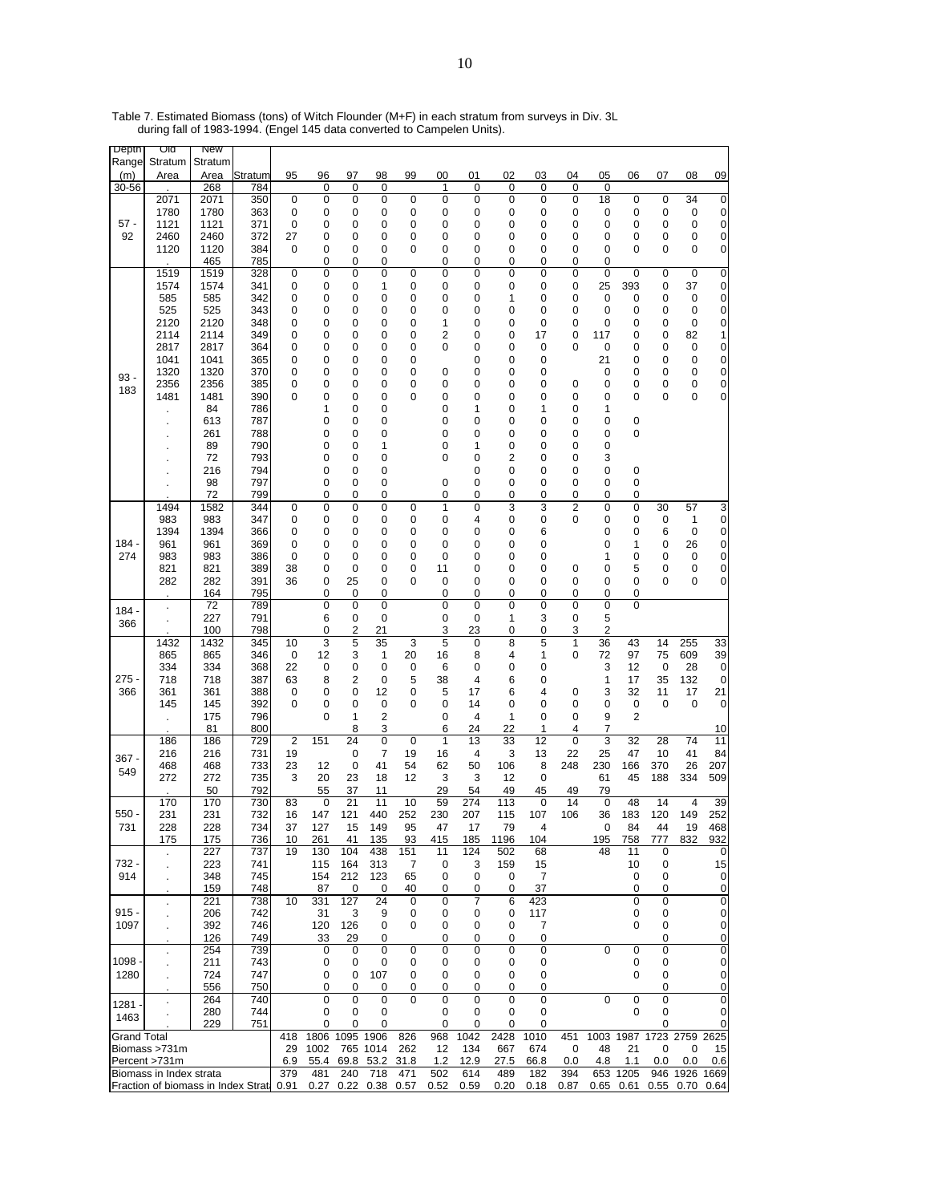Table 7. Estimated Biomass (tons) of Witch Flounder (M+F) in each stratum from surveys in Div. 3L during fall of 1983-1994. (Engel 145 data converted to Campelen Units).

| Depth Range (m) | Old Stratum Area | New Stratum Area | Stratum | 95 | 96 | 97 | 98 | 99 | 00 | 01 | 02 | 03 | 04 | 05 | 06 | 07 | 08 | 09 |
|---|---|---|---|---|---|---|---|---|---|---|---|---|---|---|---|---|---|---|
| 30-56 | . | 268 | 784 | | 0 | 0 | 0 | | 1 | 0 | 0 | 0 | 0 | 0 | | | | |
| 57 - 92 | 2071 | 2071 | 350 | 0 | 0 | 0 | 0 | 0 | 0 | 0 | 0 | 0 | 0 | 18 | 0 | 0 | 34 | 0 |
| | 1780 | 1780 | 363 | 0 | 0 | 0 | 0 | 0 | 0 | 0 | 0 | 0 | 0 | 0 | 0 | 0 | 0 | 0 |
| | 1121 | 1121 | 371 | 0 | 0 | 0 | 0 | 0 | 0 | 0 | 0 | 0 | 0 | 0 | 0 | 0 | 0 | 0 |
| | 2460 | 2460 | 372 | 27 | 0 | 0 | 0 | 0 | 0 | 0 | 0 | 0 | 0 | 0 | 0 | 0 | 0 | 0 |
| | 1120 | 1120 | 384 | 0 | 0 | 0 | 0 | 0 | 0 | 0 | 0 | 0 | 0 | 0 | 0 | 0 | 0 | 0 |
| | . | 465 | 785 | | 0 | 0 | 0 | | 0 | 0 | 0 | 0 | 0 | 0 | | | | |
| 93 - 183 | 1519 | 1519 | 328 | 0 | 0 | 0 | 0 | 0 | 0 | 0 | 0 | 0 | 0 | 0 | 0 | 0 | 0 | 0 |
| | 1574 | 1574 | 341 | 0 | 0 | 0 | 1 | 0 | 0 | 0 | 0 | 0 | 0 | 25 | 393 | 0 | 37 | 0 |
| | 585 | 585 | 342 | 0 | 0 | 0 | 0 | 0 | 0 | 0 | 1 | 0 | 0 | 0 | 0 | 0 | 0 | 0 |
| | 525 | 525 | 343 | 0 | 0 | 0 | 0 | 0 | 0 | 0 | 0 | 0 | 0 | 0 | 0 | 0 | 0 | 0 |
| | 2120 | 2120 | 348 | 0 | 0 | 0 | 0 | 0 | 1 | 0 | 0 | 0 | 0 | 0 | 0 | 0 | 0 | 0 |
| | 2114 | 2114 | 349 | 0 | 0 | 0 | 0 | 0 | 2 | 0 | 0 | 17 | 0 | 117 | 0 | 0 | 82 | 1 |
| | 2817 | 2817 | 364 | 0 | 0 | 0 | 0 | 0 | 0 | 0 | 0 | 0 | 0 | 0 | 0 | 0 | 0 | 0 |
| | 1041 | 1041 | 365 | 0 | 0 | 0 | 0 | 0 | | 0 | 0 | 0 | | 21 | 0 | 0 | 0 | 0 |
| | 1320 | 1320 | 370 | 0 | 0 | 0 | 0 | 0 | 0 | 0 | 0 | 0 | | 0 | 0 | 0 | 0 | 0 |
| | 2356 | 2356 | 385 | 0 | 0 | 0 | 0 | 0 | 0 | 0 | 0 | 0 | 0 | 0 | 0 | 0 | 0 | 0 |
| | 1481 | 1481 | 390 | 0 | 0 | 0 | 0 | 0 | 0 | 0 | 0 | 0 | 0 | 0 | 0 | 0 | 0 | 0 |
| | . | 84 | 786 | | 1 | 0 | 0 | | 0 | 1 | 0 | 1 | 0 | 1 | | | | |
| | . | 613 | 787 | | 0 | 0 | 0 | | 0 | 0 | 0 | 0 | 0 | 0 | 0 | | | |
| | . | 261 | 788 | | 0 | 0 | 0 | | 0 | 0 | 0 | 0 | 0 | 0 | 0 | | | |
| | . | 89 | 790 | | 0 | 0 | 1 | | 0 | 1 | 0 | 0 | 0 | 0 | | | | |
| | . | 72 | 793 | | 0 | 0 | 0 | | 0 | 0 | 2 | 0 | 0 | 3 | | | | |
| | . | 216 | 794 | | 0 | 0 | 0 | | | 0 | 0 | 0 | 0 | 0 | 0 | | | |
| | . | 98 | 797 | | 0 | 0 | 0 | | 0 | 0 | 0 | 0 | 0 | 0 | 0 | | | |
| | . | 72 | 799 | | 0 | 0 | 0 | | 0 | 0 | 0 | 0 | 0 | 0 | 0 | | | |
| 184 - 274 | 1494 | 1582 | 344 | 0 | 0 | 0 | 0 | 0 | 1 | 0 | 3 | 3 | 2 | 0 | 0 | 30 | 57 | 3 |
| | 983 | 983 | 347 | 0 | 0 | 0 | 0 | 0 | 0 | 4 | 0 | 0 | 0 | 0 | 0 | 0 | 1 | 0 |
| | 1394 | 1394 | 366 | 0 | 0 | 0 | 0 | 0 | 0 | 0 | 0 | 6 | | 0 | 0 | 6 | 0 | 0 |
| | 961 | 961 | 369 | 0 | 0 | 0 | 0 | 0 | 0 | 0 | 0 | 0 | | 0 | 1 | 0 | 26 | 0 |
| | 983 | 983 | 386 | 0 | 0 | 0 | 0 | 0 | 0 | 0 | 0 | 0 | | 1 | 0 | 0 | 0 | 0 |
| | 821 | 821 | 389 | 38 | 0 | 0 | 0 | 0 | 11 | 0 | 0 | 0 | 0 | 0 | 5 | 0 | 0 | 0 |
| | 282 | 282 | 391 | 36 | 0 | 25 | 0 | 0 | 0 | 0 | 0 | 0 | 0 | 0 | 0 | 0 | 0 | 0 |
| | . | 164 | 795 | | 0 | 0 | 0 | | 0 | 0 | 0 | 0 | 0 | 0 | 0 | | | |
| 184 - 366 | . | 72 | 789 | | 0 | 0 | 0 | | 0 | 0 | 0 | 0 | 0 | 0 | 0 | | | |
| | . | 227 | 791 | | 6 | 0 | 0 | | 0 | 0 | 1 | 3 | 0 | 5 | | | | |
| | . | 100 | 798 | | 0 | 2 | 21 | | 3 | 23 | 0 | 0 | 3 | 2 | | | | |
| 275 - 366 | 1432 | 1432 | 345 | 10 | 3 | 5 | 35 | 3 | 5 | 0 | 8 | 5 | 1 | 36 | 43 | 14 | 255 | 33 |
| | 865 | 865 | 346 | 0 | 12 | 3 | 1 | 20 | 16 | 8 | 4 | 1 | 0 | 72 | 97 | 75 | 609 | 39 |
| | 334 | 334 | 368 | 22 | 0 | 0 | 0 | 0 | 6 | 0 | 0 | 0 | | 3 | 12 | 0 | 28 | 0 |
| | 718 | 718 | 387 | 63 | 8 | 2 | 0 | 5 | 38 | 4 | 6 | 0 | | 1 | 17 | 35 | 132 | 0 |
| | 361 | 361 | 388 | 0 | 0 | 0 | 12 | 0 | 5 | 17 | 6 | 4 | 0 | 3 | 32 | 11 | 17 | 21 |
| | 145 | 145 | 392 | 0 | 0 | 0 | 0 | 0 | 0 | 14 | 0 | 0 | 0 | 0 | 0 | 0 | 0 | 0 |
| | . | 175 | 796 | | 0 | 1 | 2 | | 0 | 4 | 1 | 0 | 0 | 9 | 2 | | | |
| | . | 81 | 800 | | | 8 | 3 | | 6 | 24 | 22 | 1 | 4 | 7 | | | | 10 |
| 367 - 549 | 186 | 186 | 729 | 2 | 151 | 24 | 0 | 0 | 1 | 13 | 33 | 12 | 0 | 3 | 32 | 28 | 74 | 11 |
| | 216 | 216 | 731 | 19 | | 0 | 7 | 19 | 16 | 4 | 3 | 13 | 22 | 25 | 47 | 10 | 41 | 84 |
| | 468 | 468 | 733 | 23 | 12 | 0 | 41 | 54 | 62 | 50 | 106 | 8 | 248 | 230 | 166 | 370 | 26 | 207 |
| | 272 | 272 | 735 | 3 | 20 | 23 | 18 | 12 | 3 | 3 | 12 | 0 | | 61 | 45 | 188 | 334 | 509 |
| | . | 50 | 792 | | 55 | 37 | 11 | | 29 | 54 | 49 | 45 | 49 | 79 | | | | |
| 550 - 731 | 170 | 170 | 730 | 83 | 0 | 21 | 11 | 10 | 59 | 274 | 113 | 0 | 14 | 0 | 48 | 14 | 4 | 39 |
| | 231 | 231 | 732 | 16 | 147 | 121 | 440 | 252 | 230 | 207 | 115 | 107 | 106 | 36 | 183 | 120 | 149 | 252 |
| | 228 | 228 | 734 | 37 | 127 | 15 | 149 | 95 | 47 | 17 | 79 | 4 | | 0 | 84 | 44 | 19 | 468 |
| | 175 | 175 | 736 | 10 | 261 | 41 | 135 | 93 | 415 | 185 | 1196 | 104 | | 195 | 758 | 777 | 832 | 932 |
| 732 - 914 | . | 227 | 737 | 19 | 130 | 104 | 438 | 151 | 11 | 124 | 502 | 68 | | 48 | 11 | 0 | | 0 |
| | . | 223 | 741 | | 115 | 164 | 313 | 7 | 0 | 3 | 159 | 15 | | | 10 | 0 | | 15 |
| | . | 348 | 745 | | 154 | 212 | 123 | 65 | 0 | 0 | 0 | 7 | | | 0 | 0 | | 0 |
| | . | 159 | 748 | | 87 | 0 | 0 | 40 | 0 | 0 | 0 | 37 | | | 0 | 0 | | 0 |
| 915 - 1097 | . | 221 | 738 | 10 | 331 | 127 | 24 | 0 | 0 | 7 | 6 | 423 | | | 0 | 0 | | 0 |
| | . | 206 | 742 | | 31 | 3 | 9 | 0 | 0 | 0 | 0 | 117 | | | 0 | 0 | | 0 |
| | . | 392 | 746 | | 120 | 126 | 0 | 0 | 0 | 0 | 0 | 7 | | | 0 | 0 | | 0 |
| | . | 126 | 749 | | 33 | 29 | 0 | | 0 | 0 | 0 | 0 | | | | 0 | | 0 |
| 1098 - 1280 | . | 254 | 739 | | 0 | 0 | 0 | 0 | 0 | 0 | 0 | 0 | | 0 | 0 | 0 | | 0 |
| | . | 211 | 743 | | 0 | 0 | 0 | 0 | 0 | 0 | 0 | 0 | | | 0 | 0 | | 0 |
| | . | 724 | 747 | | 0 | 0 | 107 | 0 | 0 | 0 | 0 | 0 | | | 0 | 0 | | 0 |
| | . | 556 | 750 | | 0 | 0 | 0 | 0 | 0 | 0 | 0 | 0 | | | | 0 | | 0 |
| 1281 - 1463 | . | 264 | 740 | | 0 | 0 | 0 | 0 | 0 | 0 | 0 | 0 | | 0 | 0 | 0 | | 0 |
| | . | 280 | 744 | | 0 | 0 | 0 | | 0 | 0 | 0 | 0 | | | 0 | 0 | | 0 |
| | . | 229 | 751 | | 0 | 0 | 0 | | 0 | 0 | 0 | 0 | | | | 0 | | 0 |
| Grand Total | | | | 418 | 1806 | 1095 | 1906 | 826 | 968 | 1042 | 2428 | 1010 | 451 | 1003 | 1987 | 1723 | 2759 | 2625 |
| Biomass >731m | | | | 29 | 1002 | 765 | 1014 | 262 | 12 | 134 | 667 | 674 | 0 | 48 | 21 | 0 | 0 | 15 |
| Percent >731m | | | | 6.9 | 55.4 | 69.8 | 53.2 | 31.8 | 1.2 | 12.9 | 27.5 | 66.8 | 0.0 | 4.8 | 1.1 | 0.0 | 0.0 | 0.6 |
| Biomass in Index strata | | | | 379 | 481 | 240 | 718 | 471 | 502 | 614 | 489 | 182 | 394 | 653 | 1205 | 946 | 1926 | 1669 |
| Fraction of biomass in Index Strata | | | | 0.91 | 0.27 | 0.22 | 0.38 | 0.57 | 0.52 | 0.59 | 0.20 | 0.18 | 0.87 | 0.65 | 0.61 | 0.55 | 0.70 | 0.64 |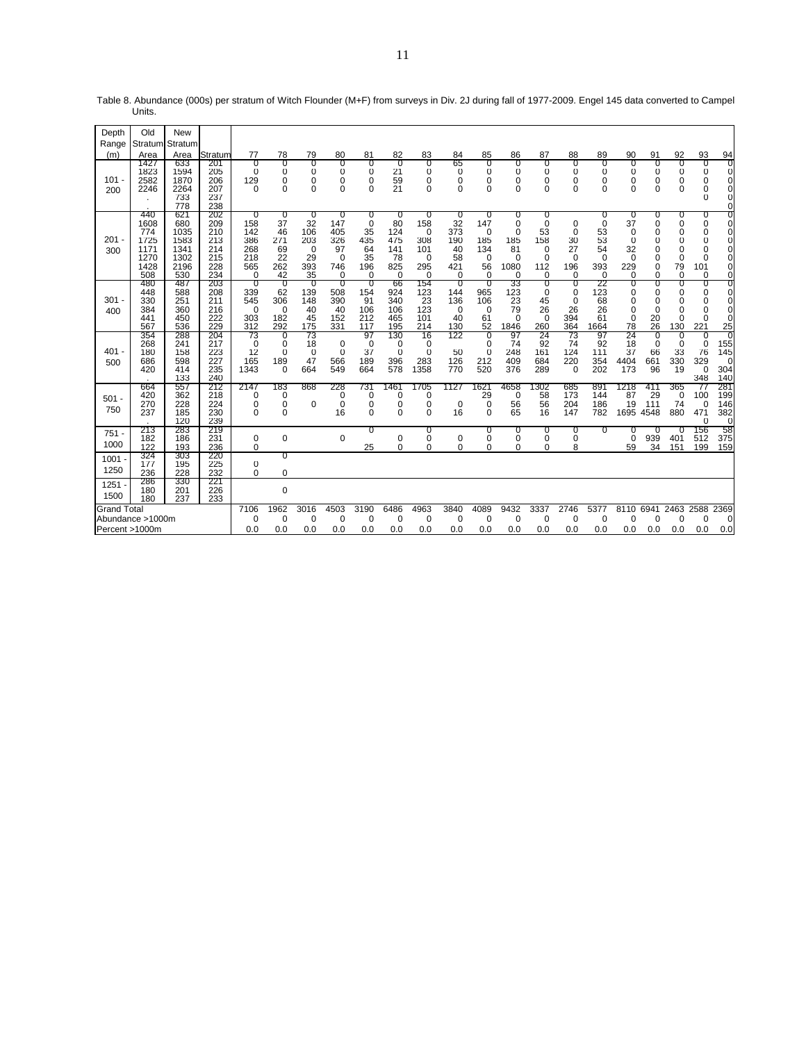Table 8. Abundance (000s) per stratum of Witch Flounder (M+F) from surveys in Div. 2J during fall of 1977-2009. Engel 145 data converted to Campel Units.

| Depth Range (m) | Old Stratum Area | New Stratum Area | Stratum | 77 | 78 | 79 | 80 | 81 | 82 | 83 | 84 | 85 | 86 | 87 | 88 | 89 | 90 | 91 | 92 | 93 | 94 |
|---|---|---|---|---|---|---|---|---|---|---|---|---|---|---|---|---|---|---|---|---|---|
| 101 - 200 | 1427 | 633 | 201 | 0 | 0 | 0 | 0 | 0 | 0 | 0 | 65 | 0 | 0 | 0 | 0 | 0 | 0 | 0 | 0 | 0 | 0 |
| | 1823 | 1594 | 205 | 0 | 0 | 0 | 0 | 0 | 21 | 0 | 0 | 0 | 0 | 0 | 0 | 0 | 0 | 0 | 0 | 0 | 0 |
| | 2582 | 1870 | 206 | 129 | 0 | 0 | 0 | 0 | 59 | 0 | 0 | 0 | 0 | 0 | 0 | 0 | 0 | 0 | 0 | 0 | 0 |
| | 2246 | 2264 | 207 | 0 | 0 | 0 | 0 | 0 | 21 | 0 | 0 | 0 | 0 | 0 | 0 | 0 | 0 | 0 | 0 | 0 | 0 |
| | . | 733 | 237 | | | | | | | | | | | | | | | | | 0 | 0 |
| | . | 778 | 238 | | | | | | | | | | | | | | | | | | 0 |
| 201 - 300 | 440 | 621 | 202 | 0 | 0 | 0 | 0 | 0 | 0 | 0 | 0 | 0 | 0 | 0 | | 0 | 0 | 0 | 0 | 0 | 0 |
| | 1608 | 680 | 209 | 158 | 37 | 32 | 147 | 0 | 80 | 158 | 32 | 147 | 0 | 0 | 0 | 0 | 37 | 0 | 0 | 0 | 0 |
| | 774 | 1035 | 210 | 142 | 46 | 106 | 405 | 35 | 124 | 0 | 373 | 0 | 0 | 53 | 0 | 53 | 0 | 0 | 0 | 0 | 0 |
| | 1725 | 1583 | 213 | 386 | 271 | 203 | 326 | 435 | 475 | 308 | 190 | 185 | 185 | 158 | 30 | 53 | 0 | 0 | 0 | 0 | 0 |
| | 1171 | 1341 | 214 | 268 | 69 | 0 | 97 | 64 | 141 | 101 | 40 | 134 | 81 | 0 | 27 | 54 | 32 | 0 | 0 | 0 | 0 |
| | 1270 | 1302 | 215 | 218 | 22 | 29 | 0 | 35 | 78 | 0 | 58 | 0 | 0 | 0 | 0 | 0 | 0 | 0 | 0 | 0 | 0 |
| | 1428 | 2196 | 228 | 565 | 262 | 393 | 746 | 196 | 825 | 295 | 421 | 56 | 1080 | 112 | 196 | 393 | 229 | 0 | 79 | 101 | 0 |
| | 508 | 530 | 234 | 0 | 42 | 35 | 0 | 0 | 0 | 0 | 0 | 0 | 0 | 0 | 0 | 0 | 0 | 0 | 0 | 0 | 0 |
| 301 - 400 | 480 | 487 | 203 | 0 | 0 | 0 | 0 | 0 | 66 | 154 | 0 | 0 | 33 | 0 | 0 | 22 | 0 | 0 | 0 | 0 | 0 |
| | 448 | 588 | 208 | 339 | 62 | 139 | 508 | 154 | 924 | 123 | 144 | 965 | 123 | 0 | 0 | 123 | 0 | 0 | 0 | 0 | 0 |
| | 330 | 251 | 211 | 545 | 306 | 148 | 390 | 91 | 340 | 23 | 136 | 106 | 23 | 45 | 0 | 68 | 0 | 0 | 0 | 0 | 0 |
| | 384 | 360 | 216 | 0 | 0 | 40 | 40 | 106 | 106 | 123 | 0 | 0 | 79 | 26 | 26 | 26 | 0 | 0 | 0 | 0 | 0 |
| | 441 | 450 | 222 | 303 | 182 | 45 | 152 | 212 | 465 | 101 | 40 | 61 | 0 | 0 | 394 | 61 | 0 | 20 | 0 | 0 | 0 |
| | 567 | 536 | 229 | 312 | 292 | 175 | 331 | 117 | 195 | 214 | 130 | 52 | 1846 | 260 | 364 | 1664 | 78 | 26 | 130 | 221 | 25 |
| 401 - 500 | 354 | 288 | 204 | 73 | 0 | 73 | | 97 | 130 | 16 | 122 | 0 | 97 | 24 | 73 | 97 | 24 | 0 | 0 | 0 | 0 |
| | 268 | 241 | 217 | 0 | 0 | 18 | 0 | 0 | 0 | 0 | | 0 | 74 | 92 | 74 | 92 | 18 | 0 | 0 | 0 | 155 |
| | 180 | 158 | 223 | 12 | 0 | 0 | 0 | 37 | 0 | 0 | 50 | 0 | 248 | 161 | 124 | 111 | 37 | 66 | 33 | 76 | 145 |
| | 686 | 598 | 227 | 165 | 189 | 47 | 566 | 189 | 396 | 283 | 126 | 212 | 409 | 684 | 220 | 354 | 4404 | 661 | 330 | 329 | 0 |
| | 420 | 414 | 235 | 1343 | 0 | 664 | 549 | 664 | 578 | 1358 | 770 | 520 | 376 | 289 | 0 | 202 | 173 | 96 | 19 | 0 | 304 |
| | . | 133 | 240 | | | | | | | | | | | | | | | | | 348 | 140 |
| 501 - 750 | 664 | 557 | 212 | 2147 | 183 | 868 | 228 | 731 | 1461 | 1705 | 1127 | 1621 | 4658 | 1302 | 685 | 891 | 1218 | 411 | 365 | 77 | 281 |
| | 420 | 362 | 218 | 0 | 0 | | 0 | 0 | 0 | 0 | | 29 | 0 | 58 | 173 | 144 | 87 | 29 | 0 | 100 | 199 |
| | 270 | 228 | 224 | 0 | 0 | 0 | 0 | 0 | 0 | 0 | 0 | 0 | 56 | 56 | 204 | 186 | 19 | 111 | 74 | 0 | 146 |
| | 237 | 185 | 230 | 0 | 0 | | 16 | 0 | 0 | 0 | 16 | 0 | 65 | 16 | 147 | 782 | 1695 | 4548 | 880 | 471 | 382 |
| | . | 120 | 239 | | | | | | | | | | | | | | | | | 0 | 0 |
| 751 - 1000 | 213 | 283 | 219 | | | | | 0 | | 0 | | 0 | 0 | 0 | 0 | 0 | 0 | 0 | 0 | 156 | 58 |
| | 182 | 186 | 231 | 0 | 0 | | 0 | | 0 | 0 | 0 | 0 | 0 | 0 | 0 | | 0 | 939 | 401 | 512 | 375 |
| | 122 | 193 | 236 | 0 | | | | 25 | 0 | 0 | 0 | 0 | 0 | 0 | 8 | | 59 | 34 | 151 | 199 | 159 |
| 1001 - 1250 | 324 | 303 | 220 | | 0 | | | | | | | | | | | | | | | | |
| | 177 | 195 | 225 | 0 | | | | | | | | | | | | | | | | | |
| | 236 | 228 | 232 | 0 | 0 | | | | | | | | | | | | | | | | |
| 1251 - 1500 | 286 | 330 | 221 | | | | | | | | | | | | | | | | | | |
| | 180 | 201 | 226 | | 0 | | | | | | | | | | | | | | | | |
| | 180 | 237 | 233 | | | | | | | | | | | | | | | | | | |
| Grand Total | | | | 7106 | 1962 | 3016 | 4503 | 3190 | 6486 | 4963 | 3840 | 4089 | 9432 | 3337 | 2746 | 5377 | 8110 | 6941 | 2463 | 2588 | 2369 |
| Abundance >1000m | | | | 0 | 0 | 0 | 0 | 0 | 0 | 0 | 0 | 0 | 0 | 0 | 0 | 0 | 0 | 0 | 0 | 0 | 0 |
| Percent >1000m | | | | 0.0 | 0.0 | 0.0 | 0.0 | 0.0 | 0.0 | 0.0 | 0.0 | 0.0 | 0.0 | 0.0 | 0.0 | 0.0 | 0.0 | 0.0 | 0.0 | 0.0 | 0.0 |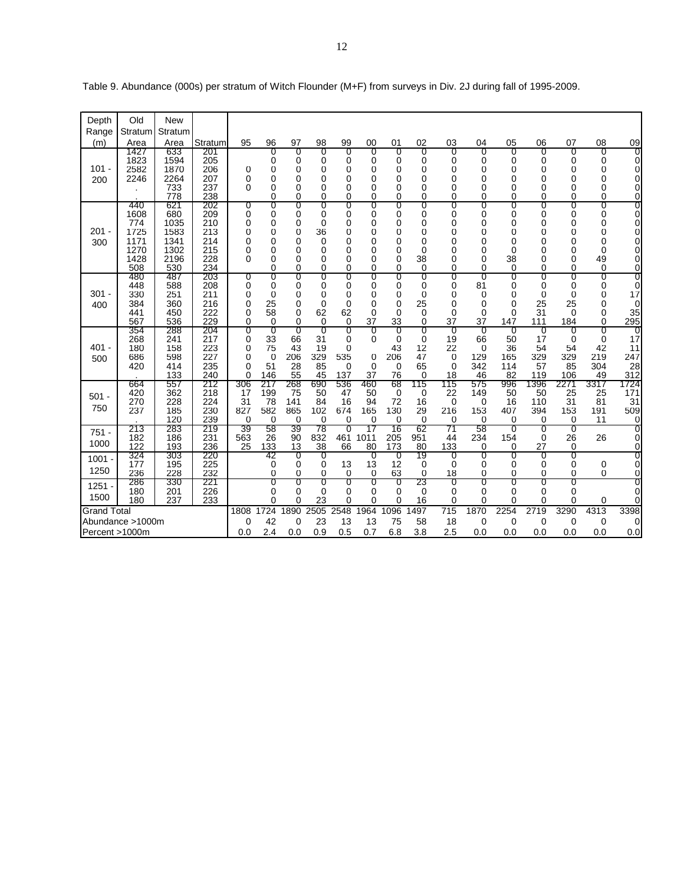Table 9. Abundance (000s) per stratum of Witch Flounder (M+F) from surveys in Div. 2J during fall of 1995-2009.

| Depth Range (m) | Old Stratum Area | New Stratum Area | Stratum | 95 | 96 | 97 | 98 | 99 | 00 | 01 | 02 | 03 | 04 | 05 | 06 | 07 | 08 | 09 |
|---|---|---|---|---|---|---|---|---|---|---|---|---|---|---|---|---|---|---|
| 101 - 200 | 1427 | 633 | 201 | | 0 | 0 | 0 | 0 | 0 | 0 | 0 | 0 | 0 | 0 | 0 | 0 | 0 | 0 |
| | 1823 | 1594 | 205 | | 0 | 0 | 0 | 0 | 0 | 0 | 0 | 0 | 0 | 0 | 0 | 0 | 0 | 0 |
| | 2582 | 1870 | 206 | 0 | 0 | 0 | 0 | 0 | 0 | 0 | 0 | 0 | 0 | 0 | 0 | 0 | 0 | 0 |
| | 2246 | 2264 | 207 | 0 | 0 | 0 | 0 | 0 | 0 | 0 | 0 | 0 | 0 | 0 | 0 | 0 | 0 | 0 |
| | . | 733 | 237 | 0 | 0 | 0 | 0 | 0 | 0 | 0 | 0 | 0 | 0 | 0 | 0 | 0 | 0 | 0 |
| | . | 778 | 238 | | 0 | 0 | 0 | 0 | 0 | 0 | 0 | 0 | 0 | 0 | 0 | 0 | 0 | 0 |
| 201 - 300 | 440 | 621 | 202 | 0 | 0 | 0 | 0 | 0 | 0 | 0 | 0 | 0 | 0 | 0 | 0 | 0 | 0 | 0 |
| | 1608 | 680 | 209 | 0 | 0 | 0 | 0 | 0 | 0 | 0 | 0 | 0 | 0 | 0 | 0 | 0 | 0 | 0 |
| | 774 | 1035 | 210 | 0 | 0 | 0 | 0 | 0 | 0 | 0 | 0 | 0 | 0 | 0 | 0 | 0 | 0 | 0 |
| | 1725 | 1583 | 213 | 0 | 0 | 0 | 36 | 0 | 0 | 0 | 0 | 0 | 0 | 0 | 0 | 0 | 0 | 0 |
| | 1171 | 1341 | 214 | 0 | 0 | 0 | 0 | 0 | 0 | 0 | 0 | 0 | 0 | 0 | 0 | 0 | 0 | 0 |
| | 1270 | 1302 | 215 | 0 | 0 | 0 | 0 | 0 | 0 | 0 | 0 | 0 | 0 | 0 | 0 | 0 | 0 | 0 |
| | 1428 | 2196 | 228 | 0 | 0 | 0 | 0 | 0 | 0 | 0 | 38 | 0 | 0 | 38 | 0 | 0 | 49 | 0 |
| | 508 | 530 | 234 | | 0 | 0 | 0 | 0 | 0 | 0 | 0 | 0 | 0 | 0 | 0 | 0 | 0 | 0 |
| 301 - 400 | 480 | 487 | 203 | 0 | 0 | 0 | 0 | 0 | 0 | 0 | 0 | 0 | 0 | 0 | 0 | 0 | 0 | 0 |
| | 448 | 588 | 208 | 0 | 0 | 0 | 0 | 0 | 0 | 0 | 0 | 0 | 81 | 0 | 0 | 0 | 0 | 0 |
| | 330 | 251 | 211 | 0 | 0 | 0 | 0 | 0 | 0 | 0 | 0 | 0 | 0 | 0 | 0 | 0 | 0 | 17 |
| | 384 | 360 | 216 | 0 | 25 | 0 | 0 | 0 | 0 | 0 | 25 | 0 | 0 | 0 | 25 | 25 | 0 | 0 |
| | 441 | 450 | 222 | 0 | 58 | 0 | 62 | 62 | 0 | 0 | 0 | 0 | 0 | 0 | 31 | 0 | 0 | 35 |
| | 567 | 536 | 229 | 0 | 0 | 0 | 0 | 0 | 37 | 33 | 0 | 37 | 37 | 147 | 111 | 184 | 0 | 295 |
| 401 - 500 | 354 | 288 | 204 | 0 | 0 | 0 | 0 | 0 | 0 | 0 | 0 | 0 | 0 | 0 | 0 | 0 | 0 | 0 |
| | 268 | 241 | 217 | 0 | 33 | 66 | 31 | 0 | 0 | 0 | 0 | 19 | 66 | 50 | 17 | 0 | 0 | 17 |
| | 180 | 158 | 223 | 0 | 75 | 43 | 19 | 0 | | 43 | 12 | 22 | 0 | 36 | 54 | 54 | 42 | 11 |
| | 686 | 598 | 227 | 0 | 0 | 206 | 329 | 535 | 0 | 206 | 47 | 0 | 129 | 165 | 329 | 329 | 219 | 247 |
| | 420 | 414 | 235 | 0 | 51 | 28 | 85 | 0 | 0 | 0 | 65 | 0 | 342 | 114 | 57 | 85 | 304 | 28 |
| | . | 133 | 240 | 0 | 146 | 55 | 45 | 137 | 37 | 76 | 0 | 18 | 46 | 82 | 119 | 106 | 49 | 312 |
| 501 - 750 | 664 | 557 | 212 | 306 | 217 | 268 | 690 | 536 | 460 | 68 | 115 | 115 | 575 | 996 | 1396 | 2271 | 3317 | 1724 |
| | 420 | 362 | 218 | 17 | 199 | 75 | 50 | 47 | 50 | 0 | 0 | 22 | 149 | 50 | 50 | 25 | 25 | 171 |
| | 270 | 228 | 224 | 31 | 78 | 141 | 84 | 16 | 94 | 72 | 16 | 0 | 0 | 16 | 110 | 31 | 81 | 31 |
| | 237 | 185 | 230 | 827 | 582 | 865 | 102 | 674 | 165 | 130 | 29 | 216 | 153 | 407 | 394 | 153 | 191 | 509 |
| | . | 120 | 239 | 0 | 0 | 0 | 0 | 0 | 0 | 0 | 0 | 0 | 0 | 0 | 0 | 0 | 11 | 0 |
| 751 - 1000 | 213 | 283 | 219 | 39 | 58 | 39 | 78 | 0 | 17 | 16 | 62 | 71 | 58 | 0 | 0 | 0 | | 0 |
| | 182 | 186 | 231 | 563 | 26 | 90 | 832 | 461 | 1011 | 205 | 951 | 44 | 234 | 154 | 0 | 26 | 26 | 0 |
| | 122 | 193 | 236 | 25 | 133 | 13 | 38 | 66 | 80 | 173 | 80 | 133 | 0 | 0 | 27 | 0 | | 0 |
| 1001 - 1250 | 324 | 303 | 220 | | 42 | 0 | 0 | | 0 | 0 | 19 | 0 | 0 | 0 | 0 | 0 | | 0 |
| | 177 | 195 | 225 | | 0 | 0 | 0 | 13 | 13 | 12 | 0 | 0 | 0 | 0 | 0 | 0 | 0 | 0 |
| | 236 | 228 | 232 | | 0 | 0 | 0 | 0 | 0 | 63 | 0 | 18 | 0 | 0 | 0 | 0 | 0 | 0 |
| 1251 - 1500 | 286 | 330 | 221 | | 0 | 0 | 0 | 0 | 0 | 0 | 23 | 0 | 0 | 0 | 0 | 0 | | 0 |
| | 180 | 201 | 226 | | 0 | 0 | 0 | 0 | 0 | 0 | 0 | 0 | 0 | 0 | 0 | 0 | | 0 |
| | 180 | 237 | 233 | | 0 | 0 | 23 | 0 | 0 | 0 | 16 | 0 | 0 | 0 | 0 | 0 | 0 | 0 |
| Grand Total | | | | 1808 | 1724 | 1890 | 2505 | 2548 | 1964 | 1096 | 1497 | 715 | 1870 | 2254 | 2719 | 3290 | 4313 | 3398 |
| Abundance >1000m | | | | 0 | 42 | 0 | 23 | 13 | 13 | 75 | 58 | 18 | 0 | 0 | 0 | 0 | 0 | 0 |
| Percent >1000m | | | | 0.0 | 2.4 | 0.0 | 0.9 | 0.5 | 0.7 | 6.8 | 3.8 | 2.5 | 0.0 | 0.0 | 0.0 | 0.0 | 0.0 | 0.0 |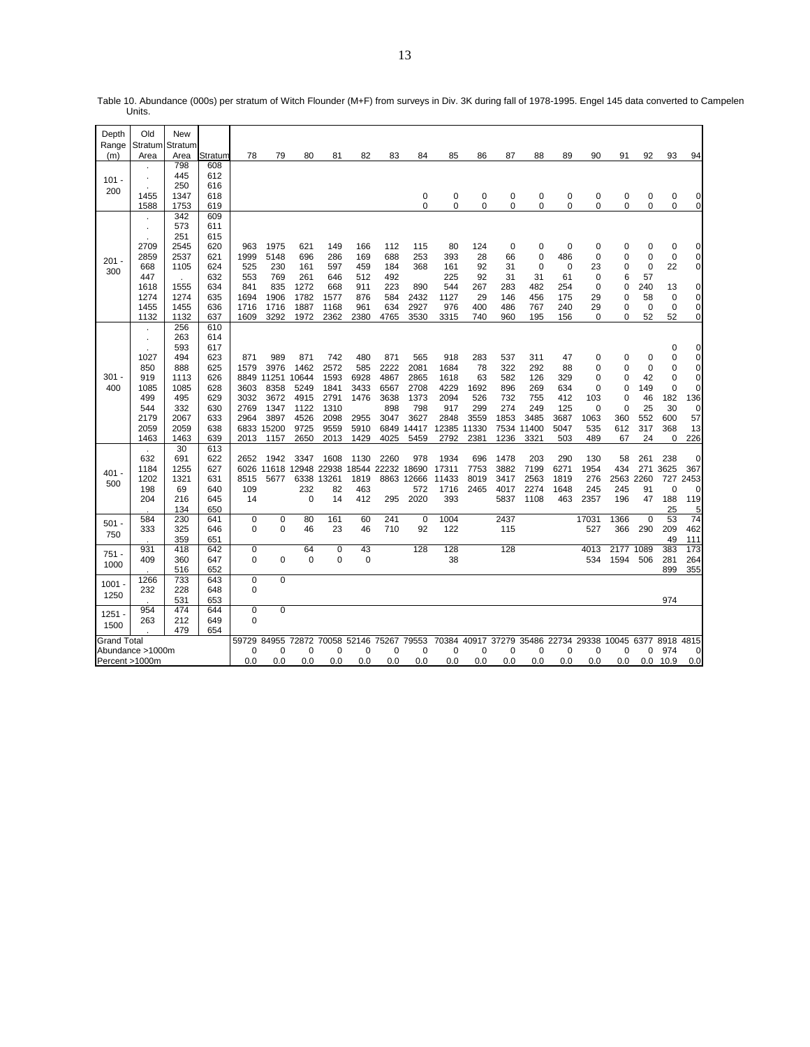Table 10. Abundance (000s) per stratum of Witch Flounder (M+F) from surveys in Div. 3K during fall of 1978-1995. Engel 145 data converted to Campelen Units.

| Depth Range (m) | Old Stratum Area | New Stratum Area | Stratum | 78 | 79 | 80 | 81 | 82 | 83 | 84 | 85 | 86 | 87 | 88 | 89 | 90 | 91 | 92 | 93 | 94 |
|---|---|---|---|---|---|---|---|---|---|---|---|---|---|---|---|---|---|---|---|---|
| 101 - 200 | . | 798 | 608 | | | | | | | | | | | | | | | | | |
| | . | 445 | 612 | | | | | | | | | | | | | | | | | |
| | . | 250 | 616 | | | | | | | | | | | | | | | | | |
| | 1455 | 1347 | 618 | | | | | | | 0 | 0 | 0 | 0 | 0 | 0 | 0 | 0 | 0 | 0 | 0 |
| | 1588 | 1753 | 619 | | | | | | | 0 | 0 | 0 | 0 | 0 | 0 | 0 | 0 | 0 | 0 | 0 |
| 201 - 300 | . | 342 | 609 | | | | | | | | | | | | | | | | | |
| | . | 573 | 611 | | | | | | | | | | | | | | | | | |
| | . | 251 | 615 | | | | | | | | | | | | | | | | | |
| | 2709 | 2545 | 620 | 963 | 1975 | 621 | 149 | 166 | 112 | 115 | 80 | 124 | 0 | 0 | 0 | 0 | 0 | 0 | 0 | 0 |
| | 2859 | 2537 | 621 | 1999 | 5148 | 696 | 286 | 169 | 688 | 253 | 393 | 28 | 66 | 0 | 486 | 0 | 0 | 0 | 0 | 0 |
| | 668 | 1105 | 624 | 525 | 230 | 161 | 597 | 459 | 184 | 368 | 161 | 92 | 31 | 0 | 0 | 23 | 0 | 0 | 22 | 0 |
| | 447 | . | 632 | 553 | 769 | 261 | 646 | 512 | 492 | | 225 | 92 | 31 | 31 | 61 | 0 | 6 | 57 | | |
| | 1618 | 1555 | 634 | 841 | 835 | 1272 | 668 | 911 | 223 | 890 | 544 | 267 | 283 | 482 | 254 | 0 | 0 | 240 | 13 | 0 |
| | 1274 | 1274 | 635 | 1694 | 1906 | 1782 | 1577 | 876 | 584 | 2432 | 1127 | 29 | 146 | 456 | 175 | 29 | 0 | 58 | 0 | 0 |
| | 1455 | 1455 | 636 | 1716 | 1716 | 1887 | 1168 | 961 | 634 | 2927 | 976 | 400 | 486 | 767 | 240 | 29 | 0 | 0 | 0 | 0 |
| | 1132 | 1132 | 637 | 1609 | 3292 | 1972 | 2362 | 2380 | 4765 | 3530 | 3315 | 740 | 960 | 195 | 156 | 0 | 0 | 52 | 52 | 0 |
| 301 - 400 | . | 256 | 610 | | | | | | | | | | | | | | | | | |
| | . | 263 | 614 | | | | | | | | | | | | | | | | | |
| | . | 593 | 617 | | | | | | | | | | | | | | | | 0 | 0 |
| | 1027 | 494 | 623 | 871 | 989 | 871 | 742 | 480 | 871 | 565 | 918 | 283 | 537 | 311 | 47 | 0 | 0 | 0 | 0 | 0 |
| | 850 | 888 | 625 | 1579 | 3976 | 1462 | 2572 | 585 | 2222 | 2081 | 1684 | 78 | 322 | 292 | 88 | 0 | 0 | 0 | 0 | 0 |
| | 919 | 1113 | 626 | 8849 | 11251 | 10644 | 1593 | 6928 | 4867 | 2865 | 1618 | 63 | 582 | 126 | 329 | 0 | 0 | 42 | 0 | 0 |
| | 1085 | 1085 | 628 | 3603 | 8358 | 5249 | 1841 | 3433 | 6567 | 2708 | 4229 | 1692 | 896 | 269 | 634 | 0 | 0 | 149 | 0 | 0 |
| | 499 | 495 | 629 | 3032 | 3672 | 4915 | 2791 | 1476 | 3638 | 1373 | 2094 | 526 | 732 | 755 | 412 | 103 | 0 | 46 | 182 | 136 |
| | 544 | 332 | 630 | 2769 | 1347 | 1122 | 1310 | | 898 | 798 | 917 | 299 | 274 | 249 | 125 | 0 | 0 | 25 | 30 | 0 |
| | 2179 | 2067 | 633 | 2964 | 3897 | 4526 | 2098 | 2955 | 3047 | 3627 | 2848 | 3559 | 1853 | 3485 | 3687 | 1063 | 360 | 552 | 600 | 57 |
| | 2059 | 2059 | 638 | 6833 | 15200 | 9725 | 9559 | 5910 | 6849 | 14417 | 12385 | 11330 | 7534 | 11400 | 5047 | 535 | 612 | 317 | 368 | 13 |
| | 1463 | 1463 | 639 | 2013 | 1157 | 2650 | 2013 | 1429 | 4025 | 5459 | 2792 | 2381 | 1236 | 3321 | 503 | 489 | 67 | 24 | 0 | 226 |
| 401 - 500 | . | 30 | 613 | | | | | | | | | | | | | | | | | |
| | 632 | 691 | 622 | 2652 | 1942 | 3347 | 1608 | 1130 | 2260 | 978 | 1934 | 696 | 1478 | 203 | 290 | 130 | 58 | 261 | 238 | 0 |
| | 1184 | 1255 | 627 | 6026 | 11618 | 12948 | 22938 | 18544 | 22232 | 18690 | 17311 | 7753 | 3882 | 7199 | 6271 | 1954 | 434 | 271 | 3625 | 367 |
| | 1202 | 1321 | 631 | 8515 | 5677 | 6338 | 13261 | 1819 | 8863 | 12666 | 11433 | 8019 | 3417 | 2563 | 1819 | 276 | 2563 | 2260 | 727 | 2453 |
| | 198 | 69 | 640 | 109 | | 232 | 82 | 463 | | 572 | 1716 | 2465 | 4017 | 2274 | 1648 | 245 | 245 | 91 | 0 | 0 |
| | 204 | 216 | 645 | 14 | | 0 | 14 | 412 | 295 | 2020 | 393 | | 5837 | 1108 | 463 | 2357 | 196 | 47 | 188 | 119 |
| | . | 134 | 650 | | | | | | | | | | | | | | | | 25 | 5 |
| 501 - 750 | 584 | 230 | 641 | 0 | 0 | 80 | 161 | 60 | 241 | 0 | 1004 | | 2437 | | | 17031 | 1366 | 0 | 53 | 74 |
| | 333 | 325 | 646 | 0 | 0 | 46 | 23 | 46 | 710 | 92 | 122 | | 115 | | | 527 | 366 | 290 | 209 | 462 |
| | . | 359 | 651 | | | | | | | | | | | | | | | | 49 | 111 |
| 751 - 1000 | 931 | 418 | 642 | 0 | | 64 | 0 | 43 | | 128 | 128 | | 128 | | | 4013 | 2177 | 1089 | 383 | 173 |
| | 409 | 360 | 647 | 0 | 0 | 0 | 0 | 0 | | | 38 | | | | | 534 | 1594 | 506 | 281 | 264 |
| | . | 516 | 652 | | | | | | | | | | | | | | | | 899 | 355 |
| 1001 - 1250 | 1266 | 733 | 643 | 0 | 0 | | | | | | | | | | | | | | | |
| | 232 | 228 | 648 | 0 | | | | | | | | | | | | | | | | |
| | . | 531 | 653 | | | | | | | | | | | | | | | | 974 | |
| 1251 - 1500 | 954 | 474 | 644 | 0 | 0 | | | | | | | | | | | | | | | |
| | 263 | 212 | 649 | 0 | | | | | | | | | | | | | | | | |
| | . | 479 | 654 | | | | | | | | | | | | | | | | | |
| Grand Total | | | | 59729 | 84955 | 72872 | 70058 | 52146 | 75267 | 79553 | 70384 | 40917 | 37279 | 35486 | 22734 | 29338 | 10045 | 6377 | 8918 | 4815 |
| Abundance >1000m | | | | 0 | 0 | 0 | 0 | 0 | 0 | 0 | 0 | 0 | 0 | 0 | 0 | 0 | 0 | 0 | 974 | 0 |
| Percent >1000m | | | | 0.0 | 0.0 | 0.0 | 0.0 | 0.0 | 0.0 | 0.0 | 0.0 | 0.0 | 0.0 | 0.0 | 0.0 | 0.0 | 0.0 | 0.0 | 10.9 | 0.0 |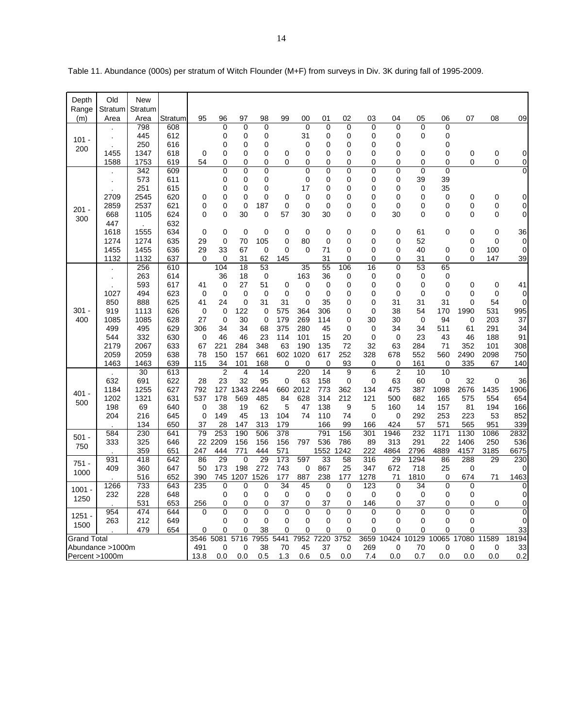Table 11. Abundance (000s) per stratum of Witch Flounder (M+F) from surveys in Div. 3K during fall of 1995-2009.

| Depth Range (m) | Old Stratum Area | New Stratum Area | Stratum | 95 | 96 | 97 | 98 | 99 | 00 | 01 | 02 | 03 | 04 | 05 | 06 | 07 | 08 | 09 |
|---|---|---|---|---|---|---|---|---|---|---|---|---|---|---|---|---|---|---|
| 101 - 200 | . | 798 | 608 | | 0 | 0 | 0 | | 0 | 0 | 0 | 0 | 0 | 0 | 0 | | | |
| | . | 445 | 612 | | 0 | 0 | 0 | | 31 | 0 | 0 | 0 | 0 | 0 | 0 | | | |
| | . | 250 | 616 | | 0 | 0 | 0 | | 0 | 0 | 0 | 0 | 0 | | 0 | | | |
| | 1455 | 1347 | 618 | 0 | 0 | 0 | 0 | 0 | 0 | 0 | 0 | 0 | 0 | 0 | 0 | 0 | 0 | 0 |
| | 1588 | 1753 | 619 | 54 | 0 | 0 | 0 | 0 | 0 | 0 | 0 | 0 | 0 | 0 | 0 | 0 | 0 | 0 |
| 201 - 300 | . | 342 | 609 | | 0 | 0 | 0 | | 0 | 0 | 0 | 0 | 0 | 0 | 0 | | | 0 |
| | . | 573 | 611 | | 0 | 0 | 0 | | 0 | 0 | 0 | 0 | 0 | 39 | 39 | | | |
| | . | 251 | 615 | | 0 | 0 | 0 | | 17 | 0 | 0 | 0 | 0 | 0 | 35 | | | |
| | 2709 | 2545 | 620 | 0 | 0 | 0 | 0 | 0 | 0 | 0 | 0 | 0 | 0 | 0 | 0 | 0 | 0 | 0 |
| | 2859 | 2537 | 621 | 0 | 0 | 0 | 187 | 0 | 0 | 0 | 0 | 0 | 0 | 0 | 0 | 0 | 0 | 0 |
| | 668 | 1105 | 624 | 0 | 0 | 30 | 0 | 57 | 30 | 30 | 0 | 0 | 30 | 0 | 0 | 0 | 0 | 0 |
| | 447 | . | 632 | | | | | | | | | | | | | | | |
| | 1618 | 1555 | 634 | 0 | 0 | 0 | 0 | 0 | 0 | 0 | 0 | 0 | 0 | 61 | 0 | 0 | 0 | 36 |
| | 1274 | 1274 | 635 | 29 | 0 | 70 | 105 | 0 | 80 | 0 | 0 | 0 | 0 | 52 | | 0 | 0 | 0 |
| | 1455 | 1455 | 636 | 29 | 33 | 67 | 0 | 0 | 0 | 71 | 0 | 0 | 0 | 40 | 0 | 0 | 100 | 0 |
| | 1132 | 1132 | 637 | 0 | 0 | 31 | 62 | 145 | | 31 | 0 | 0 | 0 | 31 | 0 | 0 | 147 | 39 |
| 301 - 400 | . | 256 | 610 | | 104 | 18 | 53 | | 35 | 55 | 106 | 16 | 0 | 53 | 65 | | | |
| | . | 263 | 614 | | 36 | 18 | 0 | | 163 | 36 | 0 | 0 | 0 | 0 | 0 | | | |
| | . | 593 | 617 | 41 | 0 | 27 | 51 | 0 | 0 | 0 | 0 | 0 | 0 | 0 | 0 | 0 | 0 | 41 |
| | 1027 | 494 | 623 | 0 | 0 | 0 | 0 | 0 | 0 | 0 | 0 | 0 | 0 | 0 | 0 | 0 | 0 | 0 |
| | 850 | 888 | 625 | 41 | 24 | 0 | 31 | 31 | 0 | 35 | 0 | 0 | 31 | 31 | 31 | 0 | 54 | 0 |
| | 919 | 1113 | 626 | 0 | 0 | 122 | 0 | 575 | 364 | 306 | 0 | 0 | 38 | 54 | 170 | 1990 | 531 | 995 |
| | 1085 | 1085 | 628 | 27 | 0 | 30 | 0 | 179 | 269 | 114 | 0 | 30 | 30 | 0 | 94 | 0 | 203 | 37 |
| | 499 | 495 | 629 | 306 | 34 | 34 | 68 | 375 | 280 | 45 | 0 | 0 | 34 | 34 | 511 | 61 | 291 | 34 |
| | 544 | 332 | 630 | 0 | 46 | 46 | 23 | 114 | 101 | 15 | 20 | 0 | 0 | 23 | 43 | 46 | 188 | 91 |
| | 2179 | 2067 | 633 | 67 | 221 | 284 | 348 | 63 | 190 | 135 | 72 | 32 | 63 | 284 | 71 | 352 | 101 | 308 |
| | 2059 | 2059 | 638 | 78 | 150 | 157 | 661 | 602 | 1020 | 617 | 252 | 328 | 678 | 552 | 560 | 2490 | 2098 | 750 |
| | 1463 | 1463 | 639 | 115 | 34 | 101 | 168 | 0 | 0 | 0 | 93 | 0 | 0 | 161 | 0 | 335 | 67 | 140 |
| 401 - 500 | . | 30 | 613 | | 2 | 4 | 14 | | 220 | 14 | 9 | 6 | 2 | 10 | 10 | | | |
| | 632 | 691 | 622 | 28 | 23 | 32 | 95 | 0 | 63 | 158 | 0 | 0 | 63 | 60 | 0 | 32 | 0 | 36 |
| | 1184 | 1255 | 627 | 792 | 127 | 1343 | 2244 | 660 | 2012 | 773 | 362 | 134 | 475 | 387 | 1098 | 2676 | 1435 | 1906 |
| | 1202 | 1321 | 631 | 537 | 178 | 569 | 485 | 84 | 628 | 314 | 212 | 121 | 500 | 682 | 165 | 575 | 554 | 654 |
| | 198 | 69 | 640 | 0 | 38 | 19 | 62 | 5 | 47 | 138 | 9 | 5 | 160 | 14 | 157 | 81 | 194 | 166 |
| | 204 | 216 | 645 | 0 | 149 | 45 | 13 | 104 | 74 | 110 | 74 | 0 | 0 | 292 | 253 | 223 | 53 | 852 |
| | . | 134 | 650 | 37 | 28 | 147 | 313 | 179 | | 166 | 99 | 166 | 424 | 57 | 571 | 565 | 951 | 339 |
| 501 - 750 | 584 | 230 | 641 | 79 | 253 | 190 | 506 | 378 | | 791 | 156 | 301 | 1946 | 232 | 1171 | 1130 | 1086 | 2832 |
| | 333 | 325 | 646 | 22 | 2209 | 156 | 156 | 156 | 797 | 536 | 786 | 89 | 313 | 291 | 22 | 1406 | 250 | 536 |
| | . | 359 | 651 | 247 | 444 | 771 | 444 | 571 | | 1552 | 1242 | 222 | 4864 | 2796 | 4889 | 4157 | 3185 | 6675 |
| 751 - 1000 | 931 | 418 | 642 | 86 | 29 | 0 | 29 | 173 | 597 | 33 | 58 | 316 | 29 | 1294 | 86 | 288 | 29 | 230 |
| | 409 | 360 | 647 | 50 | 173 | 198 | 272 | 743 | 0 | 867 | 25 | 347 | 672 | 718 | 25 | 0 | | 0 |
| | . | 516 | 652 | 390 | 745 | 1207 | 1526 | 177 | 887 | 238 | 177 | 1278 | 71 | 1810 | 0 | 674 | 71 | 1463 |
| 1001 - 1250 | 1266 | 733 | 643 | 235 | 0 | 0 | 0 | 34 | 45 | 0 | 0 | 123 | 0 | 34 | 0 | 0 | | 0 |
| | 232 | 228 | 648 | | 0 | 0 | 0 | 0 | 0 | 0 | 0 | 0 | 0 | 0 | 0 | 0 | | 0 |
| | . | 531 | 653 | 256 | 0 | 0 | 0 | 37 | 0 | 37 | 0 | 146 | 0 | 37 | 0 | 0 | 0 | 0 |
| 1251 - 1500 | 954 | 474 | 644 | 0 | 0 | 0 | 0 | 0 | 0 | 0 | 0 | 0 | 0 | 0 | 0 | 0 | | 0 |
| | 263 | 212 | 649 | | 0 | 0 | 0 | 0 | 0 | 0 | 0 | 0 | 0 | 0 | 0 | 0 | | 0 |
| | . | 479 | 654 | 0 | 0 | 0 | 38 | 0 | 0 | 0 | 0 | 0 | 0 | 0 | 0 | 0 | | 33 |
| Grand Total | | | | 3546 | 5081 | 5716 | 7955 | 5441 | 7952 | 7220 | 3752 | 3659 | 10424 | 10129 | 10065 | 17080 | 11589 | 18194 |
| Abundance >1000m | | | | 491 | 0 | 0 | 38 | 70 | 45 | 37 | 0 | 269 | 0 | 70 | 0 | 0 | 0 | 33 |
| Percent >1000m | | | | 13.8 | 0.0 | 0.0 | 0.5 | 1.3 | 0.6 | 0.5 | 0.0 | 7.4 | 0.0 | 0.7 | 0.0 | 0.0 | 0.0 | 0.2 |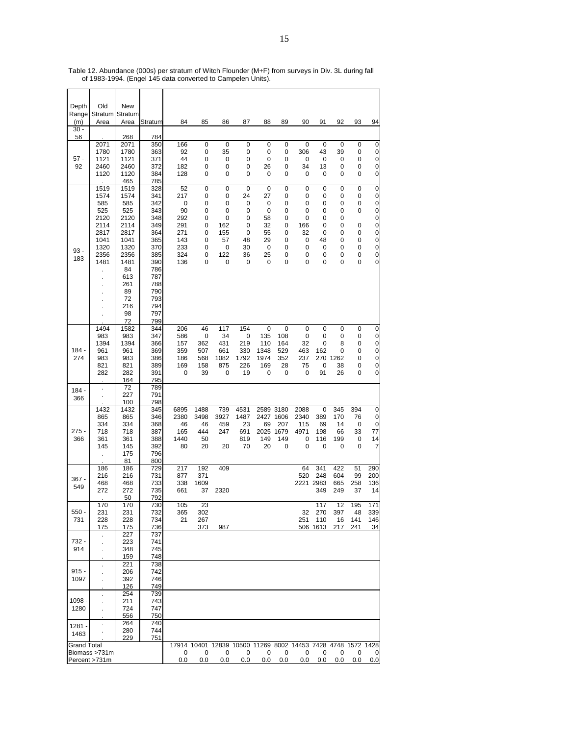Table 12. Abundance (000s) per stratum of Witch Flounder (M+F) from surveys in Div. 3L during fall of 1983-1994. (Engel 145 data converted to Campelen Units).

| Depth Range (m) | Old Stratum Area | New Stratum Area | Stratum | 84 | 85 | 86 | 87 | 88 | 89 | 90 | 91 | 92 | 93 | 94 |
|---|---|---|---|---|---|---|---|---|---|---|---|---|---|---|
| 30 - 56 | . | 268 | 784 | | | | | | | | | | | |
| 57 - 92 | 2071 | 2071 | 350 | 166 | 0 | 0 | 0 | 0 | 0 | 0 | 0 | 0 | 0 | 0 |
| | 1780 | 1780 | 363 | 92 | 0 | 35 | 0 | 0 | 0 | 306 | 43 | 39 | 0 | 0 |
| | 1121 | 1121 | 371 | 44 | 0 | 0 | 0 | 0 | 0 | 0 | 0 | 0 | 0 | 0 |
| | 2460 | 2460 | 372 | 182 | 0 | 0 | 0 | 26 | 0 | 34 | 13 | 0 | 0 | 0 |
| | 1120 | 1120 | 384 | 128 | 0 | 0 | 0 | 0 | 0 | 0 | 0 | 0 | 0 | 0 |
| | . | 465 | 785 | | | | | | | | | | | |
| 93 - 183 | 1519 | 1519 | 328 | 52 | 0 | 0 | 0 | 0 | 0 | 0 | 0 | 0 | 0 | 0 |
| | 1574 | 1574 | 341 | 217 | 0 | 0 | 24 | 27 | 0 | 0 | 0 | 0 | 0 | 0 |
| | 585 | 585 | 342 | 0 | 0 | 0 | 0 | 0 | 0 | 0 | 0 | 0 | 0 | 0 |
| | 525 | 525 | 343 | 90 | 0 | 0 | 0 | 0 | 0 | 0 | 0 | 0 | 0 | 0 |
| | 2120 | 2120 | 348 | 292 | 0 | 0 | 0 | 58 | 0 | 0 | 0 | 0 | | 0 |
| | 2114 | 2114 | 349 | 291 | 0 | 162 | 0 | 32 | 0 | 166 | 0 | 0 | 0 | 0 |
| | 2817 | 2817 | 364 | 271 | 0 | 155 | 0 | 55 | 0 | 32 | 0 | 0 | 0 | 0 |
| | 1041 | 1041 | 365 | 143 | 0 | 57 | 48 | 29 | 0 | 0 | 48 | 0 | 0 | 0 |
| | 1320 | 1320 | 370 | 233 | 0 | 0 | 30 | 0 | 0 | 0 | 0 | 0 | 0 | 0 |
| | 2356 | 2356 | 385 | 324 | 0 | 122 | 36 | 25 | 0 | 0 | 0 | 0 | 0 | 0 |
| | 1481 | 1481 | 390 | 136 | 0 | 0 | 0 | 0 | 0 | 0 | 0 | 0 | 0 | 0 |
| | . | 84 | 786 | | | | | | | | | | | |
| | . | 613 | 787 | | | | | | | | | | | |
| | . | 261 | 788 | | | | | | | | | | | |
| | . | 89 | 790 | | | | | | | | | | | |
| | . | 72 | 793 | | | | | | | | | | | |
| | . | 216 | 794 | | | | | | | | | | | |
| | . | 98 | 797 | | | | | | | | | | | |
| | . | 72 | 799 | | | | | | | | | | | |
| 184 - 274 | 1494 | 1582 | 344 | 206 | 46 | 117 | 154 | 0 | 0 | 0 | 0 | 0 | 0 | 0 |
| | 983 | 983 | 347 | 586 | 0 | 34 | 0 | 135 | 108 | 0 | 0 | 0 | 0 | 0 |
| | 1394 | 1394 | 366 | 157 | 362 | 431 | 219 | 110 | 164 | 32 | 0 | 8 | 0 | 0 |
| | 961 | 961 | 369 | 359 | 507 | 661 | 330 | 1348 | 529 | 463 | 162 | 0 | 0 | 0 |
| | 983 | 983 | 386 | 186 | 568 | 1082 | 1792 | 1974 | 352 | 237 | 270 | 1262 | 0 | 0 |
| | 821 | 821 | 389 | 169 | 158 | 875 | 226 | 169 | 28 | 75 | 0 | 38 | 0 | 0 |
| | 282 | 282 | 391 | 0 | 39 | 0 | 19 | 0 | 0 | 0 | 91 | 26 | 0 | 0 |
| | . | 164 | 795 | | | | | | | | | | | |
| 184 - 366 | . | 72 | 789 | | | | | | | | | | | |
| | . | 227 | 791 | | | | | | | | | | | |
| | . | 100 | 798 | | | | | | | | | | | |
| 275 - 366 | 1432 | 1432 | 345 | 6895 | 1488 | 739 | 4531 | 2589 | 3180 | 2088 | 0 | 345 | 394 | 0 |
| | 865 | 865 | 346 | 2380 | 3498 | 3927 | 1487 | 2427 | 1606 | 2340 | 389 | 170 | 76 | 0 |
| | 334 | 334 | 368 | 46 | 46 | 459 | 23 | 69 | 207 | 115 | 69 | 14 | 0 | 0 |
| | 718 | 718 | 387 | 165 | 444 | 247 | 691 | 2025 | 1679 | 4971 | 198 | 66 | 33 | 77 |
| | 361 | 361 | 388 | 1440 | 50 | | 819 | 149 | 149 | 0 | 116 | 199 | 0 | 14 |
| | 145 | 145 | 392 | 80 | 20 | 20 | 70 | 20 | 0 | 0 | 0 | 0 | 0 | 7 |
| | . | 175 | 796 | | | | | | | | | | | |
| | . | 81 | 800 | | | | | | | | | | | |
| 367 - 549 | 186 | 186 | 729 | 217 | 192 | 409 | | | | 64 | 341 | 422 | 51 | 290 |
| | 216 | 216 | 731 | 877 | 371 | | | | | 520 | 248 | 604 | 99 | 200 |
| | 468 | 468 | 733 | 338 | 1609 | | | | | 2221 | 2983 | 665 | 258 | 136 |
| | 272 | 272 | 735 | 661 | 37 | 2320 | | | | | 349 | 249 | 37 | 14 |
| | . | 50 | 792 | | | | | | | | | | | |
| 550 - 731 | 170 | 170 | 730 | 105 | 23 | | | | | | 117 | 12 | 195 | 171 |
| | 231 | 231 | 732 | 365 | 302 | | | | | 32 | 270 | 397 | 48 | 339 |
| | 228 | 228 | 734 | 21 | 267 | | | | | 251 | 110 | 16 | 141 | 146 |
| | 175 | 175 | 736 | | 373 | 987 | | | | 506 | 1613 | 217 | 241 | 34 |
| 732 - 914 | . | 227 | 737 | | | | | | | | | | | |
| | . | 223 | 741 | | | | | | | | | | | |
| | . | 348 | 745 | | | | | | | | | | | |
| | . | 159 | 748 | | | | | | | | | | | |
| 915 - 1097 | . | 221 | 738 | | | | | | | | | | | |
| | . | 206 | 742 | | | | | | | | | | | |
| | . | 392 | 746 | | | | | | | | | | | |
| | . | 126 | 749 | | | | | | | | | | | |
| 1098 - 1280 | . | 254 | 739 | | | | | | | | | | | |
| | . | 211 | 743 | | | | | | | | | | | |
| | . | 724 | 747 | | | | | | | | | | | |
| | . | 556 | 750 | | | | | | | | | | | |
| 1281 - 1463 | . | 264 | 740 | | | | | | | | | | | |
| | . | 280 | 744 | | | | | | | | | | | |
| | . | 229 | 751 | | | | | | | | | | | |
| Grand Total | | | | 17914 | 10401 | 12839 | 10500 | 11269 | 8002 | 14453 | 7428 | 4748 | 1572 | 1428 |
| Biomass >731m | | | | 0 | 0 | 0 | 0 | 0 | 0 | 0 | 0 | 0 | 0 | 0 |
| Percent >731m | | | | 0.0 | 0.0 | 0.0 | 0.0 | 0.0 | 0.0 | 0.0 | 0.0 | 0.0 | 0.0 | 0.0 |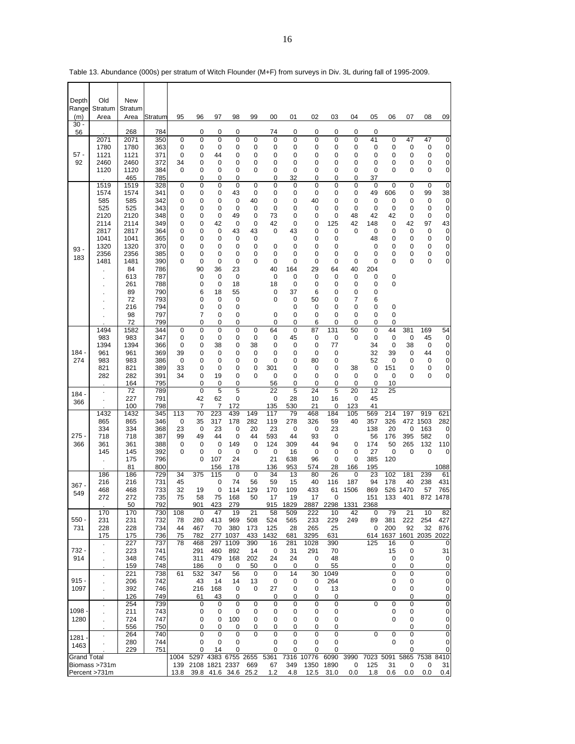Table 13. Abundance (000s) per stratum of Witch Flounder (M+F) from surveys in Div. 3L during fall of 1995-2009.

| Depth Range (m) | Old Stratum Area | New Stratum Area | Stratum | 95 | 96 | 97 | 98 | 99 | 00 | 01 | 02 | 03 | 04 | 05 | 06 | 07 | 08 | 09 |
|---|---|---|---|---|---|---|---|---|---|---|---|---|---|---|---|---|---|---|
| 30 - 56 | . | 268 | 784 | | 0 | 0 | 0 | | 74 | 0 | 0 | 0 | 0 | 0 | | | | |
| 57 - 92 | 2071 | 2071 | 350 | 0 | 0 | 0 | 0 | 0 | 0 | 0 | 0 | 0 | 0 | 41 | 0 | 47 | 47 | 0 |
| | 1780 | 1780 | 363 | 0 | 0 | 0 | 0 | 0 | 0 | 0 | 0 | 0 | 0 | 0 | 0 | 0 | 0 | 0 |
| | 1121 | 1121 | 371 | 0 | 0 | 44 | 0 | 0 | 0 | 0 | 0 | 0 | 0 | 0 | 0 | 0 | 0 | 0 |
| | 2460 | 2460 | 372 | 34 | 0 | 0 | 0 | 0 | 0 | 0 | 0 | 0 | 0 | 0 | 0 | 0 | 0 | 0 |
| | 1120 | 1120 | 384 | 0 | 0 | 0 | 0 | 0 | 0 | 0 | 0 | 0 | 0 | 0 | 0 | 0 | 0 | 0 |
| | . | 465 | 785 | | 0 | 0 | 0 | | 0 | 32 | 0 | 0 | 0 | 37 | | | | |
| 93 - 183 | 1519 | 1519 | 328 | 0 | 0 | 0 | 0 | 0 | 0 | 0 | 0 | 0 | 0 | 0 | 0 | 0 | 0 | 0 |
| | 1574 | 1574 | 341 | 0 | 0 | 0 | 43 | 0 | 0 | 0 | 0 | 0 | 0 | 49 | 606 | 0 | 99 | 38 |
| | 585 | 585 | 342 | 0 | 0 | 0 | 0 | 40 | 0 | 0 | 40 | 0 | 0 | 0 | 0 | 0 | 0 | 0 |
| | 525 | 525 | 343 | 0 | 0 | 0 | 0 | 0 | 0 | 0 | 0 | 0 | 0 | 0 | 0 | 0 | 0 | 0 |
| | 2120 | 2120 | 348 | 0 | 0 | 0 | 49 | 0 | 73 | 0 | 0 | 0 | 48 | 42 | 42 | 0 | 0 | 0 |
| | 2114 | 2114 | 349 | 0 | 0 | 42 | 0 | 0 | 42 | 0 | 0 | 125 | 42 | 148 | 0 | 42 | 97 | 43 |
| | 2817 | 2817 | 364 | 0 | 0 | 0 | 43 | 43 | 0 | 43 | 0 | 0 | 0 | 0 | 0 | 0 | 0 | 0 |
| | 1041 | 1041 | 365 | 0 | 0 | 0 | 0 | 0 | | 0 | 0 | 0 | | 48 | 0 | 0 | 0 | 0 |
| | 1320 | 1320 | 370 | 0 | 0 | 0 | 0 | 0 | 0 | 0 | 0 | 0 | | 0 | 0 | 0 | 0 | 0 |
| | 2356 | 2356 | 385 | 0 | 0 | 0 | 0 | 0 | 0 | 0 | 0 | 0 | 0 | 0 | 0 | 0 | 0 | 0 |
| | 1481 | 1481 | 390 | 0 | 0 | 0 | 0 | 0 | 0 | 0 | 0 | 0 | 0 | 0 | 0 | 0 | 0 | 0 |
| | . | 84 | 786 | | 90 | 36 | 23 | | 40 | 164 | 29 | 64 | 40 | 204 | | | | |
| | . | 613 | 787 | | 0 | 0 | 0 | | 0 | 0 | 0 | 0 | 0 | 0 | 0 | | | |
| | . | 261 | 788 | | 0 | 0 | 18 | | 18 | 0 | 0 | 0 | 0 | 0 | 0 | | | |
| | . | 89 | 790 | | 6 | 18 | 55 | | 0 | 37 | 6 | 0 | 0 | 0 | | | | |
| | . | 72 | 793 | | 0 | 0 | 0 | | 0 | 0 | 50 | 0 | 7 | 6 | | | | |
| | . | 216 | 794 | | 0 | 0 | 0 | | | 0 | 0 | 0 | 0 | 0 | 0 | | | |
| | . | 98 | 797 | | 7 | 0 | 0 | | 0 | 0 | 0 | 0 | 0 | 0 | 0 | | | |
| | . | 72 | 799 | | 0 | 0 | 0 | | 0 | 0 | 6 | 0 | 0 | 0 | 0 | | | |
| 184 - 274 | 1494 | 1582 | 344 | 0 | 0 | 0 | 0 | 0 | 64 | 0 | 87 | 131 | 50 | 0 | 44 | 381 | 169 | 54 |
| | 983 | 983 | 347 | 0 | 0 | 0 | 0 | 0 | 0 | 45 | 0 | 0 | 0 | 0 | 0 | 0 | 45 | 0 |
| | 1394 | 1394 | 366 | 0 | 0 | 38 | 0 | 38 | 0 | 0 | 0 | 77 | | 34 | 0 | 38 | 0 | 0 |
| | 961 | 961 | 369 | 39 | 0 | 0 | 0 | 0 | 0 | 0 | 0 | 0 | | 32 | 39 | 0 | 44 | 0 |
| | 983 | 983 | 386 | 0 | 0 | 0 | 0 | 0 | 0 | 0 | 80 | 0 | | 52 | 0 | 0 | 0 | 0 |
| | 821 | 821 | 389 | 33 | 0 | 0 | 0 | 0 | 301 | 0 | 0 | 0 | 38 | 0 | 151 | 0 | 0 | 0 |
| | 282 | 282 | 391 | 34 | 0 | 19 | 0 | 0 | 0 | 0 | 0 | 0 | 0 | 0 | 0 | 0 | 0 | 0 |
| | . | 164 | 795 | | 0 | 0 | 0 | | 56 | 0 | 0 | 0 | 0 | 0 | 10 | | | |
| 184 - 366 | . | 72 | 789 | | 0 | 5 | 5 | | 22 | 5 | 24 | 5 | 20 | 12 | 25 | | | |
| | . | 227 | 791 | | 42 | 62 | 0 | | 0 | 28 | 10 | 16 | 0 | 45 | | | | |
| | . | 100 | 798 | | 7 | 7 | 172 | | 135 | 530 | 21 | 0 | 123 | 41 | | | | |
| 275 - 366 | 1432 | 1432 | 345 | 113 | 70 | 223 | 439 | 149 | 117 | 79 | 468 | 184 | 105 | 569 | 214 | 197 | 919 | 621 |
| | 865 | 865 | 346 | 0 | 35 | 317 | 178 | 282 | 119 | 278 | 326 | 59 | 40 | 357 | 326 | 472 | 1503 | 282 |
| | 334 | 334 | 368 | 23 | 0 | 23 | 0 | 20 | 23 | 0 | 0 | 23 | | 138 | 20 | 0 | 163 | 0 |
| | 718 | 718 | 387 | 99 | 49 | 44 | 0 | 44 | 593 | 44 | 93 | 0 | | 56 | 176 | 395 | 582 | 0 |
| | 361 | 361 | 388 | 0 | 0 | 0 | 149 | 0 | 124 | 309 | 44 | 94 | 0 | 174 | 50 | 265 | 132 | 110 |
| | 145 | 145 | 392 | 0 | 0 | 0 | 0 | 0 | 0 | 16 | 0 | 0 | 0 | 27 | 0 | 0 | 0 | 0 |
| | . | 175 | 796 | | 0 | 107 | 24 | | 21 | 638 | 96 | 0 | 0 | 385 | 120 | | | |
| | . | 81 | 800 | | | 156 | 178 | | 136 | 953 | 574 | 28 | 166 | 195 | | | | 1088 |
| 367 - 549 | 186 | 186 | 729 | 34 | 375 | 115 | 0 | 0 | 34 | 13 | 80 | 26 | 0 | 23 | 102 | 181 | 239 | 61 |
| | 216 | 216 | 731 | 45 | | 0 | 74 | 56 | 59 | 15 | 40 | 116 | 187 | 94 | 178 | 40 | 238 | 431 |
| | 468 | 468 | 733 | 32 | 19 | 0 | 114 | 129 | 170 | 109 | 433 | 61 | 1506 | 869 | 526 | 1470 | 57 | 765 |
| | 272 | 272 | 735 | 75 | 58 | 75 | 168 | 50 | 17 | 19 | 17 | 0 | | 151 | 133 | 401 | 872 | 1478 |
| | . | 50 | 792 | | 901 | 423 | 279 | | 915 | 1829 | 2887 | 2298 | 1331 | 2368 | | | | |
| 550 - 731 | 170 | 170 | 730 | 108 | 0 | 47 | 19 | 21 | 58 | 509 | 222 | 10 | 42 | 0 | 79 | 21 | 10 | 82 |
| | 231 | 231 | 732 | 78 | 280 | 413 | 969 | 508 | 524 | 565 | 233 | 229 | 249 | 89 | 381 | 222 | 254 | 427 |
| | 228 | 228 | 734 | 44 | 467 | 70 | 380 | 173 | 125 | 28 | 265 | 25 | | 0 | 200 | 92 | 32 | 876 |
| | 175 | 175 | 736 | 75 | 782 | 277 | 1037 | 433 | 1432 | 681 | 3295 | 631 | | 614 | 1637 | 1601 | 2035 | 2022 |
| 732 - 914 | . | 227 | 737 | 78 | 468 | 297 | 1109 | 390 | 16 | 281 | 1028 | 390 | | 125 | 16 | 0 | | 0 |
| | . | 223 | 741 | | 291 | 460 | 892 | 14 | 0 | 31 | 291 | 70 | | | 15 | 0 | | 31 |
| | . | 348 | 745 | | 311 | 479 | 168 | 202 | 24 | 24 | 0 | 48 | | | 0 | 0 | | 0 |
| | . | 159 | 748 | | 186 | 0 | 0 | 50 | 0 | 0 | 0 | 55 | | | 0 | 0 | | 0 |
| 915 - 1097 | . | 221 | 738 | 61 | 532 | 347 | 56 | 0 | 0 | 14 | 30 | 1049 | | | 0 | 0 | | 0 |
| | . | 206 | 742 | | 43 | 14 | 14 | 13 | 0 | 0 | 0 | 264 | | | 0 | 0 | | 0 |
| | . | 392 | 746 | | 216 | 168 | 0 | 0 | 27 | 0 | 0 | 13 | | | 0 | 0 | | 0 |
| | . | 126 | 749 | | 61 | 43 | 0 | | 0 | 0 | 0 | 0 | | | | 0 | | 0 |
| 1098 - 1280 | . | 254 | 739 | | 0 | 0 | 0 | 0 | 0 | 0 | 0 | 0 | | 0 | 0 | 0 | | 0 |
| | . | 211 | 743 | | 0 | 0 | 0 | 0 | 0 | 0 | 0 | 0 | | | 0 | 0 | | 0 |
| | . | 724 | 747 | | 0 | 0 | 100 | 0 | 0 | 0 | 0 | 0 | | | 0 | 0 | | 0 |
| | . | 556 | 750 | | 0 | 0 | 0 | 0 | 0 | 0 | 0 | 0 | | | | 0 | | 0 |
| 1281 - 1463 | . | 264 | 740 | | 0 | 0 | 0 | 0 | 0 | 0 | 0 | 0 | | 0 | 0 | 0 | | 0 |
| | . | 280 | 744 | | 0 | 0 | 0 | | 0 | 0 | 0 | 0 | | | 0 | 0 | | 0 |
| | . | 229 | 751 | | 0 | 14 | 0 | | 0 | 0 | 0 | 0 | | | | 0 | | 0 |
| Grand Total | | | | 1004 | 5297 | 4383 | 6755 | 2655 | 5361 | 7316 | 10776 | 6090 | 3990 | 7023 | 5091 | 5865 | 7538 | 8410 |
| Biomass >731m | | | | 139 | 2108 | 1821 | 2337 | 669 | 67 | 349 | 1350 | 1890 | 0 | 125 | 31 | 0 | 0 | 31 |
| Percent >731m | | | | 13.8 | 39.8 | 41.6 | 34.6 | 25.2 | 1.2 | 4.8 | 12.5 | 31.0 | 0.0 | 1.8 | 0.6 | 0.0 | 0.0 | 0.4 |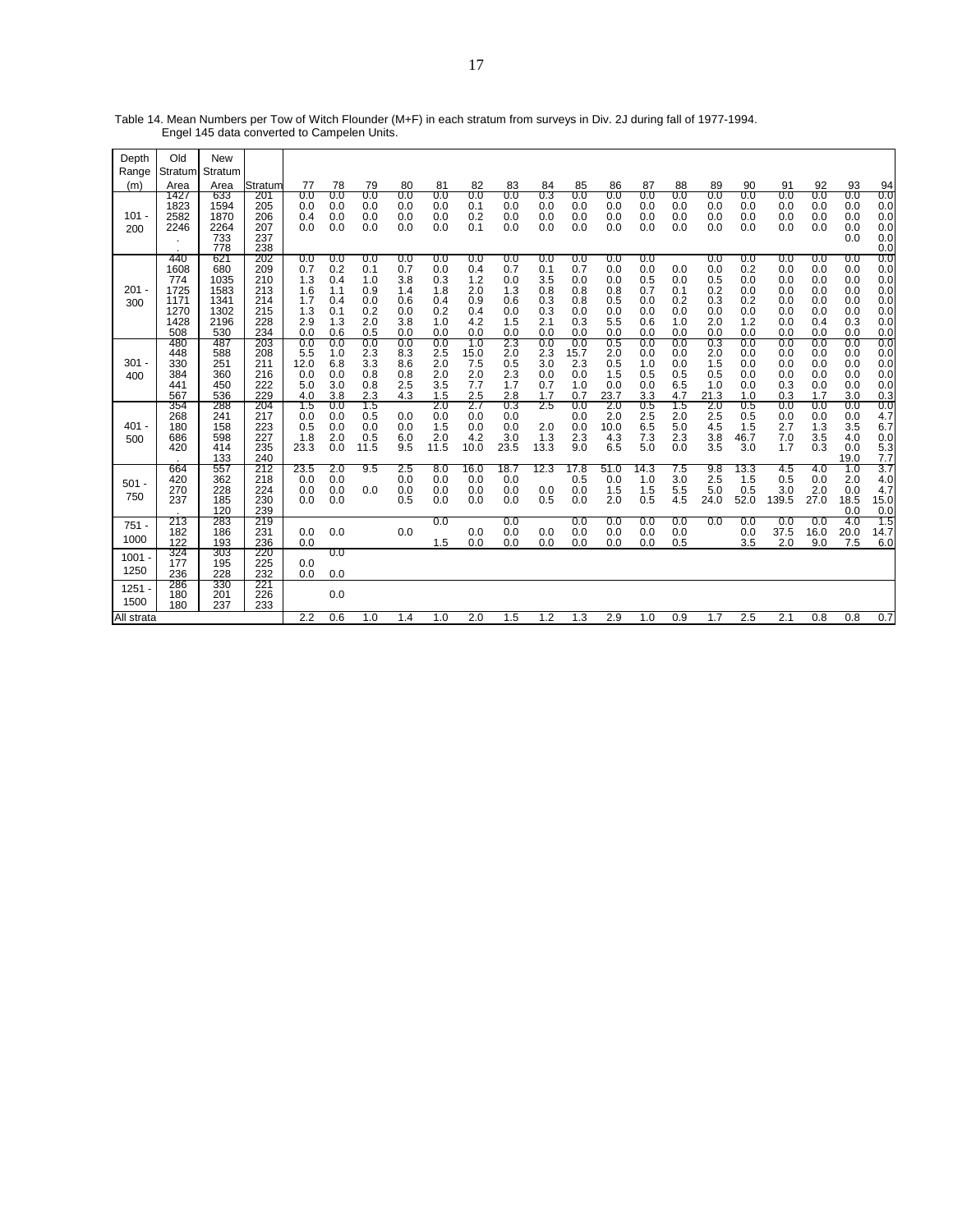Table 14. Mean Numbers per Tow of Witch Flounder (M+F) in each stratum from surveys in Div. 2J during fall of 1977-1994. Engel 145 data converted to Campelen Units.

| Depth Range (m) | Old Stratum Area | New Stratum Area | Stratum | 77 | 78 | 79 | 80 | 81 | 82 | 83 | 84 | 85 | 86 | 87 | 88 | 89 | 90 | 91 | 92 | 93 | 94 |
|---|---|---|---|---|---|---|---|---|---|---|---|---|---|---|---|---|---|---|---|---|---|
| 101 - 200 | 1427 | 633 | 201 | 0.0 | 0.0 | 0.0 | 0.0 | 0.0 | 0.0 | 0.0 | 0.3 | 0.0 | 0.0 | 0.0 | 0.0 | 0.0 | 0.0 | 0.0 | 0.0 | 0.0 | 0.0 |
| | 1823 | 1594 | 205 | 0.0 | 0.0 | 0.0 | 0.0 | 0.0 | 0.1 | 0.0 | 0.0 | 0.0 | 0.0 | 0.0 | 0.0 | 0.0 | 0.0 | 0.0 | 0.0 | 0.0 | 0.0 |
| | 2582 | 1870 | 206 | 0.4 | 0.0 | 0.0 | 0.0 | 0.0 | 0.2 | 0.0 | 0.0 | 0.0 | 0.0 | 0.0 | 0.0 | 0.0 | 0.0 | 0.0 | 0.0 | 0.0 | 0.0 |
| | 2246 | 2264 | 207 | 0.0 | 0.0 | 0.0 | 0.0 | 0.0 | 0.1 | 0.0 | 0.0 | 0.0 | 0.0 | 0.0 | 0.0 | 0.0 | 0.0 | 0.0 | 0.0 | 0.0 | 0.0 |
| | . | 733 | 237 | | | | | | | | | | | | | | | | | 0.0 | 0.0 |
| | . | 778 | 238 | | | | | | | | | | | | | | | | | | 0.0 |
| 201 - 300 | 440 | 621 | 202 | 0.0 | 0.0 | 0.0 | 0.0 | 0.0 | 0.0 | 0.0 | 0.0 | 0.0 | 0.0 | 0.0 | | 0.0 | 0.0 | 0.0 | 0.0 | 0.0 | 0.0 |
| | 1608 | 680 | 209 | 0.7 | 0.2 | 0.1 | 0.7 | 0.0 | 0.4 | 0.7 | 0.1 | 0.7 | 0.0 | 0.0 | 0.0 | 0.0 | 0.2 | 0.0 | 0.0 | 0.0 | 0.0 |
| | 774 | 1035 | 210 | 1.3 | 0.4 | 1.0 | 3.8 | 0.3 | 1.2 | 0.0 | 3.5 | 0.0 | 0.0 | 0.5 | 0.0 | 0.5 | 0.0 | 0.0 | 0.0 | 0.0 | 0.0 |
| | 1725 | 1583 | 213 | 1.6 | 1.1 | 0.9 | 1.4 | 1.8 | 2.0 | 1.3 | 0.8 | 0.8 | 0.8 | 0.7 | 0.1 | 0.2 | 0.0 | 0.0 | 0.0 | 0.0 | 0.0 |
| | 1171 | 1341 | 214 | 1.7 | 0.4 | 0.0 | 0.6 | 0.4 | 0.9 | 0.6 | 0.3 | 0.8 | 0.5 | 0.0 | 0.2 | 0.3 | 0.2 | 0.0 | 0.0 | 0.0 | 0.0 |
| | 1270 | 1302 | 215 | 1.3 | 0.1 | 0.2 | 0.0 | 0.2 | 0.4 | 0.0 | 0.3 | 0.0 | 0.0 | 0.0 | 0.0 | 0.0 | 0.0 | 0.0 | 0.0 | 0.0 | 0.0 |
| | 1428 | 2196 | 228 | 2.9 | 1.3 | 2.0 | 3.8 | 1.0 | 4.2 | 1.5 | 2.1 | 0.3 | 5.5 | 0.6 | 1.0 | 2.0 | 1.2 | 0.0 | 0.4 | 0.3 | 0.0 |
| | 508 | 530 | 234 | 0.0 | 0.6 | 0.5 | 0.0 | 0.0 | 0.0 | 0.0 | 0.0 | 0.0 | 0.0 | 0.0 | 0.0 | 0.0 | 0.0 | 0.0 | 0.0 | 0.0 | 0.0 |
| 301 - 400 | 480 | 487 | 203 | 0.0 | 0.0 | 0.0 | 0.0 | 0.0 | 1.0 | 2.3 | 0.0 | 0.0 | 0.5 | 0.0 | 0.0 | 0.3 | 0.0 | 0.0 | 0.0 | 0.0 | 0.0 |
| | 448 | 588 | 208 | 5.5 | 1.0 | 2.3 | 8.3 | 2.5 | 15.0 | 2.0 | 2.3 | 15.7 | 2.0 | 0.0 | 0.0 | 2.0 | 0.0 | 0.0 | 0.0 | 0.0 | 0.0 |
| | 330 | 251 | 211 | 12.0 | 6.8 | 3.3 | 8.6 | 2.0 | 7.5 | 0.5 | 3.0 | 2.3 | 0.5 | 1.0 | 0.0 | 1.5 | 0.0 | 0.0 | 0.0 | 0.0 | 0.0 |
| | 384 | 360 | 216 | 0.0 | 0.0 | 0.8 | 0.8 | 2.0 | 2.0 | 2.3 | 0.0 | 0.0 | 1.5 | 0.5 | 0.5 | 0.5 | 0.0 | 0.0 | 0.0 | 0.0 | 0.0 |
| | 441 | 450 | 222 | 5.0 | 3.0 | 0.8 | 2.5 | 3.5 | 7.7 | 1.7 | 0.7 | 1.0 | 0.0 | 0.0 | 6.5 | 1.0 | 0.0 | 0.3 | 0.0 | 0.0 | 0.0 |
| | 567 | 536 | 229 | 4.0 | 3.8 | 2.3 | 4.3 | 1.5 | 2.5 | 2.8 | 1.7 | 0.7 | 23.7 | 3.3 | 4.7 | 21.3 | 1.0 | 0.3 | 1.7 | 3.0 | 0.3 |
| 401 - 500 | 354 | 288 | 204 | 1.5 | 0.0 | 1.5 | | 2.0 | 2.7 | 0.3 | 2.5 | 0.0 | 2.0 | 0.5 | 1.5 | 2.0 | 0.5 | 0.0 | 0.0 | 0.0 | 0.0 |
| | 268 | 241 | 217 | 0.0 | 0.0 | 0.5 | 0.0 | 0.0 | 0.0 | 0.0 | | 0.0 | 2.0 | 2.5 | 2.0 | 2.5 | 0.5 | 0.0 | 0.0 | 0.0 | 4.7 |
| | 180 | 158 | 223 | 0.5 | 0.0 | 0.0 | 0.0 | 1.5 | 0.0 | 0.0 | 2.0 | 0.0 | 10.0 | 6.5 | 5.0 | 4.5 | 1.5 | 2.7 | 1.3 | 3.5 | 6.7 |
| | 686 | 598 | 227 | 1.8 | 2.0 | 0.5 | 6.0 | 2.0 | 4.2 | 3.0 | 1.3 | 2.3 | 4.3 | 7.3 | 2.3 | 3.8 | 46.7 | 7.0 | 3.5 | 4.0 | 0.0 |
| | 420 | 414 | 235 | 23.3 | 0.0 | 11.5 | 9.5 | 11.5 | 10.0 | 23.5 | 13.3 | 9.0 | 6.5 | 5.0 | 0.0 | 3.5 | 3.0 | 1.7 | 0.3 | 0.0 | 5.3 |
| | . | 133 | 240 | | | | | | | | | | | | | | | | | 19.0 | 7.7 |
| 501 - 750 | 664 | 557 | 212 | 23.5 | 2.0 | 9.5 | 2.5 | 8.0 | 16.0 | 18.7 | 12.3 | 17.8 | 51.0 | 14.3 | 7.5 | 9.8 | 13.3 | 4.5 | 4.0 | 1.0 | 3.7 |
| | 420 | 362 | 218 | 0.0 | 0.0 | | 0.0 | 0.0 | 0.0 | 0.0 | | 0.5 | 0.0 | 1.0 | 3.0 | 2.5 | 1.5 | 0.5 | 0.0 | 2.0 | 4.0 |
| | 270 | 228 | 224 | 0.0 | 0.0 | 0.0 | 0.0 | 0.0 | 0.0 | 0.0 | 0.0 | 0.0 | 1.5 | 1.5 | 5.5 | 5.0 | 0.5 | 3.0 | 2.0 | 0.0 | 4.7 |
| | 237 | 185 | 230 | 0.0 | 0.0 | | 0.5 | 0.0 | 0.0 | 0.0 | 0.5 | 0.0 | 2.0 | 0.5 | 4.5 | 24.0 | 52.0 | 139.5 | 27.0 | 18.5 | 15.0 |
| | . | 120 | 239 | | | | | | | | | | | | | | | | | 0.0 | 0.0 |
| 751 - 1000 | 213 | 283 | 219 | | | | | 0.0 | | 0.0 | | 0.0 | 0.0 | 0.0 | 0.0 | 0.0 | 0.0 | 0.0 | 0.0 | 4.0 | 1.5 |
| | 182 | 186 | 231 | 0.0 | 0.0 | | 0.0 | | 0.0 | 0.0 | 0.0 | 0.0 | 0.0 | 0.0 | 0.0 | | 0.0 | 37.5 | 16.0 | 20.0 | 14.7 |
| | 122 | 193 | 236 | 0.0 | | | | 1.5 | 0.0 | 0.0 | 0.0 | 0.0 | 0.0 | 0.0 | 0.5 | | 3.5 | 2.0 | 9.0 | 7.5 | 6.0 |
| 1001 - 1250 | 324 | 303 | 220 | | 0.0 | | | | | | | | | | | | | | | | |
| | 177 | 195 | 225 | 0.0 | | | | | | | | | | | | | | | | | |
| | 236 | 228 | 232 | 0.0 | 0.0 | | | | | | | | | | | | | | | | |
| 1251 - 1500 | 286 | 330 | 221 | | | | | | | | | | | | | | | | | | |
| | 180 | 201 | 226 | | 0.0 | | | | | | | | | | | | | | | | |
| | 180 | 237 | 233 | | | | | | | | | | | | | | | | | | |
| All strata | | | | 2.2 | 0.6 | 1.0 | 1.4 | 1.0 | 2.0 | 1.5 | 1.2 | 1.3 | 2.9 | 1.0 | 0.9 | 1.7 | 2.5 | 2.1 | 0.8 | 0.8 | 0.7 |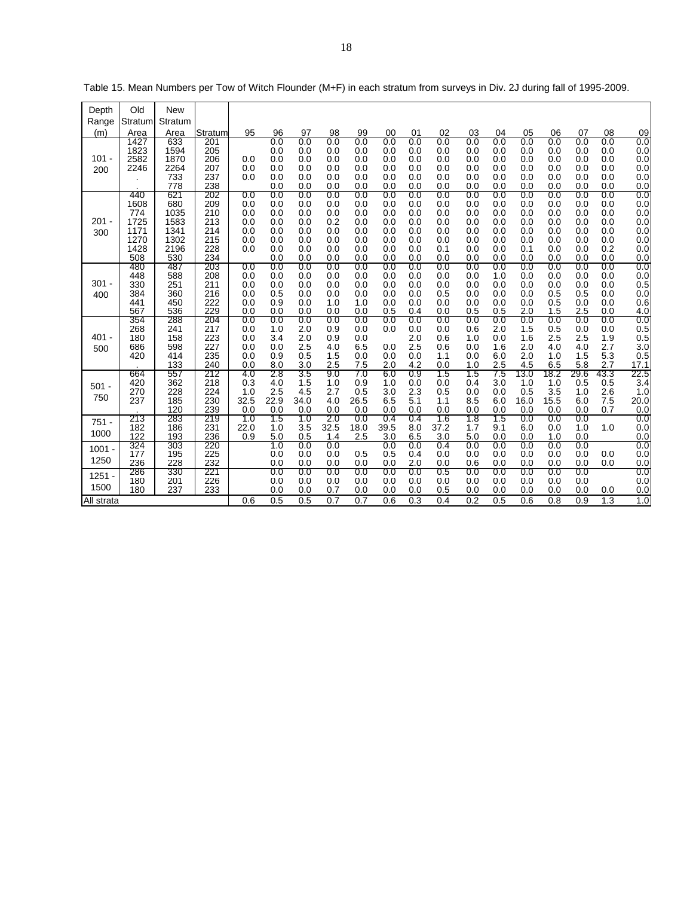Table 15. Mean Numbers per Tow of Witch Flounder (M+F) in each stratum from surveys in Div. 2J during fall of 1995-2009.

| Depth Range (m) | Old Stratum Area | New Stratum Area | Stratum | 95 | 96 | 97 | 98 | 99 | 00 | 01 | 02 | 03 | 04 | 05 | 06 | 07 | 08 | 09 |
|---|---|---|---|---|---|---|---|---|---|---|---|---|---|---|---|---|---|---|
| 101 - 200 | 1427 | 633 | 201 | | 0.0 | 0.0 | 0.0 | 0.0 | 0.0 | 0.0 | 0.0 | 0.0 | 0.0 | 0.0 | 0.0 | 0.0 | 0.0 | 0.0 |
| | 1823 | 1594 | 205 | | 0.0 | 0.0 | 0.0 | 0.0 | 0.0 | 0.0 | 0.0 | 0.0 | 0.0 | 0.0 | 0.0 | 0.0 | 0.0 | 0.0 |
| | 2582 | 1870 | 206 | 0.0 | 0.0 | 0.0 | 0.0 | 0.0 | 0.0 | 0.0 | 0.0 | 0.0 | 0.0 | 0.0 | 0.0 | 0.0 | 0.0 | 0.0 |
| | 2246 | 2264 | 207 | 0.0 | 0.0 | 0.0 | 0.0 | 0.0 | 0.0 | 0.0 | 0.0 | 0.0 | 0.0 | 0.0 | 0.0 | 0.0 | 0.0 | 0.0 |
| | . | 733 | 237 | 0.0 | 0.0 | 0.0 | 0.0 | 0.0 | 0.0 | 0.0 | 0.0 | 0.0 | 0.0 | 0.0 | 0.0 | 0.0 | 0.0 | 0.0 |
| | . | 778 | 238 | | 0.0 | 0.0 | 0.0 | 0.0 | 0.0 | 0.0 | 0.0 | 0.0 | 0.0 | 0.0 | 0.0 | 0.0 | 0.0 | 0.0 |
| 201 - 300 | 440 | 621 | 202 | 0.0 | 0.0 | 0.0 | 0.0 | 0.0 | 0.0 | 0.0 | 0.0 | 0.0 | 0.0 | 0.0 | 0.0 | 0.0 | 0.0 | 0.0 |
| | 1608 | 680 | 209 | 0.0 | 0.0 | 0.0 | 0.0 | 0.0 | 0.0 | 0.0 | 0.0 | 0.0 | 0.0 | 0.0 | 0.0 | 0.0 | 0.0 | 0.0 |
| | 774 | 1035 | 210 | 0.0 | 0.0 | 0.0 | 0.0 | 0.0 | 0.0 | 0.0 | 0.0 | 0.0 | 0.0 | 0.0 | 0.0 | 0.0 | 0.0 | 0.0 |
| | 1725 | 1583 | 213 | 0.0 | 0.0 | 0.0 | 0.2 | 0.0 | 0.0 | 0.0 | 0.0 | 0.0 | 0.0 | 0.0 | 0.0 | 0.0 | 0.0 | 0.0 |
| | 1171 | 1341 | 214 | 0.0 | 0.0 | 0.0 | 0.0 | 0.0 | 0.0 | 0.0 | 0.0 | 0.0 | 0.0 | 0.0 | 0.0 | 0.0 | 0.0 | 0.0 |
| | 1270 | 1302 | 215 | 0.0 | 0.0 | 0.0 | 0.0 | 0.0 | 0.0 | 0.0 | 0.0 | 0.0 | 0.0 | 0.0 | 0.0 | 0.0 | 0.0 | 0.0 |
| | 1428 | 2196 | 228 | 0.0 | 0.0 | 0.0 | 0.0 | 0.0 | 0.0 | 0.0 | 0.1 | 0.0 | 0.0 | 0.1 | 0.0 | 0.0 | 0.2 | 0.0 |
| | 508 | 530 | 234 | | 0.0 | 0.0 | 0.0 | 0.0 | 0.0 | 0.0 | 0.0 | 0.0 | 0.0 | 0.0 | 0.0 | 0.0 | 0.0 | 0.0 |
| 301 - 400 | 480 | 487 | 203 | 0.0 | 0.0 | 0.0 | 0.0 | 0.0 | 0.0 | 0.0 | 0.0 | 0.0 | 0.0 | 0.0 | 0.0 | 0.0 | 0.0 | 0.0 |
| | 448 | 588 | 208 | 0.0 | 0.0 | 0.0 | 0.0 | 0.0 | 0.0 | 0.0 | 0.0 | 0.0 | 1.0 | 0.0 | 0.0 | 0.0 | 0.0 | 0.0 |
| | 330 | 251 | 211 | 0.0 | 0.0 | 0.0 | 0.0 | 0.0 | 0.0 | 0.0 | 0.0 | 0.0 | 0.0 | 0.0 | 0.0 | 0.0 | 0.0 | 0.5 |
| | 384 | 360 | 216 | 0.0 | 0.5 | 0.0 | 0.0 | 0.0 | 0.0 | 0.0 | 0.5 | 0.0 | 0.0 | 0.0 | 0.5 | 0.5 | 0.0 | 0.0 |
| | 441 | 450 | 222 | 0.0 | 0.9 | 0.0 | 1.0 | 1.0 | 0.0 | 0.0 | 0.0 | 0.0 | 0.0 | 0.0 | 0.5 | 0.0 | 0.0 | 0.6 |
| | 567 | 536 | 229 | 0.0 | 0.0 | 0.0 | 0.0 | 0.0 | 0.5 | 0.4 | 0.0 | 0.5 | 0.5 | 2.0 | 1.5 | 2.5 | 0.0 | 4.0 |
| 401 - 500 | 354 | 288 | 204 | 0.0 | 0.0 | 0.0 | 0.0 | 0.0 | 0.0 | 0.0 | 0.0 | 0.0 | 0.0 | 0.0 | 0.0 | 0.0 | 0.0 | 0.0 |
| | 268 | 241 | 217 | 0.0 | 1.0 | 2.0 | 0.9 | 0.0 | 0.0 | 0.0 | 0.0 | 0.6 | 2.0 | 1.5 | 0.5 | 0.0 | 0.0 | 0.5 |
| | 180 | 158 | 223 | 0.0 | 3.4 | 2.0 | 0.9 | 0.0 | | 2.0 | 0.6 | 1.0 | 0.0 | 1.6 | 2.5 | 2.5 | 1.9 | 0.5 |
| | 686 | 598 | 227 | 0.0 | 0.0 | 2.5 | 4.0 | 6.5 | 0.0 | 2.5 | 0.6 | 0.0 | 1.6 | 2.0 | 4.0 | 4.0 | 2.7 | 3.0 |
| | 420 | 414 | 235 | 0.0 | 0.9 | 0.5 | 1.5 | 0.0 | 0.0 | 0.0 | 1.1 | 0.0 | 6.0 | 2.0 | 1.0 | 1.5 | 5.3 | 0.5 |
| | . | 133 | 240 | 0.0 | 8.0 | 3.0 | 2.5 | 7.5 | 2.0 | 4.2 | 0.0 | 1.0 | 2.5 | 4.5 | 6.5 | 5.8 | 2.7 | 17.1 |
| 501 - 750 | 664 | 557 | 212 | 4.0 | 2.8 | 3.5 | 9.0 | 7.0 | 6.0 | 0.9 | 1.5 | 1.5 | 7.5 | 13.0 | 18.2 | 29.6 | 43.3 | 22.5 |
| | 420 | 362 | 218 | 0.3 | 4.0 | 1.5 | 1.0 | 0.9 | 1.0 | 0.0 | 0.0 | 0.4 | 3.0 | 1.0 | 1.0 | 0.5 | 0.5 | 3.4 |
| | 270 | 228 | 224 | 1.0 | 2.5 | 4.5 | 2.7 | 0.5 | 3.0 | 2.3 | 0.5 | 0.0 | 0.0 | 0.5 | 3.5 | 1.0 | 2.6 | 1.0 |
| | 237 | 185 | 230 | 32.5 | 22.9 | 34.0 | 4.0 | 26.5 | 6.5 | 5.1 | 1.1 | 8.5 | 6.0 | 16.0 | 15.5 | 6.0 | 7.5 | 20.0 |
| | . | 120 | 239 | 0.0 | 0.0 | 0.0 | 0.0 | 0.0 | 0.0 | 0.0 | 0.0 | 0.0 | 0.0 | 0.0 | 0.0 | 0.0 | 0.7 | 0.0 |
| 751 - 1000 | 213 | 283 | 219 | 1.0 | 1.5 | 1.0 | 2.0 | 0.0 | 0.4 | 0.4 | 1.6 | 1.8 | 1.5 | 0.0 | 0.0 | 0.0 | | 0.0 |
| | 182 | 186 | 231 | 22.0 | 1.0 | 3.5 | 32.5 | 18.0 | 39.5 | 8.0 | 37.2 | 1.7 | 9.1 | 6.0 | 0.0 | 1.0 | 1.0 | 0.0 |
| | 122 | 193 | 236 | 0.9 | 5.0 | 0.5 | 1.4 | 2.5 | 3.0 | 6.5 | 3.0 | 5.0 | 0.0 | 0.0 | 1.0 | 0.0 | | 0.0 |
| 1001 - 1250 | 324 | 303 | 220 | | 1.0 | 0.0 | 0.0 | | 0.0 | 0.0 | 0.4 | 0.0 | 0.0 | 0.0 | 0.0 | 0.0 | | 0.0 |
| | 177 | 195 | 225 | | 0.0 | 0.0 | 0.0 | 0.5 | 0.5 | 0.4 | 0.0 | 0.0 | 0.0 | 0.0 | 0.0 | 0.0 | 0.0 | 0.0 |
| | 236 | 228 | 232 | | 0.0 | 0.0 | 0.0 | 0.0 | 0.0 | 2.0 | 0.0 | 0.6 | 0.0 | 0.0 | 0.0 | 0.0 | 0.0 | 0.0 |
| 1251 - 1500 | 286 | 330 | 221 | | 0.0 | 0.0 | 0.0 | 0.0 | 0.0 | 0.0 | 0.5 | 0.0 | 0.0 | 0.0 | 0.0 | 0.0 | | 0.0 |
| | 180 | 201 | 226 | | 0.0 | 0.0 | 0.0 | 0.0 | 0.0 | 0.0 | 0.0 | 0.0 | 0.0 | 0.0 | 0.0 | 0.0 | | 0.0 |
| | 180 | 237 | 233 | | 0.0 | 0.0 | 0.7 | 0.0 | 0.0 | 0.0 | 0.5 | 0.0 | 0.0 | 0.0 | 0.0 | 0.0 | 0.0 | 0.0 |
| All strata | | | | 0.6 | 0.5 | 0.5 | 0.7 | 0.7 | 0.6 | 0.3 | 0.4 | 0.2 | 0.5 | 0.6 | 0.8 | 0.9 | 1.3 | 1.0 |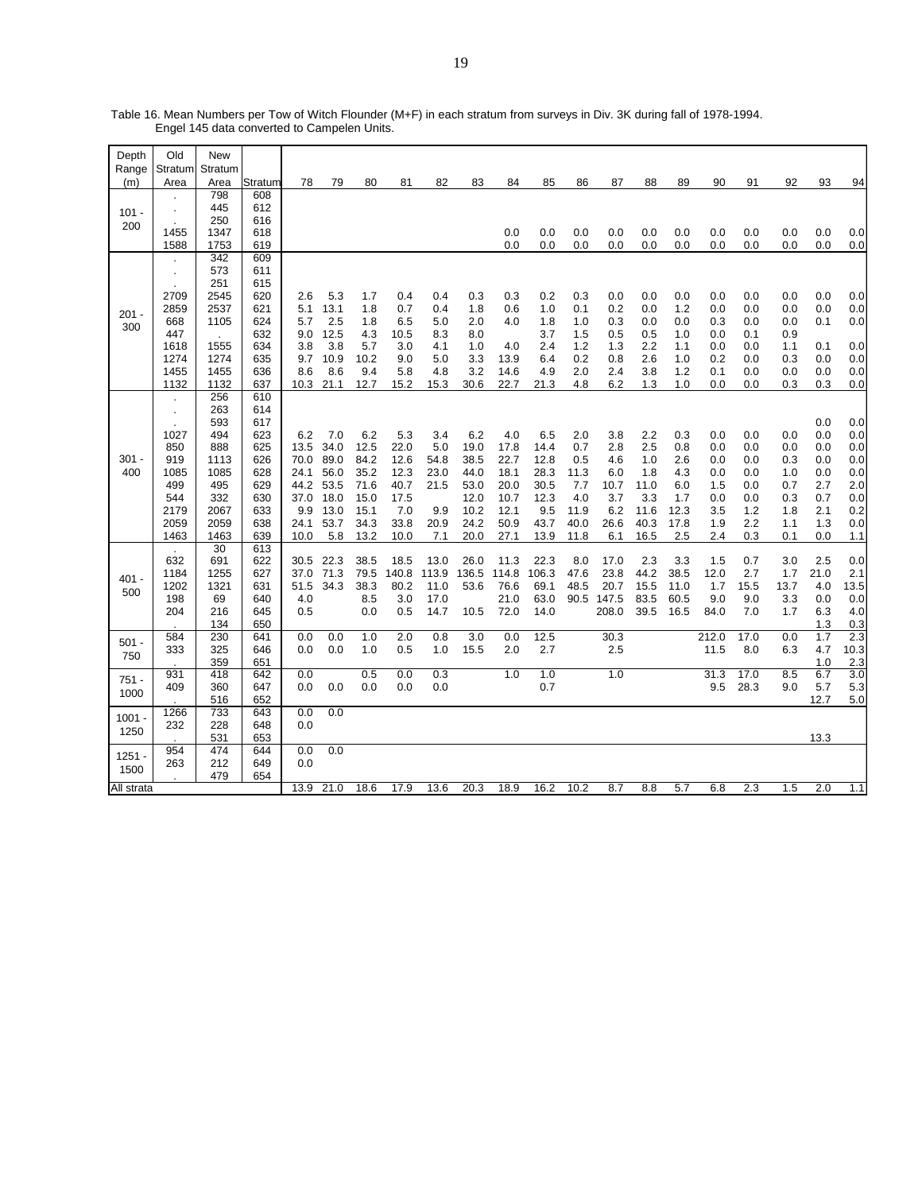Table 16. Mean Numbers per Tow of Witch Flounder (M+F) in each stratum from surveys in Div. 3K during fall of 1978-1994.
Engel 145 data converted to Campelen Units.

| Depth Range (m) | Old Stratum Area | New Stratum Area | Stratum | 78 | 79 | 80 | 81 | 82 | 83 | 84 | 85 | 86 | 87 | 88 | 89 | 90 | 91 | 92 | 93 | 94 |
|---|---|---|---|---|---|---|---|---|---|---|---|---|---|---|---|---|---|---|---|---|
| 101 - 200 | . | 798 | 608 | | | | | | | | | | | | | | | | | |
| | . | 445 | 612 | | | | | | | | | | | | | | | | | |
| | . | 250 | 616 | | | | | | | | | | | | | | | | | |
| | 1455 | 1347 | 618 | | | | | | | 0.0 | 0.0 | 0.0 | 0.0 | 0.0 | 0.0 | 0.0 | 0.0 | 0.0 | 0.0 | 0.0 |
| | 1588 | 1753 | 619 | | | | | | | 0.0 | 0.0 | 0.0 | 0.0 | 0.0 | 0.0 | 0.0 | 0.0 | 0.0 | 0.0 | 0.0 |
| 201 - 300 | . | 342 | 609 | | | | | | | | | | | | | | | | | |
| | . | 573 | 611 | | | | | | | | | | | | | | | | | |
| | . | 251 | 615 | | | | | | | | | | | | | | | | | |
| | 2709 | 2545 | 620 | 2.6 | 5.3 | 1.7 | 0.4 | 0.4 | 0.3 | 0.3 | 0.2 | 0.3 | 0.0 | 0.0 | 0.0 | 0.0 | 0.0 | 0.0 | 0.0 | 0.0 |
| | 2859 | 2537 | 621 | 5.1 | 13.1 | 1.8 | 0.7 | 0.4 | 1.8 | 0.6 | 1.0 | 0.1 | 0.2 | 0.0 | 1.2 | 0.0 | 0.0 | 0.0 | 0.0 | 0.0 |
| | 668 | 1105 | 624 | 5.7 | 2.5 | 1.8 | 6.5 | 5.0 | 2.0 | 4.0 | 1.8 | 1.0 | 0.3 | 0.0 | 0.0 | 0.3 | 0.0 | 0.0 | 0.1 | 0.0 |
| | 447 | . | 632 | 9.0 | 12.5 | 4.3 | 10.5 | 8.3 | 8.0 | | 3.7 | 1.5 | 0.5 | 0.5 | 1.0 | 0.0 | 0.1 | 0.9 | | |
| | 1618 | 1555 | 634 | 3.8 | 3.8 | 5.7 | 3.0 | 4.1 | 1.0 | 4.0 | 2.4 | 1.2 | 1.3 | 2.2 | 1.1 | 0.0 | 0.0 | 1.1 | 0.1 | 0.0 |
| | 1274 | 1274 | 635 | 9.7 | 10.9 | 10.2 | 9.0 | 5.0 | 3.3 | 13.9 | 6.4 | 0.2 | 0.8 | 2.6 | 1.0 | 0.2 | 0.0 | 0.3 | 0.0 | 0.0 |
| | 1455 | 1455 | 636 | 8.6 | 8.6 | 9.4 | 5.8 | 4.8 | 3.2 | 14.6 | 4.9 | 2.0 | 2.4 | 3.8 | 1.2 | 0.1 | 0.0 | 0.0 | 0.0 | 0.0 |
| | 1132 | 1132 | 637 | 10.3 | 21.1 | 12.7 | 15.2 | 15.3 | 30.6 | 22.7 | 21.3 | 4.8 | 6.2 | 1.3 | 1.0 | 0.0 | 0.0 | 0.3 | 0.3 | 0.0 |
| 301 - 400 | . | 256 | 610 | | | | | | | | | | | | | | | | | |
| | . | 263 | 614 | | | | | | | | | | | | | | | | | |
| | . | 593 | 617 | | | | | | | | | | | | | | | | 0.0 | 0.0 |
| | 1027 | 494 | 623 | 6.2 | 7.0 | 6.2 | 5.3 | 3.4 | 6.2 | 4.0 | 6.5 | 2.0 | 3.8 | 2.2 | 0.3 | 0.0 | 0.0 | 0.0 | 0.0 | 0.0 |
| | 850 | 888 | 625 | 13.5 | 34.0 | 12.5 | 22.0 | 5.0 | 19.0 | 17.8 | 14.4 | 0.7 | 2.8 | 2.5 | 0.8 | 0.0 | 0.0 | 0.0 | 0.0 | 0.0 |
| | 919 | 1113 | 626 | 70.0 | 89.0 | 84.2 | 12.6 | 54.8 | 38.5 | 22.7 | 12.8 | 0.5 | 4.6 | 1.0 | 2.6 | 0.0 | 0.0 | 0.3 | 0.0 | 0.0 |
| | 1085 | 1085 | 628 | 24.1 | 56.0 | 35.2 | 12.3 | 23.0 | 44.0 | 18.1 | 28.3 | 11.3 | 6.0 | 1.8 | 4.3 | 0.0 | 0.0 | 1.0 | 0.0 | 0.0 |
| | 499 | 495 | 629 | 44.2 | 53.5 | 71.6 | 40.7 | 21.5 | 53.0 | 20.0 | 30.5 | 7.7 | 10.7 | 11.0 | 6.0 | 1.5 | 0.0 | 0.7 | 2.7 | 2.0 |
| | 544 | 332 | 630 | 37.0 | 18.0 | 15.0 | 17.5 | | 12.0 | 10.7 | 12.3 | 4.0 | 3.7 | 3.3 | 1.7 | 0.0 | 0.0 | 0.3 | 0.7 | 0.0 |
| | 2179 | 2067 | 633 | 9.9 | 13.0 | 15.1 | 7.0 | 9.9 | 10.2 | 12.1 | 9.5 | 11.9 | 6.2 | 11.6 | 12.3 | 3.5 | 1.2 | 1.8 | 2.1 | 0.2 |
| | 2059 | 2059 | 638 | 24.1 | 53.7 | 34.3 | 33.8 | 20.9 | 24.2 | 50.9 | 43.7 | 40.0 | 26.6 | 40.3 | 17.8 | 1.9 | 2.2 | 1.1 | 1.3 | 0.0 |
| | 1463 | 1463 | 639 | 10.0 | 5.8 | 13.2 | 10.0 | 7.1 | 20.0 | 27.1 | 13.9 | 11.8 | 6.1 | 16.5 | 2.5 | 2.4 | 0.3 | 0.1 | 0.0 | 1.1 |
| 401 - 500 | . | 30 | 613 | | | | | | | | | | | | | | | | | |
| | 632 | 691 | 622 | 30.5 | 22.3 | 38.5 | 18.5 | 13.0 | 26.0 | 11.3 | 22.3 | 8.0 | 17.0 | 2.3 | 3.3 | 1.5 | 0.7 | 3.0 | 2.5 | 0.0 |
| | 1184 | 1255 | 627 | 37.0 | 71.3 | 79.5 | 140.8 | 113.9 | 136.5 | 114.8 | 106.3 | 47.6 | 23.8 | 44.2 | 38.5 | 12.0 | 2.7 | 1.7 | 21.0 | 2.1 |
| | 1202 | 1321 | 631 | 51.5 | 34.3 | 38.3 | 80.2 | 11.0 | 53.6 | 76.6 | 69.1 | 48.5 | 20.7 | 15.5 | 11.0 | 1.7 | 15.5 | 13.7 | 4.0 | 13.5 |
| | 198 | 69 | 640 | 4.0 | | 8.5 | 3.0 | 17.0 | | 21.0 | 63.0 | 90.5 | 147.5 | 83.5 | 60.5 | 9.0 | 9.0 | 3.3 | 0.0 | 0.0 |
| | 204 | 216 | 645 | 0.5 | | 0.0 | 0.5 | 14.7 | 10.5 | 72.0 | 14.0 | | 208.0 | 39.5 | 16.5 | 84.0 | 7.0 | 1.7 | 6.3 | 4.0 |
| | . | 134 | 650 | | | | | | | | | | | | | | | | 1.3 | 0.3 |
| 501 - 750 | 584 | 230 | 641 | 0.0 | 0.0 | 1.0 | 2.0 | 0.8 | 3.0 | 0.0 | 12.5 | | 30.3 | | | 212.0 | 17.0 | 0.0 | 1.7 | 2.3 |
| | 333 | 325 | 646 | 0.0 | 0.0 | 1.0 | 0.5 | 1.0 | 15.5 | 2.0 | 2.7 | | 2.5 | | | 11.5 | 8.0 | 6.3 | 4.7 | 10.3 |
| | . | 359 | 651 | | | | | | | | | | | | | | | | 1.0 | 2.3 |
| 751 - 1000 | 931 | 418 | 642 | 0.0 | | 0.5 | 0.0 | 0.3 | | 1.0 | 1.0 | | 1.0 | | | 31.3 | 17.0 | 8.5 | 6.7 | 3.0 |
| | 409 | 360 | 647 | 0.0 | 0.0 | 0.0 | 0.0 | 0.0 | | | 0.7 | | | | | 9.5 | 28.3 | 9.0 | 5.7 | 5.3 |
| | . | 516 | 652 | | | | | | | | | | | | | | | | 12.7 | 5.0 |
| 1001 - 1250 | 1266 | 733 | 643 | 0.0 | 0.0 | | | | | | | | | | | | | | | |
| | 232 | 228 | 648 | 0.0 | | | | | | | | | | | | | | | | |
| | . | 531 | 653 | | | | | | | | | | | | | | | | 13.3 | |
| 1251 - 1500 | 954 | 474 | 644 | 0.0 | 0.0 | | | | | | | | | | | | | | | |
| | 263 | 212 | 649 | 0.0 | | | | | | | | | | | | | | | | |
| | . | 479 | 654 | | | | | | | | | | | | | | | | | |
| All strata | | | | 13.9 | 21.0 | 18.6 | 17.9 | 13.6 | 20.3 | 18.9 | 16.2 | 10.2 | 8.7 | 8.8 | 5.7 | 6.8 | 2.3 | 1.5 | 2.0 | 1.1 |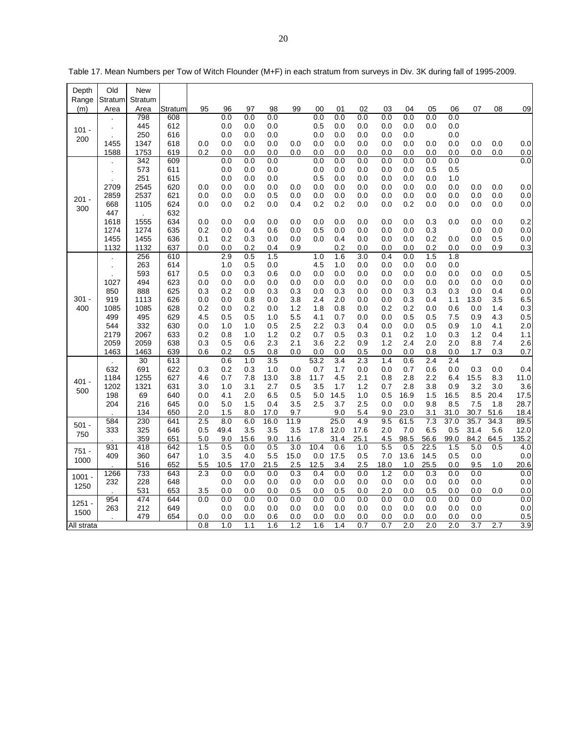Table 17. Mean Numbers per Tow of Witch Flounder (M+F) in each stratum from surveys in Div. 3K during fall of 1995-2009.

| Depth Range (m) | Old Stratum Area | New Stratum Area | Stratum | 95 | 96 | 97 | 98 | 99 | 00 | 01 | 02 | 03 | 04 | 05 | 06 | 07 | 08 | 09 |
|---|---|---|---|---|---|---|---|---|---|---|---|---|---|---|---|---|---|---|
| 101 - 200 | . | 798 | 608 | | 0.0 | 0.0 | 0.0 | | 0.0 | 0.0 | 0.0 | 0.0 | 0.0 | 0.0 | 0.0 | | | |
| | . | 445 | 612 | | 0.0 | 0.0 | 0.0 | | 0.5 | 0.0 | 0.0 | 0.0 | 0.0 | 0.0 | 0.0 | | | |
| | . | 250 | 616 | | 0.0 | 0.0 | 0.0 | | 0.0 | 0.0 | 0.0 | 0.0 | 0.0 | | 0.0 | | | |
| | 1455 | 1347 | 618 | 0.0 | 0.0 | 0.0 | 0.0 | 0.0 | 0.0 | 0.0 | 0.0 | 0.0 | 0.0 | 0.0 | 0.0 | 0.0 | 0.0 | 0.0 |
| | 1588 | 1753 | 619 | 0.2 | 0.0 | 0.0 | 0.0 | 0.0 | 0.0 | 0.0 | 0.0 | 0.0 | 0.0 | 0.0 | 0.0 | 0.0 | 0.0 | 0.0 |
| 201 - 300 | . | 342 | 609 | | 0.0 | 0.0 | 0.0 | | 0.0 | 0.0 | 0.0 | 0.0 | 0.0 | 0.0 | 0.0 | | | 0.0 |
| | . | 573 | 611 | | 0.0 | 0.0 | 0.0 | | 0.0 | 0.0 | 0.0 | 0.0 | 0.0 | 0.5 | 0.5 | | | |
| | . | 251 | 615 | | 0.0 | 0.0 | 0.0 | | 0.5 | 0.0 | 0.0 | 0.0 | 0.0 | 0.0 | 1.0 | | | |
| | 2709 | 2545 | 620 | 0.0 | 0.0 | 0.0 | 0.0 | 0.0 | 0.0 | 0.0 | 0.0 | 0.0 | 0.0 | 0.0 | 0.0 | 0.0 | 0.0 | 0.0 |
| | 2859 | 2537 | 621 | 0.0 | 0.0 | 0.0 | 0.5 | 0.0 | 0.0 | 0.0 | 0.0 | 0.0 | 0.0 | 0.0 | 0.0 | 0.0 | 0.0 | 0.0 |
| | 668 | 1105 | 624 | 0.0 | 0.0 | 0.2 | 0.0 | 0.4 | 0.2 | 0.2 | 0.0 | 0.0 | 0.2 | 0.0 | 0.0 | 0.0 | 0.0 | 0.0 |
| | 447 | . | 632 | | | | | | | | | | | | | | | |
| | 1618 | 1555 | 634 | 0.0 | 0.0 | 0.0 | 0.0 | 0.0 | 0.0 | 0.0 | 0.0 | 0.0 | 0.0 | 0.3 | 0.0 | 0.0 | 0.0 | 0.2 |
| | 1274 | 1274 | 635 | 0.2 | 0.0 | 0.4 | 0.6 | 0.0 | 0.5 | 0.0 | 0.0 | 0.0 | 0.0 | 0.3 | | 0.0 | 0.0 | 0.0 |
| | 1455 | 1455 | 636 | 0.1 | 0.2 | 0.3 | 0.0 | 0.0 | 0.0 | 0.4 | 0.0 | 0.0 | 0.0 | 0.2 | 0.0 | 0.0 | 0.5 | 0.0 |
| | 1132 | 1132 | 637 | 0.0 | 0.0 | 0.2 | 0.4 | 0.9 | | 0.2 | 0.0 | 0.0 | 0.0 | 0.2 | 0.0 | 0.0 | 0.9 | 0.3 |
| 301 - 400 | . | 256 | 610 | | 2.9 | 0.5 | 1.5 | | 1.0 | 1.6 | 3.0 | 0.4 | 0.0 | 1.5 | 1.8 | | | |
| | . | 263 | 614 | | 1.0 | 0.5 | 0.0 | | 4.5 | 1.0 | 0.0 | 0.0 | 0.0 | 0.0 | 0.0 | | | |
| | . | 593 | 617 | 0.5 | 0.0 | 0.3 | 0.6 | 0.0 | 0.0 | 0.0 | 0.0 | 0.0 | 0.0 | 0.0 | 0.0 | 0.0 | 0.0 | 0.5 |
| | 1027 | 494 | 623 | 0.0 | 0.0 | 0.0 | 0.0 | 0.0 | 0.0 | 0.0 | 0.0 | 0.0 | 0.0 | 0.0 | 0.0 | 0.0 | 0.0 | 0.0 |
| | 850 | 888 | 625 | 0.3 | 0.2 | 0.0 | 0.3 | 0.3 | 0.0 | 0.3 | 0.0 | 0.0 | 0.3 | 0.3 | 0.3 | 0.0 | 0.4 | 0.0 |
| | 919 | 1113 | 626 | 0.0 | 0.0 | 0.8 | 0.0 | 3.8 | 2.4 | 2.0 | 0.0 | 0.0 | 0.3 | 0.4 | 1.1 | 13.0 | 3.5 | 6.5 |
| | 1085 | 1085 | 628 | 0.2 | 0.0 | 0.2 | 0.0 | 1.2 | 1.8 | 0.8 | 0.0 | 0.2 | 0.2 | 0.0 | 0.6 | 0.0 | 1.4 | 0.3 |
| | 499 | 495 | 629 | 4.5 | 0.5 | 0.5 | 1.0 | 5.5 | 4.1 | 0.7 | 0.0 | 0.0 | 0.5 | 0.5 | 7.5 | 0.9 | 4.3 | 0.5 |
| | 544 | 332 | 630 | 0.0 | 1.0 | 1.0 | 0.5 | 2.5 | 2.2 | 0.3 | 0.4 | 0.0 | 0.0 | 0.5 | 0.9 | 1.0 | 4.1 | 2.0 |
| | 2179 | 2067 | 633 | 0.2 | 0.8 | 1.0 | 1.2 | 0.2 | 0.7 | 0.5 | 0.3 | 0.1 | 0.2 | 1.0 | 0.3 | 1.2 | 0.4 | 1.1 |
| | 2059 | 2059 | 638 | 0.3 | 0.5 | 0.6 | 2.3 | 2.1 | 3.6 | 2.2 | 0.9 | 1.2 | 2.4 | 2.0 | 2.0 | 8.8 | 7.4 | 2.6 |
| | 1463 | 1463 | 639 | 0.6 | 0.2 | 0.5 | 0.8 | 0.0 | 0.0 | 0.0 | 0.5 | 0.0 | 0.0 | 0.8 | 0.0 | 1.7 | 0.3 | 0.7 |
| 401 - 500 | . | 30 | 613 | | 0.6 | 1.0 | 3.5 | | 53.2 | 3.4 | 2.3 | 1.4 | 0.6 | 2.4 | 2.4 | | | |
| | 632 | 691 | 622 | 0.3 | 0.2 | 0.3 | 1.0 | 0.0 | 0.7 | 1.7 | 0.0 | 0.0 | 0.7 | 0.6 | 0.0 | 0.3 | 0.0 | 0.4 |
| | 1184 | 1255 | 627 | 4.6 | 0.7 | 7.8 | 13.0 | 3.8 | 11.7 | 4.5 | 2.1 | 0.8 | 2.8 | 2.2 | 6.4 | 15.5 | 8.3 | 11.0 |
| | 1202 | 1321 | 631 | 3.0 | 1.0 | 3.1 | 2.7 | 0.5 | 3.5 | 1.7 | 1.2 | 0.7 | 2.8 | 3.8 | 0.9 | 3.2 | 3.0 | 3.6 |
| | 198 | 69 | 640 | 0.0 | 4.1 | 2.0 | 6.5 | 0.5 | 5.0 | 14.5 | 1.0 | 0.5 | 16.9 | 1.5 | 16.5 | 8.5 | 20.4 | 17.5 |
| | 204 | 216 | 645 | 0.0 | 5.0 | 1.5 | 0.4 | 3.5 | 2.5 | 3.7 | 2.5 | 0.0 | 0.0 | 9.8 | 8.5 | 7.5 | 1.8 | 28.7 |
| | . | 134 | 650 | 2.0 | 1.5 | 8.0 | 17.0 | 9.7 | | 9.0 | 5.4 | 9.0 | 23.0 | 3.1 | 31.0 | 30.7 | 51.6 | 18.4 |
| 501 - 750 | 584 | 230 | 641 | 2.5 | 8.0 | 6.0 | 16.0 | 11.9 | | 25.0 | 4.9 | 9.5 | 61.5 | 7.3 | 37.0 | 35.7 | 34.3 | 89.5 |
| | 333 | 325 | 646 | 0.5 | 49.4 | 3.5 | 3.5 | 3.5 | 17.8 | 12.0 | 17.6 | 2.0 | 7.0 | 6.5 | 0.5 | 31.4 | 5.6 | 12.0 |
| | . | 359 | 651 | 5.0 | 9.0 | 15.6 | 9.0 | 11.6 | | 31.4 | 25.1 | 4.5 | 98.5 | 56.6 | 99.0 | 84.2 | 64.5 | 135.2 |
| 751 - 1000 | 931 | 418 | 642 | 1.5 | 0.5 | 0.0 | 0.5 | 3.0 | 10.4 | 0.6 | 1.0 | 5.5 | 0.5 | 22.5 | 1.5 | 5.0 | 0.5 | 4.0 |
| | 409 | 360 | 647 | 1.0 | 3.5 | 4.0 | 5.5 | 15.0 | 0.0 | 17.5 | 0.5 | 7.0 | 13.6 | 14.5 | 0.5 | 0.0 | | 0.0 |
| | . | 516 | 652 | 5.5 | 10.5 | 17.0 | 21.5 | 2.5 | 12.5 | 3.4 | 2.5 | 18.0 | 1.0 | 25.5 | 0.0 | 9.5 | 1.0 | 20.6 |
| 1001 - 1250 | 1266 | 733 | 643 | 2.3 | 0.0 | 0.0 | 0.0 | 0.3 | 0.4 | 0.0 | 0.0 | 1.2 | 0.0 | 0.3 | 0.0 | 0.0 | | 0.0 |
| | 232 | 228 | 648 | | 0.0 | 0.0 | 0.0 | 0.0 | 0.0 | 0.0 | 0.0 | 0.0 | 0.0 | 0.0 | 0.0 | 0.0 | | 0.0 |
| | . | 531 | 653 | 3.5 | 0.0 | 0.0 | 0.0 | 0.5 | 0.0 | 0.5 | 0.0 | 2.0 | 0.0 | 0.5 | 0.0 | 0.0 | 0.0 | 0.0 |
| 1251 - 1500 | 954 | 474 | 644 | 0.0 | 0.0 | 0.0 | 0.0 | 0.0 | 0.0 | 0.0 | 0.0 | 0.0 | 0.0 | 0.0 | 0.0 | 0.0 | | 0.0 |
| | 263 | 212 | 649 | | 0.0 | 0.0 | 0.0 | 0.0 | 0.0 | 0.0 | 0.0 | 0.0 | 0.0 | 0.0 | 0.0 | 0.0 | | 0.0 |
| | . | 479 | 654 | 0.0 | 0.0 | 0.0 | 0.6 | 0.0 | 0.0 | 0.0 | 0.0 | 0.0 | 0.0 | 0.0 | 0.0 | 0.0 | | 0.5 |
| All strata | | | | 0.8 | 1.0 | 1.1 | 1.6 | 1.2 | 1.6 | 1.4 | 0.7 | 0.7 | 2.0 | 2.0 | 2.0 | 3.7 | 2.7 | 3.9 |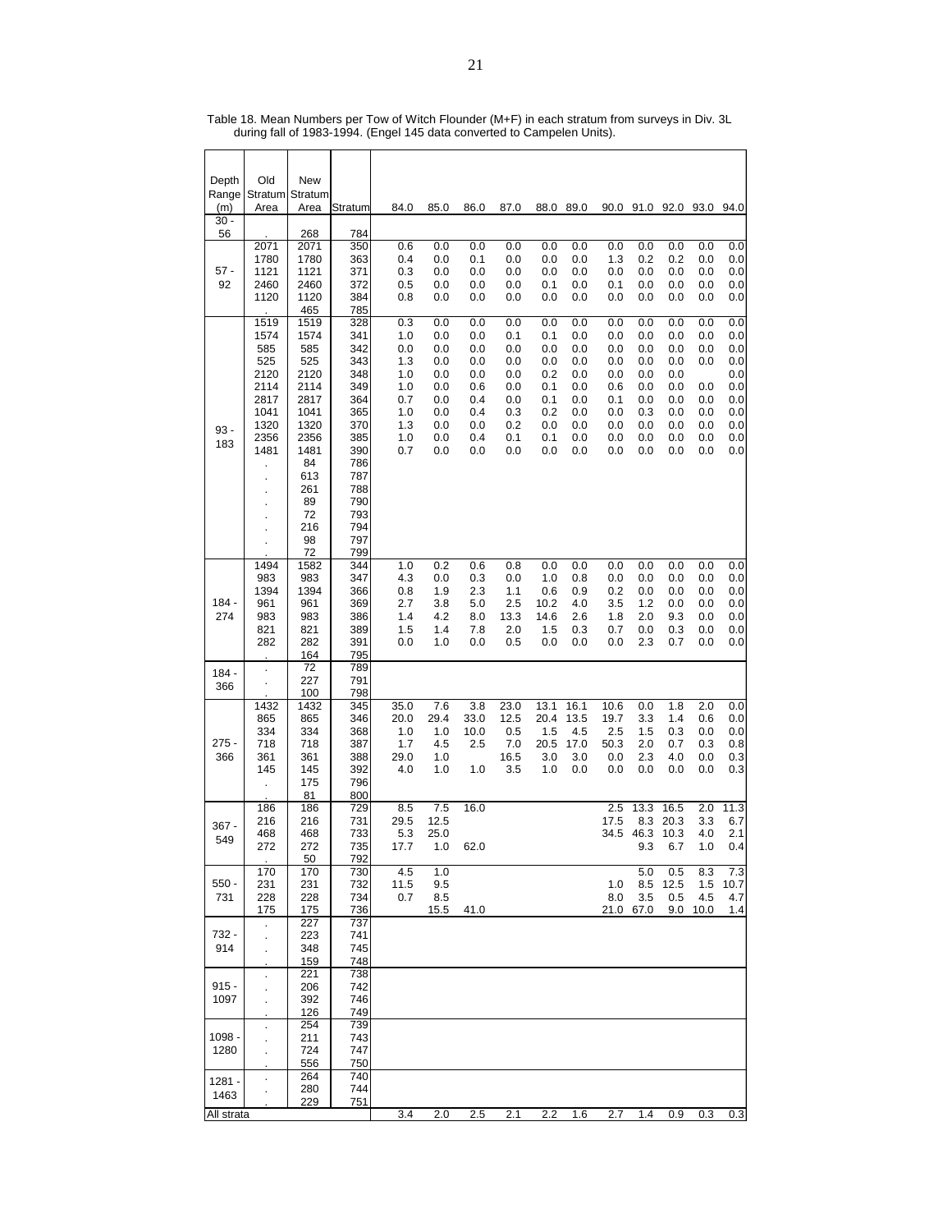Table 18. Mean Numbers per Tow of Witch Flounder (M+F) in each stratum from surveys in Div. 3L during fall of 1983-1994. (Engel 145 data converted to Campelen Units).

| Depth Range (m) | Old Stratum Area | New Stratum Area | Stratum | 84.0 | 85.0 | 86.0 | 87.0 | 88.0 | 89.0 | 90.0 | 91.0 | 92.0 | 93.0 | 94.0 |
|---|---|---|---|---|---|---|---|---|---|---|---|---|---|---|
| 30 - 56 | . | 268 | 784 | | | | | | | | | | | |
| 57 - 92 | 2071 | 2071 | 350 | 0.6 | 0.0 | 0.0 | 0.0 | 0.0 | 0.0 | 0.0 | 0.0 | 0.0 | 0.0 | 0.0 |
| | 1780 | 1780 | 363 | 0.4 | 0.0 | 0.1 | 0.0 | 0.0 | 0.0 | 1.3 | 0.2 | 0.2 | 0.0 | 0.0 |
| | 1121 | 1121 | 371 | 0.3 | 0.0 | 0.0 | 0.0 | 0.0 | 0.0 | 0.0 | 0.0 | 0.0 | 0.0 | 0.0 |
| | 2460 | 2460 | 372 | 0.5 | 0.0 | 0.0 | 0.0 | 0.1 | 0.0 | 0.1 | 0.0 | 0.0 | 0.0 | 0.0 |
| | 1120 | 1120 | 384 | 0.8 | 0.0 | 0.0 | 0.0 | 0.0 | 0.0 | 0.0 | 0.0 | 0.0 | 0.0 | 0.0 |
| | . | 465 | 785 | | | | | | | | | | | |
| 93 - 183 | 1519 | 1519 | 328 | 0.3 | 0.0 | 0.0 | 0.0 | 0.0 | 0.0 | 0.0 | 0.0 | 0.0 | 0.0 | 0.0 |
| | 1574 | 1574 | 341 | 1.0 | 0.0 | 0.0 | 0.1 | 0.1 | 0.0 | 0.0 | 0.0 | 0.0 | 0.0 | 0.0 |
| | 585 | 585 | 342 | 0.0 | 0.0 | 0.0 | 0.0 | 0.0 | 0.0 | 0.0 | 0.0 | 0.0 | 0.0 | 0.0 |
| | 525 | 525 | 343 | 1.3 | 0.0 | 0.0 | 0.0 | 0.0 | 0.0 | 0.0 | 0.0 | 0.0 | 0.0 | 0.0 |
| | 2120 | 2120 | 348 | 1.0 | 0.0 | 0.0 | 0.0 | 0.2 | 0.0 | 0.0 | 0.0 | 0.0 | | 0.0 |
| | 2114 | 2114 | 349 | 1.0 | 0.0 | 0.6 | 0.0 | 0.1 | 0.0 | 0.6 | 0.0 | 0.0 | 0.0 | 0.0 |
| | 2817 | 2817 | 364 | 0.7 | 0.0 | 0.4 | 0.0 | 0.1 | 0.0 | 0.1 | 0.0 | 0.0 | 0.0 | 0.0 |
| | 1041 | 1041 | 365 | 1.0 | 0.0 | 0.4 | 0.3 | 0.2 | 0.0 | 0.0 | 0.3 | 0.0 | 0.0 | 0.0 |
| | 1320 | 1320 | 370 | 1.3 | 0.0 | 0.0 | 0.2 | 0.0 | 0.0 | 0.0 | 0.0 | 0.0 | 0.0 | 0.0 |
| | 2356 | 2356 | 385 | 1.0 | 0.0 | 0.4 | 0.1 | 0.1 | 0.0 | 0.0 | 0.0 | 0.0 | 0.0 | 0.0 |
| | 1481 | 1481 | 390 | 0.7 | 0.0 | 0.0 | 0.0 | 0.0 | 0.0 | 0.0 | 0.0 | 0.0 | 0.0 | 0.0 |
| | . | 84 | 786 | | | | | | | | | | | |
| | . | 613 | 787 | | | | | | | | | | | |
| | . | 261 | 788 | | | | | | | | | | | |
| | . | 89 | 790 | | | | | | | | | | | |
| | . | 72 | 793 | | | | | | | | | | | |
| | . | 216 | 794 | | | | | | | | | | | |
| | . | 98 | 797 | | | | | | | | | | | |
| | . | 72 | 799 | | | | | | | | | | | |
| 184 - 274 | 1494 | 1582 | 344 | 1.0 | 0.2 | 0.6 | 0.8 | 0.0 | 0.0 | 0.0 | 0.0 | 0.0 | 0.0 | 0.0 |
| | 983 | 983 | 347 | 4.3 | 0.0 | 0.3 | 0.0 | 1.0 | 0.8 | 0.0 | 0.0 | 0.0 | 0.0 | 0.0 |
| | 1394 | 1394 | 366 | 0.8 | 1.9 | 2.3 | 1.1 | 0.6 | 0.9 | 0.2 | 0.0 | 0.0 | 0.0 | 0.0 |
| | 961 | 961 | 369 | 2.7 | 3.8 | 5.0 | 2.5 | 10.2 | 4.0 | 3.5 | 1.2 | 0.0 | 0.0 | 0.0 |
| | 983 | 983 | 386 | 1.4 | 4.2 | 8.0 | 13.3 | 14.6 | 2.6 | 1.8 | 2.0 | 9.3 | 0.0 | 0.0 |
| | 821 | 821 | 389 | 1.5 | 1.4 | 7.8 | 2.0 | 1.5 | 0.3 | 0.7 | 0.0 | 0.3 | 0.0 | 0.0 |
| | 282 | 282 | 391 | 0.0 | 1.0 | 0.0 | 0.5 | 0.0 | 0.0 | 0.0 | 2.3 | 0.7 | 0.0 | 0.0 |
| | . | 164 | 795 | | | | | | | | | | | |
| 184 - 366 | . | 72 | 789 | | | | | | | | | | | |
| | . | 227 | 791 | | | | | | | | | | | |
| | . | 100 | 798 | | | | | | | | | | | |
| 275 - 366 | 1432 | 1432 | 345 | 35.0 | 7.6 | 3.8 | 23.0 | 13.1 | 16.1 | 10.6 | 0.0 | 1.8 | 2.0 | 0.0 |
| | 865 | 865 | 346 | 20.0 | 29.4 | 33.0 | 12.5 | 20.4 | 13.5 | 19.7 | 3.3 | 1.4 | 0.6 | 0.0 |
| | 334 | 334 | 368 | 1.0 | 1.0 | 10.0 | 0.5 | 1.5 | 4.5 | 2.5 | 1.5 | 0.3 | 0.0 | 0.0 |
| | 718 | 718 | 387 | 1.7 | 4.5 | 2.5 | 7.0 | 20.5 | 17.0 | 50.3 | 2.0 | 0.7 | 0.3 | 0.8 |
| | 361 | 361 | 388 | 29.0 | 1.0 | | 16.5 | 3.0 | 3.0 | 0.0 | 2.3 | 4.0 | 0.0 | 0.3 |
| | 145 | 145 | 392 | 4.0 | 1.0 | 1.0 | 3.5 | 1.0 | 0.0 | 0.0 | 0.0 | 0.0 | 0.0 | 0.3 |
| | . | 175 | 796 | | | | | | | | | | | |
| | . | 81 | 800 | | | | | | | | | | | |
| 367 - 549 | 186 | 186 | 729 | 8.5 | 7.5 | 16.0 | | | | 2.5 | 13.3 | 16.5 | 2.0 | 11.3 |
| | 216 | 216 | 731 | 29.5 | 12.5 | | | | | 17.5 | 8.3 | 20.3 | 3.3 | 6.7 |
| | 468 | 468 | 733 | 5.3 | 25.0 | | | | | 34.5 | 46.3 | 10.3 | 4.0 | 2.1 |
| | 272 | 272 | 735 | 17.7 | 1.0 | 62.0 | | | | | 9.3 | 6.7 | 1.0 | 0.4 |
| | . | 50 | 792 | | | | | | | | | | | |
| 550 - 731 | 170 | 170 | 730 | 4.5 | 1.0 | | | | | | 5.0 | 0.5 | 8.3 | 7.3 |
| | 231 | 231 | 732 | 11.5 | 9.5 | | | | | 1.0 | 8.5 | 12.5 | 1.5 | 10.7 |
| | 228 | 228 | 734 | 0.7 | 8.5 | | | | | 8.0 | 3.5 | 0.5 | 4.5 | 4.7 |
| | 175 | 175 | 736 | | 15.5 | 41.0 | | | | 21.0 | 67.0 | 9.0 | 10.0 | 1.4 |
| 732 - 914 | . | 227 | 737 | | | | | | | | | | | |
| | . | 223 | 741 | | | | | | | | | | | |
| | . | 348 | 745 | | | | | | | | | | | |
| | . | 159 | 748 | | | | | | | | | | | |
| 915 - 1097 | . | 221 | 738 | | | | | | | | | | | |
| | . | 206 | 742 | | | | | | | | | | | |
| | . | 392 | 746 | | | | | | | | | | | |
| | . | 126 | 749 | | | | | | | | | | | |
| 1098 - 1280 | . | 254 | 739 | | | | | | | | | | | |
| | . | 211 | 743 | | | | | | | | | | | |
| | . | 724 | 747 | | | | | | | | | | | |
| | . | 556 | 750 | | | | | | | | | | | |
| 1281 - 1463 | . | 264 | 740 | | | | | | | | | | | |
| | . | 280 | 744 | | | | | | | | | | | |
| | . | 229 | 751 | | | | | | | | | | | |
| All strata | | | | 3.4 | 2.0 | 2.5 | 2.1 | 2.2 | 1.6 | 2.7 | 1.4 | 0.9 | 0.3 | 0.3 |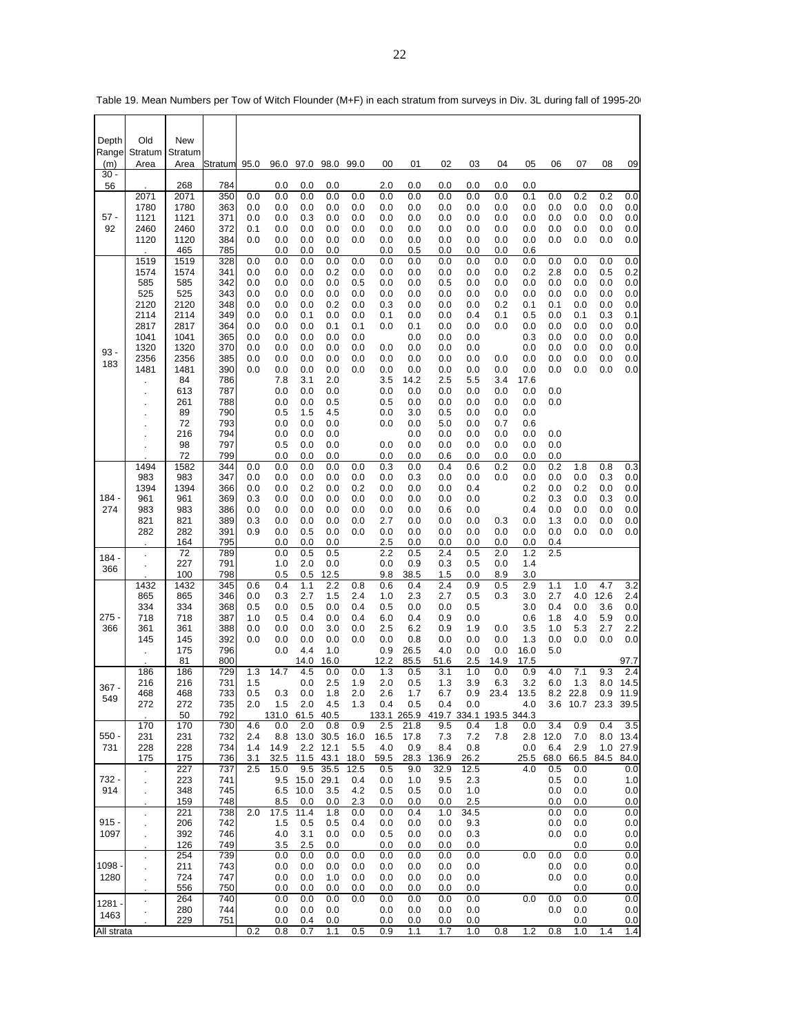Table 19. Mean Numbers per Tow of Witch Flounder (M+F) in each stratum from surveys in Div. 3L during fall of 1995-20

| Depth Range (m) | Old Stratum Area | New Stratum Area | Stratum | 95.0 | 96.0 | 97.0 | 98.0 | 99.0 | 00 | 01 | 02 | 03 | 04 | 05 | 06 | 07 | 08 | 09 |
|---|---|---|---|---|---|---|---|---|---|---|---|---|---|---|---|---|---|---|
| 30 - 56 | . | 268 | 784 | | 0.0 | 0.0 | 0.0 | | 2.0 | 0.0 | 0.0 | 0.0 | 0.0 | 0.0 | | | | |
| 57 - 92 | 2071 | 2071 | 350 | 0.0 | 0.0 | 0.0 | 0.0 | 0.0 | 0.0 | 0.0 | 0.0 | 0.0 | 0.0 | 0.1 | 0.0 | 0.2 | 0.2 | 0.0 |
| | 1780 | 1780 | 363 | 0.0 | 0.0 | 0.0 | 0.0 | 0.0 | 0.0 | 0.0 | 0.0 | 0.0 | 0.0 | 0.0 | 0.0 | 0.0 | 0.0 | 0.0 |
| | 1121 | 1121 | 371 | 0.0 | 0.0 | 0.3 | 0.0 | 0.0 | 0.0 | 0.0 | 0.0 | 0.0 | 0.0 | 0.0 | 0.0 | 0.0 | 0.0 | 0.0 |
| | 2460 | 2460 | 372 | 0.1 | 0.0 | 0.0 | 0.0 | 0.0 | 0.0 | 0.0 | 0.0 | 0.0 | 0.0 | 0.0 | 0.0 | 0.0 | 0.0 | 0.0 |
| | 1120 | 1120 | 384 | 0.0 | 0.0 | 0.0 | 0.0 | 0.0 | 0.0 | 0.0 | 0.0 | 0.0 | 0.0 | 0.0 | 0.0 | 0.0 | 0.0 | 0.0 |
| | . | 465 | 785 | | 0.0 | 0.0 | 0.0 | | 0.0 | 0.5 | 0.0 | 0.0 | 0.0 | 0.6 | | | | |
| 93 - 183 | 1519 | 1519 | 328 | 0.0 | 0.0 | 0.0 | 0.0 | 0.0 | 0.0 | 0.0 | 0.0 | 0.0 | 0.0 | 0.0 | 0.0 | 0.0 | 0.0 | 0.0 |
| | 1574 | 1574 | 341 | 0.0 | 0.0 | 0.0 | 0.2 | 0.0 | 0.0 | 0.0 | 0.0 | 0.0 | 0.0 | 0.2 | 2.8 | 0.0 | 0.5 | 0.2 |
| | 585 | 585 | 342 | 0.0 | 0.0 | 0.0 | 0.0 | 0.5 | 0.0 | 0.0 | 0.5 | 0.0 | 0.0 | 0.0 | 0.0 | 0.0 | 0.0 | 0.0 |
| | 525 | 525 | 343 | 0.0 | 0.0 | 0.0 | 0.0 | 0.0 | 0.0 | 0.0 | 0.0 | 0.0 | 0.0 | 0.0 | 0.0 | 0.0 | 0.0 | 0.0 |
| | 2120 | 2120 | 348 | 0.0 | 0.0 | 0.0 | 0.2 | 0.0 | 0.3 | 0.0 | 0.0 | 0.0 | 0.2 | 0.1 | 0.1 | 0.0 | 0.0 | 0.0 |
| | 2114 | 2114 | 349 | 0.0 | 0.0 | 0.1 | 0.0 | 0.0 | 0.1 | 0.0 | 0.0 | 0.4 | 0.1 | 0.5 | 0.0 | 0.1 | 0.3 | 0.1 |
| | 2817 | 2817 | 364 | 0.0 | 0.0 | 0.0 | 0.1 | 0.1 | 0.0 | 0.1 | 0.0 | 0.0 | 0.0 | 0.0 | 0.0 | 0.0 | 0.0 | 0.0 |
| | 1041 | 1041 | 365 | 0.0 | 0.0 | 0.0 | 0.0 | 0.0 | | 0.0 | 0.0 | 0.0 | | 0.3 | 0.0 | 0.0 | 0.0 | 0.0 |
| | 1320 | 1320 | 370 | 0.0 | 0.0 | 0.0 | 0.0 | 0.0 | 0.0 | 0.0 | 0.0 | 0.0 | | 0.0 | 0.0 | 0.0 | 0.0 | 0.0 |
| | 2356 | 2356 | 385 | 0.0 | 0.0 | 0.0 | 0.0 | 0.0 | 0.0 | 0.0 | 0.0 | 0.0 | 0.0 | 0.0 | 0.0 | 0.0 | 0.0 | 0.0 |
| | 1481 | 1481 | 390 | 0.0 | 0.0 | 0.0 | 0.0 | 0.0 | 0.0 | 0.0 | 0.0 | 0.0 | 0.0 | 0.0 | 0.0 | 0.0 | 0.0 | 0.0 |
| | . | 84 | 786 | | 7.8 | 3.1 | 2.0 | | 3.5 | 14.2 | 2.5 | 5.5 | 3.4 | 17.6 | | | | |
| | . | 613 | 787 | | 0.0 | 0.0 | 0.0 | | 0.0 | 0.0 | 0.0 | 0.0 | 0.0 | 0.0 | 0.0 | | | |
| | . | 261 | 788 | | 0.0 | 0.0 | 0.5 | | 0.5 | 0.0 | 0.0 | 0.0 | 0.0 | 0.0 | 0.0 | | | |
| | . | 89 | 790 | | 0.5 | 1.5 | 4.5 | | 0.0 | 3.0 | 0.5 | 0.0 | 0.0 | 0.0 | | | | |
| | . | 72 | 793 | | 0.0 | 0.0 | 0.0 | | 0.0 | 0.0 | 5.0 | 0.0 | 0.7 | 0.6 | | | | |
| | . | 216 | 794 | | 0.0 | 0.0 | 0.0 | | | 0.0 | 0.0 | 0.0 | 0.0 | 0.0 | 0.0 | | | |
| | . | 98 | 797 | | 0.5 | 0.0 | 0.0 | | 0.0 | 0.0 | 0.0 | 0.0 | 0.0 | 0.0 | 0.0 | | | |
| | . | 72 | 799 | | 0.0 | 0.0 | 0.0 | | 0.0 | 0.0 | 0.6 | 0.0 | 0.0 | 0.0 | 0.0 | | | |
| 184 - 274 | 1494 | 1582 | 344 | 0.0 | 0.0 | 0.0 | 0.0 | 0.0 | 0.3 | 0.0 | 0.4 | 0.6 | 0.2 | 0.0 | 0.2 | 1.8 | 0.8 | 0.3 |
| | 983 | 983 | 347 | 0.0 | 0.0 | 0.0 | 0.0 | 0.0 | 0.0 | 0.3 | 0.0 | 0.0 | 0.0 | 0.0 | 0.0 | 0.0 | 0.3 | 0.0 |
| | 1394 | 1394 | 366 | 0.0 | 0.0 | 0.2 | 0.0 | 0.2 | 0.0 | 0.0 | 0.0 | 0.4 | | 0.2 | 0.0 | 0.2 | 0.0 | 0.0 |
| | 961 | 961 | 369 | 0.3 | 0.0 | 0.0 | 0.0 | 0.0 | 0.0 | 0.0 | 0.0 | 0.0 | | 0.2 | 0.3 | 0.0 | 0.3 | 0.0 |
| | 983 | 983 | 386 | 0.0 | 0.0 | 0.0 | 0.0 | 0.0 | 0.0 | 0.0 | 0.6 | 0.0 | | 0.4 | 0.0 | 0.0 | 0.0 | 0.0 |
| | 821 | 821 | 389 | 0.3 | 0.0 | 0.0 | 0.0 | 0.0 | 2.7 | 0.0 | 0.0 | 0.0 | 0.3 | 0.0 | 1.3 | 0.0 | 0.0 | 0.0 |
| | 282 | 282 | 391 | 0.9 | 0.0 | 0.5 | 0.0 | 0.0 | 0.0 | 0.0 | 0.0 | 0.0 | 0.0 | 0.0 | 0.0 | 0.0 | 0.0 | 0.0 |
| | . | 164 | 795 | | 0.0 | 0.0 | 0.0 | | 2.5 | 0.0 | 0.0 | 0.0 | 0.0 | 0.0 | 0.4 | | | |
| 184 - 366 | . | 72 | 789 | | 0.0 | 0.5 | 0.5 | | 2.2 | 0.5 | 2.4 | 0.5 | 2.0 | 1.2 | 2.5 | | | |
| | . | 227 | 791 | | 1.0 | 2.0 | 0.0 | | 0.0 | 0.9 | 0.3 | 0.5 | 0.0 | 1.4 | | | | |
| | . | 100 | 798 | | 0.5 | 0.5 | 12.5 | | 9.8 | 38.5 | 1.5 | 0.0 | 8.9 | 3.0 | | | | |
| 275 - 366 | 1432 | 1432 | 345 | 0.6 | 0.4 | 1.1 | 2.2 | 0.8 | 0.6 | 0.4 | 2.4 | 0.9 | 0.5 | 2.9 | 1.1 | 1.0 | 4.7 | 3.2 |
| | 865 | 865 | 346 | 0.0 | 0.3 | 2.7 | 1.5 | 2.4 | 1.0 | 2.3 | 2.7 | 0.5 | 0.3 | 3.0 | 2.7 | 4.0 | 12.6 | 2.4 |
| | 334 | 334 | 368 | 0.5 | 0.0 | 0.5 | 0.0 | 0.4 | 0.5 | 0.0 | 0.0 | 0.5 | | 3.0 | 0.4 | 0.0 | 3.6 | 0.0 |
| | 718 | 718 | 387 | 1.0 | 0.5 | 0.4 | 0.0 | 0.4 | 6.0 | 0.4 | 0.9 | 0.0 | | 0.6 | 1.8 | 4.0 | 5.9 | 0.0 |
| | 361 | 361 | 388 | 0.0 | 0.0 | 0.0 | 3.0 | 0.0 | 2.5 | 6.2 | 0.9 | 1.9 | 0.0 | 3.5 | 1.0 | 5.3 | 2.7 | 2.2 |
| | 145 | 145 | 392 | 0.0 | 0.0 | 0.0 | 0.0 | 0.0 | 0.0 | 0.8 | 0.0 | 0.0 | 0.0 | 1.3 | 0.0 | 0.0 | 0.0 | 0.0 |
| | . | 175 | 796 | | 0.0 | 4.4 | 1.0 | | 0.9 | 26.5 | 4.0 | 0.0 | 0.0 | 16.0 | 5.0 | | | |
| | . | 81 | 800 | | | 14.0 | 16.0 | | 12.2 | 85.5 | 51.6 | 2.5 | 14.9 | 17.5 | | | | 97.7 |
| 367 - 549 | 186 | 186 | 729 | 1.3 | 14.7 | 4.5 | 0.0 | 0.0 | 1.3 | 0.5 | 3.1 | 1.0 | 0.0 | 0.9 | 4.0 | 7.1 | 9.3 | 2.4 |
| | 216 | 216 | 731 | 1.5 | | 0.0 | 2.5 | 1.9 | 2.0 | 0.5 | 1.3 | 3.9 | 6.3 | 3.2 | 6.0 | 1.3 | 8.0 | 14.5 |
| | 468 | 468 | 733 | 0.5 | 0.3 | 0.0 | 1.8 | 2.0 | 2.6 | 1.7 | 6.7 | 0.9 | 23.4 | 13.5 | 8.2 | 22.8 | 0.9 | 11.9 |
| | 272 | 272 | 735 | 2.0 | 1.5 | 2.0 | 4.5 | 1.3 | 0.4 | 0.5 | 0.4 | 0.0 | | 4.0 | 3.6 | 10.7 | 23.3 | 39.5 |
| | . | 50 | 792 | | 131.0 | 61.5 | 40.5 | | 133.1 | 265.9 | 419.7 | 334.1 | 193.5 | 344.3 | | | | |
| 550 - 731 | 170 | 170 | 730 | 4.6 | 0.0 | 2.0 | 0.8 | 0.9 | 2.5 | 21.8 | 9.5 | 0.4 | 1.8 | 0.0 | 3.4 | 0.9 | 0.4 | 3.5 |
| | 231 | 231 | 732 | 2.4 | 8.8 | 13.0 | 30.5 | 16.0 | 16.5 | 17.8 | 7.3 | 7.2 | 7.8 | 2.8 | 12.0 | 7.0 | 8.0 | 13.4 |
| | 228 | 228 | 734 | 1.4 | 14.9 | 2.2 | 12.1 | 5.5 | 4.0 | 0.9 | 8.4 | 0.8 | | 0.0 | 6.4 | 2.9 | 1.0 | 27.9 |
| | 175 | 175 | 736 | 3.1 | 32.5 | 11.5 | 43.1 | 18.0 | 59.5 | 28.3 | 136.9 | 26.2 | | 25.5 | 68.0 | 66.5 | 84.5 | 84.0 |
| 732 - 914 | . | 227 | 737 | 2.5 | 15.0 | 9.5 | 35.5 | 12.5 | 0.5 | 9.0 | 32.9 | 12.5 | | 4.0 | 0.5 | 0.0 | | 0.0 |
| | . | 223 | 741 | | 9.5 | 15.0 | 29.1 | 0.4 | 0.0 | 1.0 | 9.5 | 2.3 | | | 0.5 | 0.0 | | 1.0 |
| | . | 348 | 745 | | 6.5 | 10.0 | 3.5 | 4.2 | 0.5 | 0.5 | 0.0 | 1.0 | | | 0.0 | 0.0 | | 0.0 |
| | . | 159 | 748 | | 8.5 | 0.0 | 0.0 | 2.3 | 0.0 | 0.0 | 0.0 | 2.5 | | | 0.0 | 0.0 | | 0.0 |
| 915 - 1097 | . | 221 | 738 | 2.0 | 17.5 | 11.4 | 1.8 | 0.0 | 0.0 | 0.4 | 1.0 | 34.5 | | | 0.0 | 0.0 | | 0.0 |
| | . | 206 | 742 | | 1.5 | 0.5 | 0.5 | 0.4 | 0.0 | 0.0 | 0.0 | 9.3 | | | 0.0 | 0.0 | | 0.0 |
| | . | 392 | 746 | | 4.0 | 3.1 | 0.0 | 0.0 | 0.5 | 0.0 | 0.0 | 0.3 | | | 0.0 | 0.0 | | 0.0 |
| | . | 126 | 749 | | 3.5 | 2.5 | 0.0 | | 0.0 | 0.0 | 0.0 | 0.0 | | | | 0.0 | | 0.0 |
| 1098 - 1280 | . | 254 | 739 | | 0.0 | 0.0 | 0.0 | 0.0 | 0.0 | 0.0 | 0.0 | 0.0 | | 0.0 | 0.0 | 0.0 | | 0.0 |
| | . | 211 | 743 | | 0.0 | 0.0 | 0.0 | 0.0 | 0.0 | 0.0 | 0.0 | 0.0 | | | 0.0 | 0.0 | | 0.0 |
| | . | 724 | 747 | | 0.0 | 0.0 | 1.0 | 0.0 | 0.0 | 0.0 | 0.0 | 0.0 | | | 0.0 | 0.0 | | 0.0 |
| | . | 556 | 750 | | 0.0 | 0.0 | 0.0 | 0.0 | 0.0 | 0.0 | 0.0 | 0.0 | | | | 0.0 | | 0.0 |
| 1281 - 1463 | . | 264 | 740 | | 0.0 | 0.0 | 0.0 | 0.0 | 0.0 | 0.0 | 0.0 | 0.0 | | 0.0 | 0.0 | 0.0 | | 0.0 |
| | . | 280 | 744 | | 0.0 | 0.0 | 0.0 | | 0.0 | 0.0 | 0.0 | 0.0 | | | 0.0 | 0.0 | | 0.0 |
| | . | 229 | 751 | | 0.0 | 0.4 | 0.0 | | 0.0 | 0.0 | 0.0 | 0.0 | | | | 0.0 | | 0.0 |
| All strata | | | | 0.2 | 0.8 | 0.7 | 1.1 | 0.5 | 0.9 | 1.1 | 1.7 | 1.0 | 0.8 | 1.2 | 0.8 | 1.0 | 1.4 | 1.4 |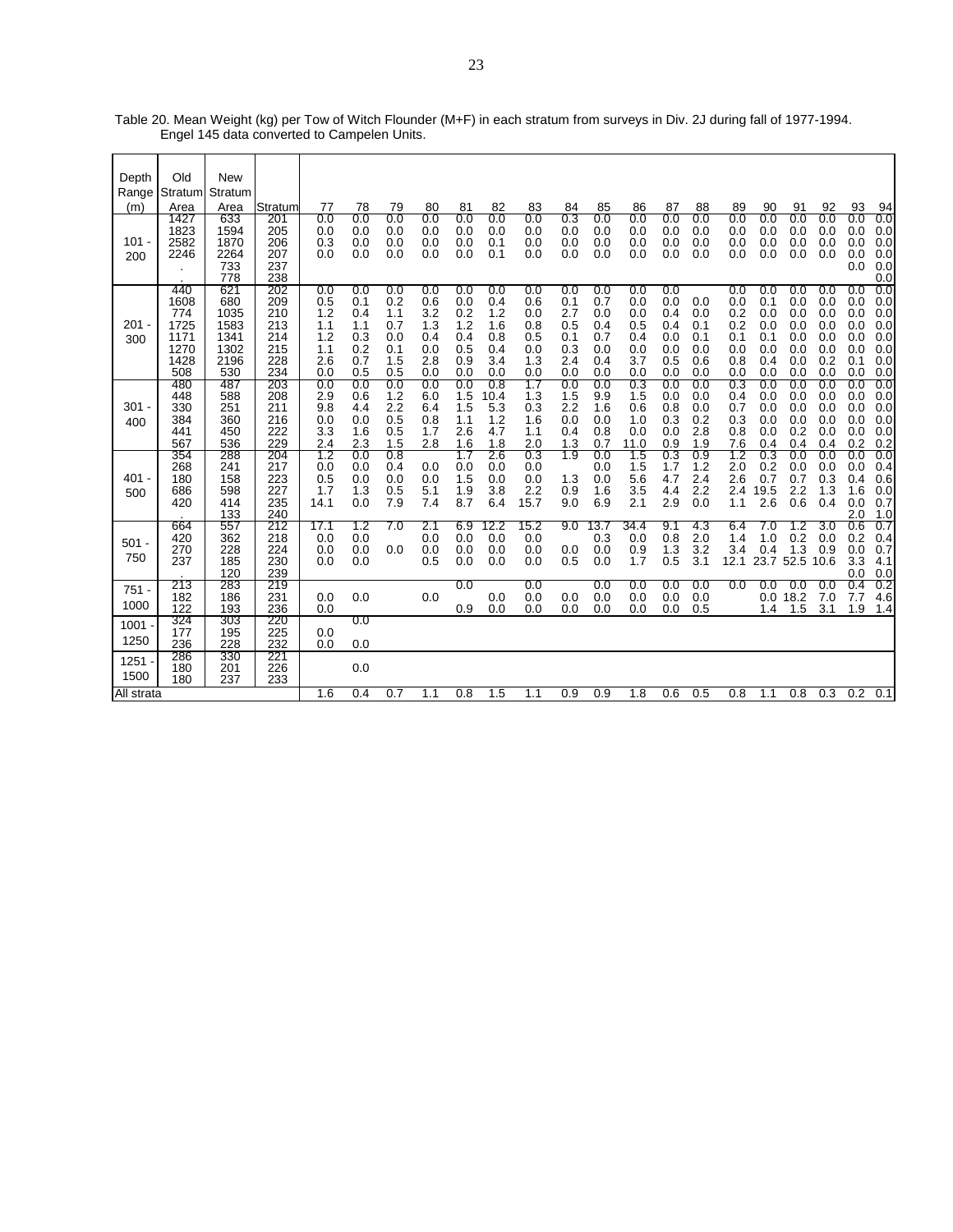Table 20. Mean Weight (kg) per Tow of Witch Flounder (M+F) in each stratum from surveys in Div. 2J during fall of 1977-1994. Engel 145 data converted to Campelen Units.

| Depth Range (m) | Old Stratum Area | New Stratum Area | Stratum | 77 | 78 | 79 | 80 | 81 | 82 | 83 | 84 | 85 | 86 | 87 | 88 | 89 | 90 | 91 | 92 | 93 | 94 |
|---|---|---|---|---|---|---|---|---|---|---|---|---|---|---|---|---|---|---|---|---|---|
| 101 - 200 | 1427 | 633 | 201 | 0.0 | 0.0 | 0.0 | 0.0 | 0.0 | 0.0 | 0.0 | 0.3 | 0.0 | 0.0 | 0.0 | 0.0 | 0.0 | 0.0 | 0.0 | 0.0 | 0.0 | 0.0 |
| | 1823 | 1594 | 205 | 0.0 | 0.0 | 0.0 | 0.0 | 0.0 | 0.0 | 0.0 | 0.0 | 0.0 | 0.0 | 0.0 | 0.0 | 0.0 | 0.0 | 0.0 | 0.0 | 0.0 | 0.0 |
| | 2582 | 1870 | 206 | 0.3 | 0.0 | 0.0 | 0.0 | 0.0 | 0.1 | 0.0 | 0.0 | 0.0 | 0.0 | 0.0 | 0.0 | 0.0 | 0.0 | 0.0 | 0.0 | 0.0 | 0.0 |
| | 2246 | 2264 | 207 | 0.0 | 0.0 | 0.0 | 0.0 | 0.0 | 0.1 | 0.0 | 0.0 | 0.0 | 0.0 | 0.0 | 0.0 | 0.0 | 0.0 | 0.0 | 0.0 | 0.0 | 0.0 |
| | . | 733 | 237 | | | | | | | | | | | | | | | | | 0.0 | 0.0 |
| | . | 778 | 238 | | | | | | | | | | | | | | | | | | 0.0 |
| 201 - 300 | 440 | 621 | 202 | 0.0 | 0.0 | 0.0 | 0.0 | 0.0 | 0.0 | 0.0 | 0.0 | 0.0 | 0.0 | 0.0 | | 0.0 | 0.0 | 0.0 | 0.0 | 0.0 | 0.0 |
| | 1608 | 680 | 209 | 0.5 | 0.1 | 0.2 | 0.6 | 0.0 | 0.4 | 0.6 | 0.1 | 0.7 | 0.0 | 0.0 | 0.0 | 0.0 | 0.1 | 0.0 | 0.0 | 0.0 | 0.0 |
| | 774 | 1035 | 210 | 1.2 | 0.4 | 1.1 | 3.2 | 0.2 | 1.2 | 0.0 | 2.7 | 0.0 | 0.0 | 0.4 | 0.0 | 0.2 | 0.0 | 0.0 | 0.0 | 0.0 | 0.0 |
| | 1725 | 1583 | 213 | 1.1 | 1.1 | 0.7 | 1.3 | 1.2 | 1.6 | 0.8 | 0.5 | 0.4 | 0.5 | 0.4 | 0.1 | 0.2 | 0.0 | 0.0 | 0.0 | 0.0 | 0.0 |
| | 1171 | 1341 | 214 | 1.2 | 0.3 | 0.0 | 0.4 | 0.4 | 0.8 | 0.5 | 0.1 | 0.7 | 0.4 | 0.0 | 0.1 | 0.1 | 0.1 | 0.0 | 0.0 | 0.0 | 0.0 |
| | 1270 | 1302 | 215 | 1.1 | 0.2 | 0.1 | 0.0 | 0.5 | 0.4 | 0.0 | 0.3 | 0.0 | 0.0 | 0.0 | 0.0 | 0.0 | 0.0 | 0.0 | 0.0 | 0.0 | 0.0 |
| | 1428 | 2196 | 228 | 2.6 | 0.7 | 1.5 | 2.8 | 0.9 | 3.4 | 1.3 | 2.4 | 0.4 | 3.7 | 0.5 | 0.6 | 0.8 | 0.4 | 0.0 | 0.2 | 0.1 | 0.0 |
| | 508 | 530 | 234 | 0.0 | 0.5 | 0.5 | 0.0 | 0.0 | 0.0 | 0.0 | 0.0 | 0.0 | 0.0 | 0.0 | 0.0 | 0.0 | 0.0 | 0.0 | 0.0 | 0.0 | 0.0 |
| 301 - 400 | 480 | 487 | 203 | 0.0 | 0.0 | 0.0 | 0.0 | 0.0 | 0.8 | 1.7 | 0.0 | 0.0 | 0.3 | 0.0 | 0.0 | 0.3 | 0.0 | 0.0 | 0.0 | 0.0 | 0.0 |
| | 448 | 588 | 208 | 2.9 | 0.6 | 1.2 | 6.0 | 1.5 | 10.4 | 1.3 | 1.5 | 9.9 | 1.5 | 0.0 | 0.0 | 0.4 | 0.0 | 0.0 | 0.0 | 0.0 | 0.0 |
| | 330 | 251 | 211 | 9.8 | 4.4 | 2.2 | 6.4 | 1.5 | 5.3 | 0.3 | 2.2 | 1.6 | 0.6 | 0.8 | 0.0 | 0.7 | 0.0 | 0.0 | 0.0 | 0.0 | 0.0 |
| | 384 | 360 | 216 | 0.0 | 0.0 | 0.5 | 0.8 | 1.1 | 1.2 | 1.6 | 0.0 | 0.0 | 1.0 | 0.3 | 0.2 | 0.3 | 0.0 | 0.0 | 0.0 | 0.0 | 0.0 |
| | 441 | 450 | 222 | 3.3 | 1.6 | 0.5 | 1.7 | 2.6 | 4.7 | 1.1 | 0.4 | 0.8 | 0.0 | 0.0 | 2.8 | 0.8 | 0.0 | 0.2 | 0.0 | 0.0 | 0.0 |
| | 567 | 536 | 229 | 2.4 | 2.3 | 1.5 | 2.8 | 1.6 | 1.8 | 2.0 | 1.3 | 0.7 | 11.0 | 0.9 | 1.9 | 7.6 | 0.4 | 0.4 | 0.4 | 0.2 | 0.2 |
| 401 - 500 | 354 | 288 | 204 | 1.2 | 0.0 | 0.8 | | 1.7 | 2.6 | 0.3 | 1.9 | 0.0 | 1.5 | 0.3 | 0.9 | 1.2 | 0.3 | 0.0 | 0.0 | 0.0 | 0.0 |
| | 268 | 241 | 217 | 0.0 | 0.0 | 0.4 | 0.0 | 0.0 | 0.0 | 0.0 | | 0.0 | 1.5 | 1.7 | 1.2 | 2.0 | 0.2 | 0.0 | 0.0 | 0.0 | 0.4 |
| | 180 | 158 | 223 | 0.5 | 0.0 | 0.0 | 0.0 | 1.5 | 0.0 | 0.0 | 1.3 | 0.0 | 5.6 | 4.7 | 2.4 | 2.6 | 0.7 | 0.7 | 0.3 | 0.4 | 0.6 |
| | 686 | 598 | 227 | 1.7 | 1.3 | 0.5 | 5.1 | 1.9 | 3.8 | 2.2 | 0.9 | 1.6 | 3.5 | 4.4 | 2.2 | 2.4 | 19.5 | 2.2 | 1.3 | 1.6 | 0.0 |
| | 420 | 414 | 235 | 14.1 | 0.0 | 7.9 | 7.4 | 8.7 | 6.4 | 15.7 | 9.0 | 6.9 | 2.1 | 2.9 | 0.0 | 1.1 | 2.6 | 0.6 | 0.4 | 0.0 | 0.7 |
| | . | 133 | 240 | | | | | | | | | | | | | | | | | 2.0 | 1.0 |
| 501 - 750 | 664 | 557 | 212 | 17.1 | 1.2 | 7.0 | 2.1 | 6.9 | 12.2 | 15.2 | 9.0 | 13.7 | 34.4 | 9.1 | 4.3 | 6.4 | 7.0 | 1.2 | 3.0 | 0.6 | 0.7 |
| | 420 | 362 | 218 | 0.0 | 0.0 | | 0.0 | 0.0 | 0.0 | 0.0 | | 0.3 | 0.0 | 0.8 | 2.0 | 1.4 | 1.0 | 0.2 | 0.0 | 0.2 | 0.4 |
| | 270 | 228 | 224 | 0.0 | 0.0 | 0.0 | 0.0 | 0.0 | 0.0 | 0.0 | 0.0 | 0.0 | 0.9 | 1.3 | 3.2 | 3.4 | 0.4 | 1.3 | 0.9 | 0.0 | 0.7 |
| | 237 | 185 | 230 | 0.0 | 0.0 | | 0.5 | 0.0 | 0.0 | 0.0 | 0.5 | 0.0 | 1.7 | 0.5 | 3.1 | 12.1 | 23.7 | 52.5 | 10.6 | 3.3 | 4.1 |
| | . | 120 | 239 | | | | | | | | | | | | | | | | | 0.0 | 0.0 |
| 751 - 1000 | 213 | 283 | 219 | | | | | 0.0 | | 0.0 | | 0.0 | 0.0 | 0.0 | 0.0 | 0.0 | 0.0 | 0.0 | 0.0 | 0.4 | 0.2 |
| | 182 | 186 | 231 | 0.0 | 0.0 | | 0.0 | | 0.0 | 0.0 | 0.0 | 0.0 | 0.0 | 0.0 | 0.0 | | 0.0 | 18.2 | 7.0 | 7.7 | 4.6 |
| | 122 | 193 | 236 | 0.0 | | | | 0.9 | 0.0 | 0.0 | 0.0 | 0.0 | 0.0 | 0.0 | 0.5 | | 1.4 | 1.5 | 3.1 | 1.9 | 1.4 |
| 1001 - 1250 | 324 | 303 | 220 | | 0.0 | | | | | | | | | | | | | | | | |
| | 177 | 195 | 225 | 0.0 | | | | | | | | | | | | | | | | | |
| | 236 | 228 | 232 | 0.0 | 0.0 | | | | | | | | | | | | | | | | |
| 1251 - 1500 | 286 | 330 | 221 | | | | | | | | | | | | | | | | | | |
| | 180 | 201 | 226 | | 0.0 | | | | | | | | | | | | | | | | |
| | 180 | 237 | 233 | | | | | | | | | | | | | | | | | | |
| All strata | | | | 1.6 | 0.4 | 0.7 | 1.1 | 0.8 | 1.5 | 1.1 | 0.9 | 0.9 | 1.8 | 0.6 | 0.5 | 0.8 | 1.1 | 0.8 | 0.3 | 0.2 | 0.1 |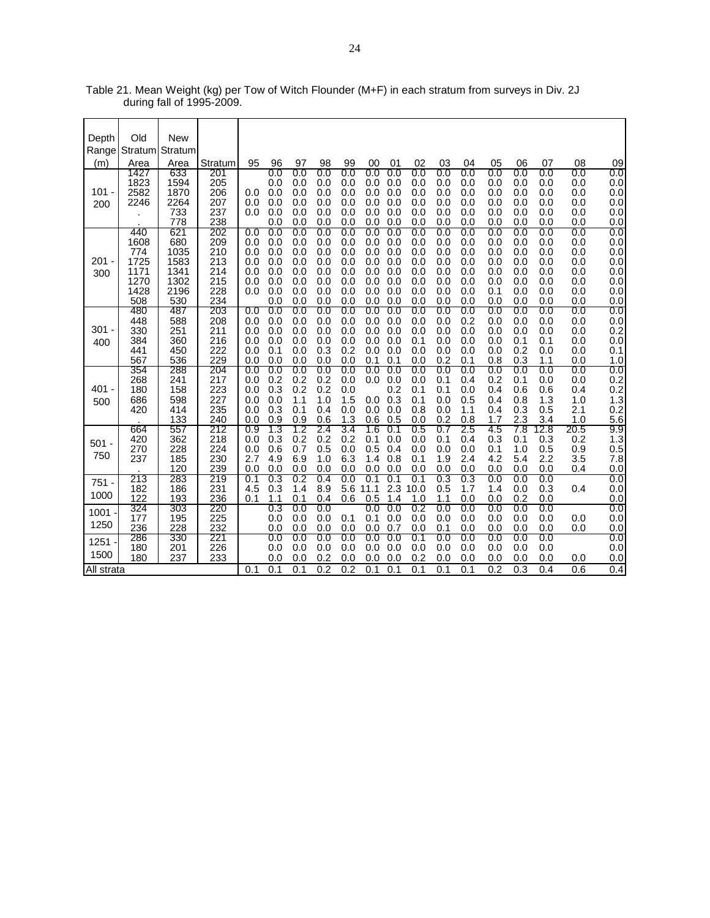Table 21. Mean Weight (kg) per Tow of Witch Flounder (M+F) in each stratum from surveys in Div. 2J during fall of 1995-2009.

| Depth Range (m) | Old Stratum Area | New Stratum Area | Stratum | 95 | 96 | 97 | 98 | 99 | 00 | 01 | 02 | 03 | 04 | 05 | 06 | 07 | 08 | 09 |
|---|---|---|---|---|---|---|---|---|---|---|---|---|---|---|---|---|---|---|
| 101 - 200 | 1427 | 633 | 201 | | 0.0 | 0.0 | 0.0 | 0.0 | 0.0 | 0.0 | 0.0 | 0.0 | 0.0 | 0.0 | 0.0 | 0.0 | 0.0 | 0.0 |
| | 1823 | 1594 | 205 | | 0.0 | 0.0 | 0.0 | 0.0 | 0.0 | 0.0 | 0.0 | 0.0 | 0.0 | 0.0 | 0.0 | 0.0 | 0.0 | 0.0 |
| | 2582 | 1870 | 206 | 0.0 | 0.0 | 0.0 | 0.0 | 0.0 | 0.0 | 0.0 | 0.0 | 0.0 | 0.0 | 0.0 | 0.0 | 0.0 | 0.0 | 0.0 |
| | 2246 | 2264 | 207 | 0.0 | 0.0 | 0.0 | 0.0 | 0.0 | 0.0 | 0.0 | 0.0 | 0.0 | 0.0 | 0.0 | 0.0 | 0.0 | 0.0 | 0.0 |
| | . | 733 | 237 | 0.0 | 0.0 | 0.0 | 0.0 | 0.0 | 0.0 | 0.0 | 0.0 | 0.0 | 0.0 | 0.0 | 0.0 | 0.0 | 0.0 | 0.0 |
| | . | 778 | 238 | | 0.0 | 0.0 | 0.0 | 0.0 | 0.0 | 0.0 | 0.0 | 0.0 | 0.0 | 0.0 | 0.0 | 0.0 | 0.0 | 0.0 |
| 201 - 300 | 440 | 621 | 202 | 0.0 | 0.0 | 0.0 | 0.0 | 0.0 | 0.0 | 0.0 | 0.0 | 0.0 | 0.0 | 0.0 | 0.0 | 0.0 | 0.0 | 0.0 |
| | 1608 | 680 | 209 | 0.0 | 0.0 | 0.0 | 0.0 | 0.0 | 0.0 | 0.0 | 0.0 | 0.0 | 0.0 | 0.0 | 0.0 | 0.0 | 0.0 | 0.0 |
| | 774 | 1035 | 210 | 0.0 | 0.0 | 0.0 | 0.0 | 0.0 | 0.0 | 0.0 | 0.0 | 0.0 | 0.0 | 0.0 | 0.0 | 0.0 | 0.0 | 0.0 |
| | 1725 | 1583 | 213 | 0.0 | 0.0 | 0.0 | 0.0 | 0.0 | 0.0 | 0.0 | 0.0 | 0.0 | 0.0 | 0.0 | 0.0 | 0.0 | 0.0 | 0.0 |
| | 1171 | 1341 | 214 | 0.0 | 0.0 | 0.0 | 0.0 | 0.0 | 0.0 | 0.0 | 0.0 | 0.0 | 0.0 | 0.0 | 0.0 | 0.0 | 0.0 | 0.0 |
| | 1270 | 1302 | 215 | 0.0 | 0.0 | 0.0 | 0.0 | 0.0 | 0.0 | 0.0 | 0.0 | 0.0 | 0.0 | 0.0 | 0.0 | 0.0 | 0.0 | 0.0 |
| | 1428 | 2196 | 228 | 0.0 | 0.0 | 0.0 | 0.0 | 0.0 | 0.0 | 0.0 | 0.0 | 0.0 | 0.0 | 0.1 | 0.0 | 0.0 | 0.0 | 0.0 |
| | 508 | 530 | 234 | | 0.0 | 0.0 | 0.0 | 0.0 | 0.0 | 0.0 | 0.0 | 0.0 | 0.0 | 0.0 | 0.0 | 0.0 | 0.0 | 0.0 |
| 301 - 400 | 480 | 487 | 203 | 0.0 | 0.0 | 0.0 | 0.0 | 0.0 | 0.0 | 0.0 | 0.0 | 0.0 | 0.0 | 0.0 | 0.0 | 0.0 | 0.0 | 0.0 |
| | 448 | 588 | 208 | 0.0 | 0.0 | 0.0 | 0.0 | 0.0 | 0.0 | 0.0 | 0.0 | 0.0 | 0.2 | 0.0 | 0.0 | 0.0 | 0.0 | 0.0 |
| | 330 | 251 | 211 | 0.0 | 0.0 | 0.0 | 0.0 | 0.0 | 0.0 | 0.0 | 0.0 | 0.0 | 0.0 | 0.0 | 0.0 | 0.0 | 0.0 | 0.2 |
| | 384 | 360 | 216 | 0.0 | 0.0 | 0.0 | 0.0 | 0.0 | 0.0 | 0.0 | 0.1 | 0.0 | 0.0 | 0.0 | 0.1 | 0.1 | 0.0 | 0.0 |
| | 441 | 450 | 222 | 0.0 | 0.1 | 0.0 | 0.3 | 0.2 | 0.0 | 0.0 | 0.0 | 0.0 | 0.0 | 0.0 | 0.2 | 0.0 | 0.0 | 0.1 |
| | 567 | 536 | 229 | 0.0 | 0.0 | 0.0 | 0.0 | 0.0 | 0.1 | 0.1 | 0.0 | 0.2 | 0.1 | 0.8 | 0.3 | 1.1 | 0.0 | 1.0 |
| 401 - 500 | 354 | 288 | 204 | 0.0 | 0.0 | 0.0 | 0.0 | 0.0 | 0.0 | 0.0 | 0.0 | 0.0 | 0.0 | 0.0 | 0.0 | 0.0 | 0.0 | 0.0 |
| | 268 | 241 | 217 | 0.0 | 0.2 | 0.2 | 0.2 | 0.0 | 0.0 | 0.0 | 0.0 | 0.1 | 0.4 | 0.2 | 0.1 | 0.0 | 0.0 | 0.2 |
| | 180 | 158 | 223 | 0.0 | 0.3 | 0.2 | 0.2 | 0.0 | | 0.2 | 0.1 | 0.1 | 0.0 | 0.4 | 0.6 | 0.6 | 0.4 | 0.2 |
| | 686 | 598 | 227 | 0.0 | 0.0 | 1.1 | 1.0 | 1.5 | 0.0 | 0.3 | 0.1 | 0.0 | 0.5 | 0.4 | 0.8 | 1.3 | 1.0 | 1.3 |
| | 420 | 414 | 235 | 0.0 | 0.3 | 0.1 | 0.4 | 0.0 | 0.0 | 0.0 | 0.8 | 0.0 | 1.1 | 0.4 | 0.3 | 0.5 | 2.1 | 0.2 |
| | . | 133 | 240 | 0.0 | 0.9 | 0.9 | 0.6 | 1.3 | 0.6 | 0.5 | 0.0 | 0.2 | 0.8 | 1.7 | 2.3 | 3.4 | 1.0 | 5.6 |
| 501 - 750 | 664 | 557 | 212 | 0.9 | 1.3 | 1.2 | 2.4 | 3.4 | 1.6 | 0.1 | 0.5 | 0.7 | 2.5 | 4.5 | 7.8 | 12.8 | 20.5 | 9.9 |
| | 420 | 362 | 218 | 0.0 | 0.3 | 0.2 | 0.2 | 0.2 | 0.1 | 0.0 | 0.0 | 0.1 | 0.4 | 0.3 | 0.1 | 0.3 | 0.2 | 1.3 |
| | 270 | 228 | 224 | 0.0 | 0.6 | 0.7 | 0.5 | 0.0 | 0.5 | 0.4 | 0.0 | 0.0 | 0.0 | 0.1 | 1.0 | 0.5 | 0.9 | 0.5 |
| | 237 | 185 | 230 | 2.7 | 4.9 | 6.9 | 1.0 | 6.3 | 1.4 | 0.8 | 0.1 | 1.9 | 2.4 | 4.2 | 5.4 | 2.2 | 3.5 | 7.8 |
| | . | 120 | 239 | 0.0 | 0.0 | 0.0 | 0.0 | 0.0 | 0.0 | 0.0 | 0.0 | 0.0 | 0.0 | 0.0 | 0.0 | 0.0 | 0.4 | 0.0 |
| 751 - 1000 | 213 | 283 | 219 | 0.1 | 0.3 | 0.2 | 0.4 | 0.0 | 0.1 | 0.1 | 0.1 | 0.3 | 0.3 | 0.0 | 0.0 | 0.0 | | 0.0 |
| | 182 | 186 | 231 | 4.5 | 0.3 | 1.4 | 8.9 | 5.6 | 11.1 | 2.3 | 10.0 | 0.5 | 1.7 | 1.4 | 0.0 | 0.3 | 0.4 | 0.0 |
| | 122 | 193 | 236 | 0.1 | 1.1 | 0.1 | 0.4 | 0.6 | 0.5 | 1.4 | 1.0 | 1.1 | 0.0 | 0.0 | 0.2 | 0.0 | | 0.0 |
| 1001 - 1250 | 324 | 303 | 220 | | 0.3 | 0.0 | 0.0 | | 0.0 | 0.0 | 0.2 | 0.0 | 0.0 | 0.0 | 0.0 | 0.0 | | 0.0 |
| | 177 | 195 | 225 | | 0.0 | 0.0 | 0.0 | 0.1 | 0.1 | 0.0 | 0.0 | 0.0 | 0.0 | 0.0 | 0.0 | 0.0 | 0.0 | 0.0 |
| | 236 | 228 | 232 | | 0.0 | 0.0 | 0.0 | 0.0 | 0.0 | 0.7 | 0.0 | 0.1 | 0.0 | 0.0 | 0.0 | 0.0 | 0.0 | 0.0 |
| 1251 - 1500 | 286 | 330 | 221 | | 0.0 | 0.0 | 0.0 | 0.0 | 0.0 | 0.0 | 0.1 | 0.0 | 0.0 | 0.0 | 0.0 | 0.0 | | 0.0 |
| | 180 | 201 | 226 | | 0.0 | 0.0 | 0.0 | 0.0 | 0.0 | 0.0 | 0.0 | 0.0 | 0.0 | 0.0 | 0.0 | 0.0 | | 0.0 |
| | 180 | 237 | 233 | | 0.0 | 0.0 | 0.2 | 0.0 | 0.0 | 0.0 | 0.2 | 0.0 | 0.0 | 0.0 | 0.0 | 0.0 | 0.0 | 0.0 |
| All strata | | | | 0.1 | 0.1 | 0.1 | 0.2 | 0.2 | 0.1 | 0.1 | 0.1 | 0.1 | 0.1 | 0.2 | 0.3 | 0.4 | 0.6 | 0.4 |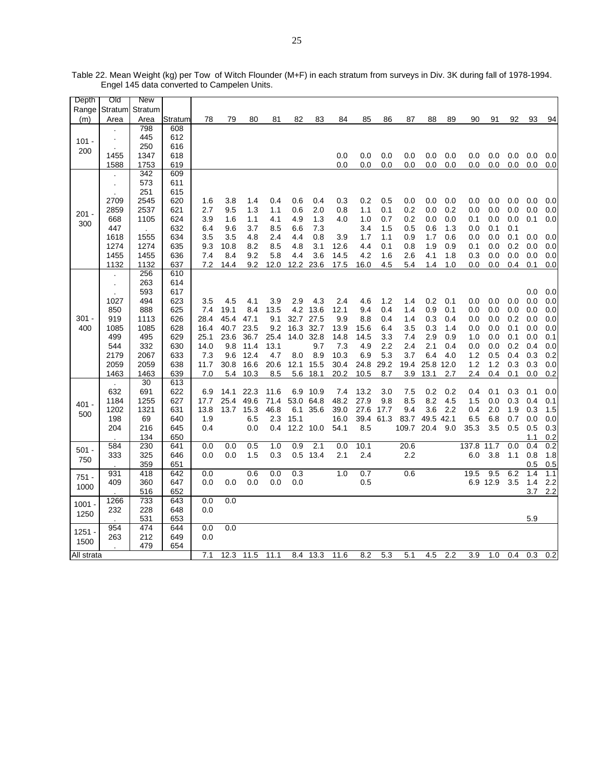Table 22. Mean Weight (kg) per Tow of Witch Flounder (M+F) in each stratum from surveys in Div. 3K during fall of 1978-1994. Engel 145 data converted to Campelen Units.

| Depth Range (m) | Old Stratum Area | New Stratum Area | Stratum | 78 | 79 | 80 | 81 | 82 | 83 | 84 | 85 | 86 | 87 | 88 | 89 | 90 | 91 | 92 | 93 | 94 |
|---|---|---|---|---|---|---|---|---|---|---|---|---|---|---|---|---|---|---|---|---|
| 101 - 200 | . | 798 | 608 | | | | | | | | | | | | | | | | | |
| | . | 445 | 612 | | | | | | | | | | | | | | | | | |
| | . | 250 | 616 | | | | | | | | | | | | | | | | | |
| | 1455 | 1347 | 618 | | | | | | | 0.0 | 0.0 | 0.0 | 0.0 | 0.0 | 0.0 | 0.0 | 0.0 | 0.0 | 0.0 | 0.0 |
| | 1588 | 1753 | 619 | | | | | | | 0.0 | 0.0 | 0.0 | 0.0 | 0.0 | 0.0 | 0.0 | 0.0 | 0.0 | 0.0 | 0.0 |
| 201 - 300 | . | 342 | 609 | | | | | | | | | | | | | | | | | |
| | . | 573 | 611 | | | | | | | | | | | | | | | | | |
| | . | 251 | 615 | | | | | | | | | | | | | | | | | |
| | 2709 | 2545 | 620 | 1.6 | 3.8 | 1.4 | 0.4 | 0.6 | 0.4 | 0.3 | 0.2 | 0.5 | 0.0 | 0.0 | 0.0 | 0.0 | 0.0 | 0.0 | 0.0 | 0.0 |
| | 2859 | 2537 | 621 | 2.7 | 9.5 | 1.3 | 1.1 | 0.6 | 2.0 | 0.8 | 1.1 | 0.1 | 0.2 | 0.0 | 0.2 | 0.0 | 0.0 | 0.0 | 0.0 | 0.0 |
| | 668 | 1105 | 624 | 3.9 | 1.6 | 1.1 | 4.1 | 4.9 | 1.3 | 4.0 | 1.0 | 0.7 | 0.2 | 0.0 | 0.0 | 0.1 | 0.0 | 0.0 | 0.1 | 0.0 |
| | 447 | . | 632 | 6.4 | 9.6 | 3.7 | 8.5 | 6.6 | 7.3 | | 3.4 | 1.5 | 0.5 | 0.6 | 1.3 | 0.0 | 0.1 | 0.1 | | |
| | 1618 | 1555 | 634 | 3.5 | 3.5 | 4.8 | 2.4 | 4.4 | 0.8 | 3.9 | 1.7 | 1.1 | 0.9 | 1.7 | 0.6 | 0.0 | 0.0 | 0.1 | 0.0 | 0.0 |
| | 1274 | 1274 | 635 | 9.3 | 10.8 | 8.2 | 8.5 | 4.8 | 3.1 | 12.6 | 4.4 | 0.1 | 0.8 | 1.9 | 0.9 | 0.1 | 0.0 | 0.2 | 0.0 | 0.0 |
| | 1455 | 1455 | 636 | 7.4 | 8.4 | 9.2 | 5.8 | 4.4 | 3.6 | 14.5 | 4.2 | 1.6 | 2.6 | 4.1 | 1.8 | 0.3 | 0.0 | 0.0 | 0.0 | 0.0 |
| | 1132 | 1132 | 637 | 7.2 | 14.4 | 9.2 | 12.0 | 12.2 | 23.6 | 17.5 | 16.0 | 4.5 | 5.4 | 1.4 | 1.0 | 0.0 | 0.0 | 0.4 | 0.1 | 0.0 |
| 301 - 400 | . | 256 | 610 | | | | | | | | | | | | | | | | | |
| | . | 263 | 614 | | | | | | | | | | | | | | | | | |
| | . | 593 | 617 | | | | | | | | | | | | | | | | 0.0 | 0.0 |
| | 1027 | 494 | 623 | 3.5 | 4.5 | 4.1 | 3.9 | 2.9 | 4.3 | 2.4 | 4.6 | 1.2 | 1.4 | 0.2 | 0.1 | 0.0 | 0.0 | 0.0 | 0.0 | 0.0 |
| | 850 | 888 | 625 | 7.4 | 19.1 | 8.4 | 13.5 | 4.2 | 13.6 | 12.1 | 9.4 | 0.4 | 1.4 | 0.9 | 0.1 | 0.0 | 0.0 | 0.0 | 0.0 | 0.0 |
| | 919 | 1113 | 626 | 28.4 | 45.4 | 47.1 | 9.1 | 32.7 | 27.5 | 9.9 | 8.8 | 0.4 | 1.4 | 0.3 | 0.4 | 0.0 | 0.0 | 0.2 | 0.0 | 0.0 |
| | 1085 | 1085 | 628 | 16.4 | 40.7 | 23.5 | 9.2 | 16.3 | 32.7 | 13.9 | 15.6 | 6.4 | 3.5 | 0.3 | 1.4 | 0.0 | 0.0 | 0.1 | 0.0 | 0.0 |
| | 499 | 495 | 629 | 25.1 | 23.6 | 36.7 | 25.4 | 14.0 | 32.8 | 14.8 | 14.5 | 3.3 | 7.4 | 2.9 | 0.9 | 1.0 | 0.0 | 0.1 | 0.0 | 0.1 |
| | 544 | 332 | 630 | 14.0 | 9.8 | 11.4 | 13.1 | | 9.7 | 7.3 | 4.9 | 2.2 | 2.4 | 2.1 | 0.4 | 0.0 | 0.0 | 0.2 | 0.4 | 0.0 |
| | 2179 | 2067 | 633 | 7.3 | 9.6 | 12.4 | 4.7 | 8.0 | 8.9 | 10.3 | 6.9 | 5.3 | 3.7 | 6.4 | 4.0 | 1.2 | 0.5 | 0.4 | 0.3 | 0.2 |
| | 2059 | 2059 | 638 | 11.7 | 30.8 | 16.6 | 20.6 | 12.1 | 15.5 | 30.4 | 24.8 | 29.2 | 19.4 | 25.8 | 12.0 | 1.2 | 1.2 | 0.3 | 0.3 | 0.0 |
| | 1463 | 1463 | 639 | 7.0 | 5.4 | 10.3 | 8.5 | 5.6 | 18.1 | 20.2 | 10.5 | 8.7 | 3.9 | 13.1 | 2.7 | 2.4 | 0.4 | 0.1 | 0.0 | 0.2 |
| 401 - 500 | . | 30 | 613 | | | | | | | | | | | | | | | | | |
| | 632 | 691 | 622 | 6.9 | 14.1 | 22.3 | 11.6 | 6.9 | 10.9 | 7.4 | 13.2 | 3.0 | 7.5 | 0.2 | 0.2 | 0.4 | 0.1 | 0.3 | 0.1 | 0.0 |
| | 1184 | 1255 | 627 | 17.7 | 25.4 | 49.6 | 71.4 | 53.0 | 64.8 | 48.2 | 27.9 | 9.8 | 8.5 | 8.2 | 4.5 | 1.5 | 0.0 | 0.3 | 0.4 | 0.1 |
| | 1202 | 1321 | 631 | 13.8 | 13.7 | 15.3 | 46.8 | 6.1 | 35.6 | 39.0 | 27.6 | 17.7 | 9.4 | 3.6 | 2.2 | 0.4 | 2.0 | 1.9 | 0.3 | 1.5 |
| | 198 | 69 | 640 | 1.9 | | 6.5 | 2.3 | 15.1 | | 16.0 | 39.4 | 61.3 | 83.7 | 49.5 | 42.1 | 6.5 | 6.8 | 0.7 | 0.0 | 0.0 |
| | 204 | 216 | 645 | 0.4 | | 0.0 | 0.4 | 12.2 | 10.0 | 54.1 | 8.5 | | 109.7 | 20.4 | 9.0 | 35.3 | 3.5 | 0.5 | 0.5 | 0.3 |
| | . | 134 | 650 | | | | | | | | | | | | | | | | 1.1 | 0.2 |
| 501 - 750 | 584 | 230 | 641 | 0.0 | 0.0 | 0.5 | 1.0 | 0.9 | 2.1 | 0.0 | 10.1 | | 20.6 | | | 137.8 | 11.7 | 0.0 | 0.4 | 0.2 |
| | 333 | 325 | 646 | 0.0 | 0.0 | 1.5 | 0.3 | 0.5 | 13.4 | 2.1 | 2.4 | | 2.2 | | | 6.0 | 3.8 | 1.1 | 0.8 | 1.8 |
| | . | 359 | 651 | | | | | | | | | | | | | | | | 0.5 | 0.5 |
| 751 - 1000 | 931 | 418 | 642 | 0.0 | | 0.6 | 0.0 | 0.3 | | 1.0 | 0.7 | | 0.6 | | | 19.5 | 9.5 | 6.2 | 1.4 | 1.1 |
| | 409 | 360 | 647 | 0.0 | 0.0 | 0.0 | 0.0 | 0.0 | | | 0.5 | | | | | 6.9 | 12.9 | 3.5 | 1.4 | 2.2 |
| | . | 516 | 652 | | | | | | | | | | | | | | | | 3.7 | 2.2 |
| 1001 - 1250 | 1266 | 733 | 643 | 0.0 | 0.0 | | | | | | | | | | | | | | | |
| | 232 | 228 | 648 | 0.0 | | | | | | | | | | | | | | | | |
| | . | 531 | 653 | | | | | | | | | | | | | | | | 5.9 | |
| 1251 - 1500 | 954 | 474 | 644 | 0.0 | 0.0 | | | | | | | | | | | | | | | |
| | 263 | 212 | 649 | 0.0 | | | | | | | | | | | | | | | | |
| | . | 479 | 654 | | | | | | | | | | | | | | | | | |
| All strata | | | | 7.1 | 12.3 | 11.5 | 11.1 | 8.4 | 13.3 | 11.6 | 8.2 | 5.3 | 5.1 | 4.5 | 2.2 | 3.9 | 1.0 | 0.4 | 0.3 | 0.2 |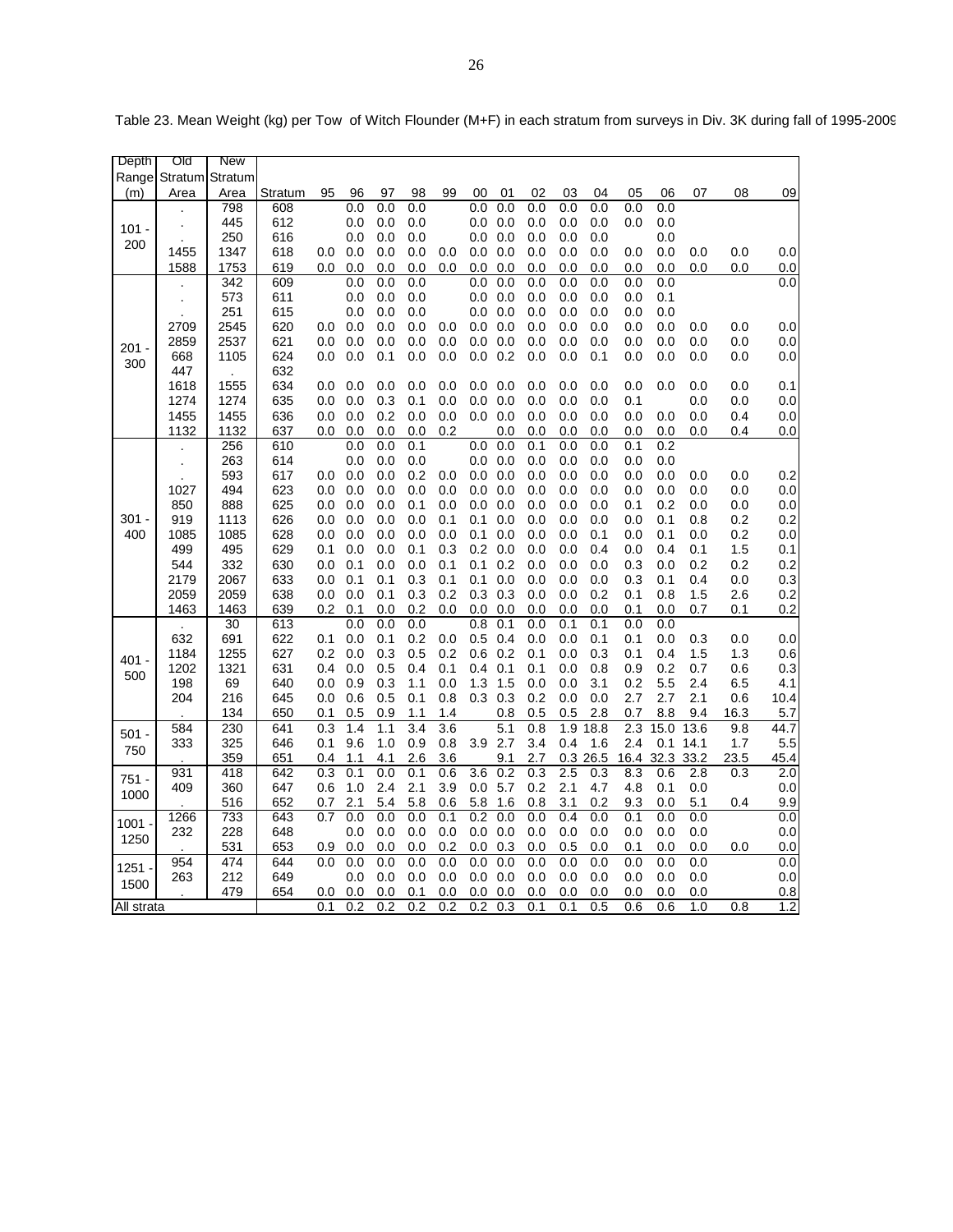Table 23. Mean Weight (kg) per Tow of Witch Flounder (M+F) in each stratum from surveys in Div. 3K during fall of 1995-2009

| Depth Range (m) | Old Stratum Area | New Stratum Area | Stratum | 95 | 96 | 97 | 98 | 99 | 00 | 01 | 02 | 03 | 04 | 05 | 06 | 07 | 08 | 09 |
|---|---|---|---|---|---|---|---|---|---|---|---|---|---|---|---|---|---|---|
| 101 - 200 | . | 798 | 608 | | 0.0 | 0.0 | 0.0 | | 0.0 | 0.0 | 0.0 | 0.0 | 0.0 | 0.0 | 0.0 | | | |
| | . | 445 | 612 | | 0.0 | 0.0 | 0.0 | | 0.0 | 0.0 | 0.0 | 0.0 | 0.0 | 0.0 | 0.0 | | | |
| | . | 250 | 616 | | 0.0 | 0.0 | 0.0 | | 0.0 | 0.0 | 0.0 | 0.0 | 0.0 | | 0.0 | | | |
| | 1455 | 1347 | 618 | 0.0 | 0.0 | 0.0 | 0.0 | 0.0 | 0.0 | 0.0 | 0.0 | 0.0 | 0.0 | 0.0 | 0.0 | 0.0 | 0.0 | 0.0 |
| | 1588 | 1753 | 619 | 0.0 | 0.0 | 0.0 | 0.0 | 0.0 | 0.0 | 0.0 | 0.0 | 0.0 | 0.0 | 0.0 | 0.0 | 0.0 | 0.0 | 0.0 |
| 201 - 300 | . | 342 | 609 | | 0.0 | 0.0 | 0.0 | | 0.0 | 0.0 | 0.0 | 0.0 | 0.0 | 0.0 | 0.0 | | | 0.0 |
| | . | 573 | 611 | | 0.0 | 0.0 | 0.0 | | 0.0 | 0.0 | 0.0 | 0.0 | 0.0 | 0.0 | 0.1 | | | |
| | . | 251 | 615 | | 0.0 | 0.0 | 0.0 | | 0.0 | 0.0 | 0.0 | 0.0 | 0.0 | 0.0 | 0.0 | | | |
| | 2709 | 2545 | 620 | 0.0 | 0.0 | 0.0 | 0.0 | 0.0 | 0.0 | 0.0 | 0.0 | 0.0 | 0.0 | 0.0 | 0.0 | 0.0 | 0.0 | 0.0 |
| | 2859 | 2537 | 621 | 0.0 | 0.0 | 0.0 | 0.0 | 0.0 | 0.0 | 0.0 | 0.0 | 0.0 | 0.0 | 0.0 | 0.0 | 0.0 | 0.0 | 0.0 |
| | 668 | 1105 | 624 | 0.0 | 0.0 | 0.1 | 0.0 | 0.0 | 0.0 | 0.2 | 0.0 | 0.0 | 0.1 | 0.0 | 0.0 | 0.0 | 0.0 | 0.0 |
| | 447 | . | 632 | | | | | | | | | | | | | | | |
| | 1618 | 1555 | 634 | 0.0 | 0.0 | 0.0 | 0.0 | 0.0 | 0.0 | 0.0 | 0.0 | 0.0 | 0.0 | 0.0 | 0.0 | 0.0 | 0.0 | 0.1 |
| | 1274 | 1274 | 635 | 0.0 | 0.0 | 0.3 | 0.1 | 0.0 | 0.0 | 0.0 | 0.0 | 0.0 | 0.0 | 0.1 | | 0.0 | 0.0 | 0.0 |
| | 1455 | 1455 | 636 | 0.0 | 0.0 | 0.2 | 0.0 | 0.0 | 0.0 | 0.0 | 0.0 | 0.0 | 0.0 | 0.0 | 0.0 | 0.0 | 0.4 | 0.0 |
| | 1132 | 1132 | 637 | 0.0 | 0.0 | 0.0 | 0.0 | 0.2 | | 0.0 | 0.0 | 0.0 | 0.0 | 0.0 | 0.0 | 0.0 | 0.4 | 0.0 |
| 301 - 400 | . | 256 | 610 | | 0.0 | 0.0 | 0.1 | | 0.0 | 0.0 | 0.1 | 0.0 | 0.0 | 0.1 | 0.2 | | | |
| | . | 263 | 614 | | 0.0 | 0.0 | 0.0 | | 0.0 | 0.0 | 0.0 | 0.0 | 0.0 | 0.0 | 0.0 | | | |
| | . | 593 | 617 | 0.0 | 0.0 | 0.0 | 0.2 | 0.0 | 0.0 | 0.0 | 0.0 | 0.0 | 0.0 | 0.0 | 0.0 | 0.0 | 0.0 | 0.2 |
| | 1027 | 494 | 623 | 0.0 | 0.0 | 0.0 | 0.0 | 0.0 | 0.0 | 0.0 | 0.0 | 0.0 | 0.0 | 0.0 | 0.0 | 0.0 | 0.0 | 0.0 |
| | 850 | 888 | 625 | 0.0 | 0.0 | 0.0 | 0.1 | 0.0 | 0.0 | 0.0 | 0.0 | 0.0 | 0.0 | 0.1 | 0.2 | 0.0 | 0.0 | 0.0 |
| | 919 | 1113 | 626 | 0.0 | 0.0 | 0.0 | 0.0 | 0.1 | 0.1 | 0.0 | 0.0 | 0.0 | 0.0 | 0.0 | 0.1 | 0.8 | 0.2 | 0.2 |
| | 1085 | 1085 | 628 | 0.0 | 0.0 | 0.0 | 0.0 | 0.0 | 0.1 | 0.0 | 0.0 | 0.0 | 0.1 | 0.0 | 0.1 | 0.0 | 0.2 | 0.0 |
| | 499 | 495 | 629 | 0.1 | 0.0 | 0.0 | 0.1 | 0.3 | 0.2 | 0.0 | 0.0 | 0.0 | 0.4 | 0.0 | 0.4 | 0.1 | 1.5 | 0.1 |
| | 544 | 332 | 630 | 0.0 | 0.1 | 0.0 | 0.0 | 0.1 | 0.1 | 0.2 | 0.0 | 0.0 | 0.0 | 0.3 | 0.0 | 0.2 | 0.2 | 0.2 |
| | 2179 | 2067 | 633 | 0.0 | 0.1 | 0.1 | 0.3 | 0.1 | 0.1 | 0.0 | 0.0 | 0.0 | 0.0 | 0.3 | 0.1 | 0.4 | 0.0 | 0.3 |
| | 2059 | 2059 | 638 | 0.0 | 0.0 | 0.1 | 0.3 | 0.2 | 0.3 | 0.3 | 0.0 | 0.0 | 0.2 | 0.1 | 0.8 | 1.5 | 2.6 | 0.2 |
| | 1463 | 1463 | 639 | 0.2 | 0.1 | 0.0 | 0.2 | 0.0 | 0.0 | 0.0 | 0.0 | 0.0 | 0.0 | 0.1 | 0.0 | 0.7 | 0.1 | 0.2 |
| 401 - 500 | . | 30 | 613 | | 0.0 | 0.0 | 0.0 | | 0.8 | 0.1 | 0.0 | 0.1 | 0.1 | 0.0 | 0.0 | | | |
| | 632 | 691 | 622 | 0.1 | 0.0 | 0.1 | 0.2 | 0.0 | 0.5 | 0.4 | 0.0 | 0.0 | 0.1 | 0.1 | 0.0 | 0.3 | 0.0 | 0.0 |
| | 1184 | 1255 | 627 | 0.2 | 0.0 | 0.3 | 0.5 | 0.2 | 0.6 | 0.2 | 0.1 | 0.0 | 0.3 | 0.1 | 0.4 | 1.5 | 1.3 | 0.6 |
| | 1202 | 1321 | 631 | 0.4 | 0.0 | 0.5 | 0.4 | 0.1 | 0.4 | 0.1 | 0.1 | 0.0 | 0.8 | 0.9 | 0.2 | 0.7 | 0.6 | 0.3 |
| | 198 | 69 | 640 | 0.0 | 0.9 | 0.3 | 1.1 | 0.0 | 1.3 | 1.5 | 0.0 | 0.0 | 3.1 | 0.2 | 5.5 | 2.4 | 6.5 | 4.1 |
| | 204 | 216 | 645 | 0.0 | 0.6 | 0.5 | 0.1 | 0.8 | 0.3 | 0.3 | 0.2 | 0.0 | 0.0 | 2.7 | 2.7 | 2.1 | 0.6 | 10.4 |
| | . | 134 | 650 | 0.1 | 0.5 | 0.9 | 1.1 | 1.4 | | 0.8 | 0.5 | 0.5 | 2.8 | 0.7 | 8.8 | 9.4 | 16.3 | 5.7 |
| 501 - 750 | 584 | 230 | 641 | 0.3 | 1.4 | 1.1 | 3.4 | 3.6 | | 5.1 | 0.8 | 1.9 | 18.8 | 2.3 | 15.0 | 13.6 | 9.8 | 44.7 |
| | 333 | 325 | 646 | 0.1 | 9.6 | 1.0 | 0.9 | 0.8 | 3.9 | 2.7 | 3.4 | 0.4 | 1.6 | 2.4 | 0.1 | 14.1 | 1.7 | 5.5 |
| | . | 359 | 651 | 0.4 | 1.1 | 4.1 | 2.6 | 3.6 | | 9.1 | 2.7 | 0.3 | 26.5 | 16.4 | 32.3 | 33.2 | 23.5 | 45.4 |
| 751 - 1000 | 931 | 418 | 642 | 0.3 | 0.1 | 0.0 | 0.1 | 0.6 | 3.6 | 0.2 | 0.3 | 2.5 | 0.3 | 8.3 | 0.6 | 2.8 | 0.3 | 2.0 |
| | 409 | 360 | 647 | 0.6 | 1.0 | 2.4 | 2.1 | 3.9 | 0.0 | 5.7 | 0.2 | 2.1 | 4.7 | 4.8 | 0.1 | 0.0 | | 0.0 |
| | . | 516 | 652 | 0.7 | 2.1 | 5.4 | 5.8 | 0.6 | 5.8 | 1.6 | 0.8 | 3.1 | 0.2 | 9.3 | 0.0 | 5.1 | 0.4 | 9.9 |
| 1001 - 1250 | 1266 | 733 | 643 | 0.7 | 0.0 | 0.0 | 0.0 | 0.1 | 0.2 | 0.0 | 0.0 | 0.4 | 0.0 | 0.1 | 0.0 | 0.0 | | 0.0 |
| | 232 | 228 | 648 | | 0.0 | 0.0 | 0.0 | 0.0 | 0.0 | 0.0 | 0.0 | 0.0 | 0.0 | 0.0 | 0.0 | 0.0 | | 0.0 |
| | . | 531 | 653 | 0.9 | 0.0 | 0.0 | 0.0 | 0.2 | 0.0 | 0.3 | 0.0 | 0.5 | 0.0 | 0.1 | 0.0 | 0.0 | 0.0 | 0.0 |
| 1251 - 1500 | 954 | 474 | 644 | 0.0 | 0.0 | 0.0 | 0.0 | 0.0 | 0.0 | 0.0 | 0.0 | 0.0 | 0.0 | 0.0 | 0.0 | 0.0 | | 0.0 |
| | 263 | 212 | 649 | | 0.0 | 0.0 | 0.0 | 0.0 | 0.0 | 0.0 | 0.0 | 0.0 | 0.0 | 0.0 | 0.0 | 0.0 | | 0.0 |
| | . | 479 | 654 | 0.0 | 0.0 | 0.0 | 0.1 | 0.0 | 0.0 | 0.0 | 0.0 | 0.0 | 0.0 | 0.0 | 0.0 | 0.0 | | 0.8 |
| All strata | | | | 0.1 | 0.2 | 0.2 | 0.2 | 0.2 | 0.2 | 0.3 | 0.1 | 0.1 | 0.5 | 0.6 | 0.6 | 1.0 | 0.8 | 1.2 |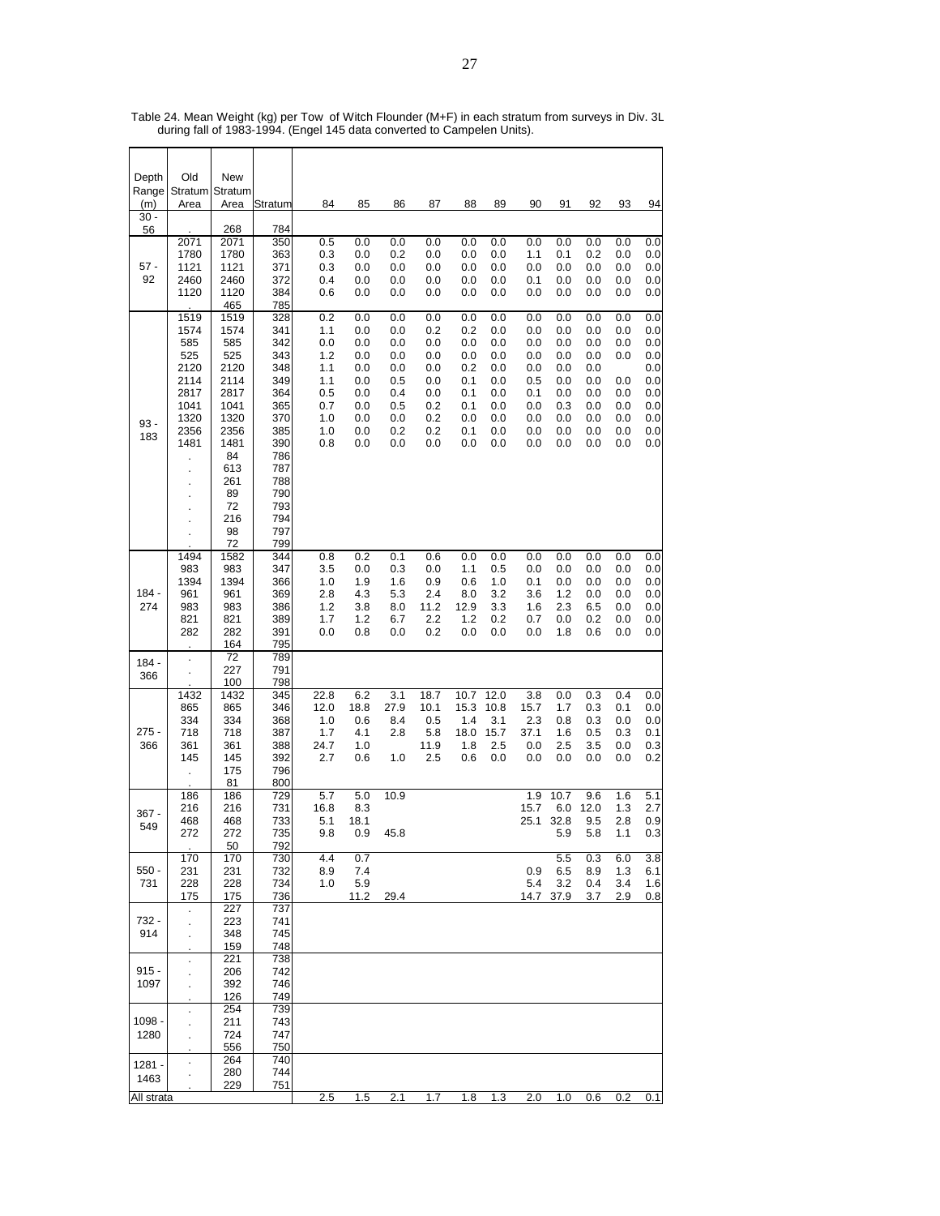Table 24. Mean Weight (kg) per Tow of Witch Flounder (M+F) in each stratum from surveys in Div. 3L during fall of 1983-1994. (Engel 145 data converted to Campelen Units).

| Depth Range (m) | Old Stratum Area | New Stratum Area | Stratum | 84 | 85 | 86 | 87 | 88 | 89 | 90 | 91 | 92 | 93 | 94 |
|---|---|---|---|---|---|---|---|---|---|---|---|---|---|---|
| 30 - 56 | . | 268 | 784 | | | | | | | | | | | |
| 57 - 92 | 2071 | 2071 | 350 | 0.5 | 0.0 | 0.0 | 0.0 | 0.0 | 0.0 | 0.0 | 0.0 | 0.0 | 0.0 | 0.0 |
| | 1780 | 1780 | 363 | 0.3 | 0.0 | 0.2 | 0.0 | 0.0 | 0.0 | 1.1 | 0.1 | 0.2 | 0.0 | 0.0 |
| | 1121 | 1121 | 371 | 0.3 | 0.0 | 0.0 | 0.0 | 0.0 | 0.0 | 0.0 | 0.0 | 0.0 | 0.0 | 0.0 |
| | 2460 | 2460 | 372 | 0.4 | 0.0 | 0.0 | 0.0 | 0.0 | 0.0 | 0.1 | 0.0 | 0.0 | 0.0 | 0.0 |
| | 1120 | 1120 | 384 | 0.6 | 0.0 | 0.0 | 0.0 | 0.0 | 0.0 | 0.0 | 0.0 | 0.0 | 0.0 | 0.0 |
| | . | 465 | 785 | | | | | | | | | | | |
| 93 - 183 | 1519 | 1519 | 328 | 0.2 | 0.0 | 0.0 | 0.0 | 0.0 | 0.0 | 0.0 | 0.0 | 0.0 | 0.0 | 0.0 |
| | 1574 | 1574 | 341 | 1.1 | 0.0 | 0.0 | 0.2 | 0.2 | 0.0 | 0.0 | 0.0 | 0.0 | 0.0 | 0.0 |
| | 585 | 585 | 342 | 0.0 | 0.0 | 0.0 | 0.0 | 0.0 | 0.0 | 0.0 | 0.0 | 0.0 | 0.0 | 0.0 |
| | 525 | 525 | 343 | 1.2 | 0.0 | 0.0 | 0.0 | 0.0 | 0.0 | 0.0 | 0.0 | 0.0 | 0.0 | 0.0 |
| | 2120 | 2120 | 348 | 1.1 | 0.0 | 0.0 | 0.0 | 0.2 | 0.0 | 0.0 | 0.0 | 0.0 | | 0.0 |
| | 2114 | 2114 | 349 | 1.1 | 0.0 | 0.5 | 0.0 | 0.1 | 0.0 | 0.5 | 0.0 | 0.0 | 0.0 | 0.0 |
| | 2817 | 2817 | 364 | 0.5 | 0.0 | 0.4 | 0.0 | 0.1 | 0.0 | 0.1 | 0.0 | 0.0 | 0.0 | 0.0 |
| | 1041 | 1041 | 365 | 0.7 | 0.0 | 0.5 | 0.2 | 0.1 | 0.0 | 0.0 | 0.3 | 0.0 | 0.0 | 0.0 |
| | 1320 | 1320 | 370 | 1.0 | 0.0 | 0.0 | 0.2 | 0.0 | 0.0 | 0.0 | 0.0 | 0.0 | 0.0 | 0.0 |
| | 2356 | 2356 | 385 | 1.0 | 0.0 | 0.2 | 0.2 | 0.1 | 0.0 | 0.0 | 0.0 | 0.0 | 0.0 | 0.0 |
| | 1481 | 1481 | 390 | 0.8 | 0.0 | 0.0 | 0.0 | 0.0 | 0.0 | 0.0 | 0.0 | 0.0 | 0.0 | 0.0 |
| | . | 84 | 786 | | | | | | | | | | | |
| | . | 613 | 787 | | | | | | | | | | | |
| | . | 261 | 788 | | | | | | | | | | | |
| | . | 89 | 790 | | | | | | | | | | | |
| | . | 72 | 793 | | | | | | | | | | | |
| | . | 216 | 794 | | | | | | | | | | | |
| | . | 98 | 797 | | | | | | | | | | | |
| | . | 72 | 799 | | | | | | | | | | | |
| 184 - 274 | 1494 | 1582 | 344 | 0.8 | 0.2 | 0.1 | 0.6 | 0.0 | 0.0 | 0.0 | 0.0 | 0.0 | 0.0 | 0.0 |
| | 983 | 983 | 347 | 3.5 | 0.0 | 0.3 | 0.0 | 1.1 | 0.5 | 0.0 | 0.0 | 0.0 | 0.0 | 0.0 |
| | 1394 | 1394 | 366 | 1.0 | 1.9 | 1.6 | 0.9 | 0.6 | 1.0 | 0.1 | 0.0 | 0.0 | 0.0 | 0.0 |
| | 961 | 961 | 369 | 2.8 | 4.3 | 5.3 | 2.4 | 8.0 | 3.2 | 3.6 | 1.2 | 0.0 | 0.0 | 0.0 |
| | 983 | 983 | 386 | 1.2 | 3.8 | 8.0 | 11.2 | 12.9 | 3.3 | 1.6 | 2.3 | 6.5 | 0.0 | 0.0 |
| | 821 | 821 | 389 | 1.7 | 1.2 | 6.7 | 2.2 | 1.2 | 0.2 | 0.7 | 0.0 | 0.2 | 0.0 | 0.0 |
| | 282 | 282 | 391 | 0.0 | 0.8 | 0.0 | 0.2 | 0.0 | 0.0 | 0.0 | 1.8 | 0.6 | 0.0 | 0.0 |
| | . | 164 | 795 | | | | | | | | | | | |
| 184 - 366 | . | 72 | 789 | | | | | | | | | | | |
| | . | 227 | 791 | | | | | | | | | | | |
| | . | 100 | 798 | | | | | | | | | | | |
| 275 - 366 | 1432 | 1432 | 345 | 22.8 | 6.2 | 3.1 | 18.7 | 10.7 | 12.0 | 3.8 | 0.0 | 0.3 | 0.4 | 0.0 |
| | 865 | 865 | 346 | 12.0 | 18.8 | 27.9 | 10.1 | 15.3 | 10.8 | 15.7 | 1.7 | 0.3 | 0.1 | 0.0 |
| | 334 | 334 | 368 | 1.0 | 0.6 | 8.4 | 0.5 | 1.4 | 3.1 | 2.3 | 0.8 | 0.3 | 0.0 | 0.0 |
| | 718 | 718 | 387 | 1.7 | 4.1 | 2.8 | 5.8 | 18.0 | 15.7 | 37.1 | 1.6 | 0.5 | 0.3 | 0.1 |
| | 361 | 361 | 388 | 24.7 | 1.0 | | 11.9 | 1.8 | 2.5 | 0.0 | 2.5 | 3.5 | 0.0 | 0.3 |
| | 145 | 145 | 392 | 2.7 | 0.6 | 1.0 | 2.5 | 0.6 | 0.0 | 0.0 | 0.0 | 0.0 | 0.0 | 0.2 |
| | . | 175 | 796 | | | | | | | | | | | |
| | . | 81 | 800 | | | | | | | | | | | |
| 367 - 549 | 186 | 186 | 729 | 5.7 | 5.0 | 10.9 | | | | 1.9 | 10.7 | 9.6 | 1.6 | 5.1 |
| | 216 | 216 | 731 | 16.8 | 8.3 | | | | | 15.7 | 6.0 | 12.0 | 1.3 | 2.7 |
| | 468 | 468 | 733 | 5.1 | 18.1 | | | | | 25.1 | 32.8 | 9.5 | 2.8 | 0.9 |
| | 272 | 272 | 735 | 9.8 | 0.9 | 45.8 | | | | | 5.9 | 5.8 | 1.1 | 0.3 |
| | . | 50 | 792 | | | | | | | | | | | |
| 550 - 731 | 170 | 170 | 730 | 4.4 | 0.7 | | | | | | 5.5 | 0.3 | 6.0 | 3.8 |
| | 231 | 231 | 732 | 8.9 | 7.4 | | | | | 0.9 | 6.5 | 8.9 | 1.3 | 6.1 |
| | 228 | 228 | 734 | 1.0 | 5.9 | | | | | 5.4 | 3.2 | 0.4 | 3.4 | 1.6 |
| | 175 | 175 | 736 | | 11.2 | 29.4 | | | | 14.7 | 37.9 | 3.7 | 2.9 | 0.8 |
| 732 - 914 | . | 227 | 737 | | | | | | | | | | | |
| | . | 223 | 741 | | | | | | | | | | | |
| | . | 348 | 745 | | | | | | | | | | | |
| | . | 159 | 748 | | | | | | | | | | | |
| 915 - 1097 | . | 221 | 738 | | | | | | | | | | | |
| | . | 206 | 742 | | | | | | | | | | | |
| | . | 392 | 746 | | | | | | | | | | | |
| | . | 126 | 749 | | | | | | | | | | | |
| 1098 - 1280 | . | 254 | 739 | | | | | | | | | | | |
| | . | 211 | 743 | | | | | | | | | | | |
| | . | 724 | 747 | | | | | | | | | | | |
| | . | 556 | 750 | | | | | | | | | | | |
| 1281 - 1463 | . | 264 | 740 | | | | | | | | | | | |
| | . | 280 | 744 | | | | | | | | | | | |
| | . | 229 | 751 | | | | | | | | | | | |
| All strata | | | | 2.5 | 1.5 | 2.1 | 1.7 | 1.8 | 1.3 | 2.0 | 1.0 | 0.6 | 0.2 | 0.1 |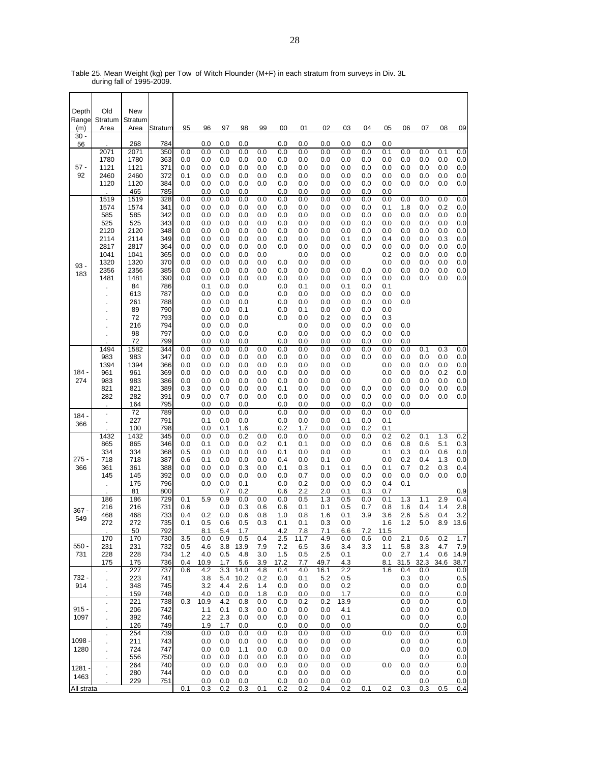Table 25. Mean Weight (kg) per Tow of Witch Flounder (M+F) in each stratum from surveys in Div. 3L during fall of 1995-2009.

| Depth Range (m) | Old Stratum Area | New Stratum Area | Stratum | 95 | 96 | 97 | 98 | 99 | 00 | 01 | 02 | 03 | 04 | 05 | 06 | 07 | 08 | 09 |
|---|---|---|---|---|---|---|---|---|---|---|---|---|---|---|---|---|---|---|
| 30 - 56 | . | 268 | 784 | | 0.0 | 0.0 | 0.0 | | 0.0 | 0.0 | 0.0 | 0.0 | 0.0 | 0.0 | | | | |
| 57 - 92 | 2071 | 2071 | 350 | 0.0 | 0.0 | 0.0 | 0.0 | 0.0 | 0.0 | 0.0 | 0.0 | 0.0 | 0.0 | 0.1 | 0.0 | 0.0 | 0.1 | 0.0 |
| | 1780 | 1780 | 363 | 0.0 | 0.0 | 0.0 | 0.0 | 0.0 | 0.0 | 0.0 | 0.0 | 0.0 | 0.0 | 0.0 | 0.0 | 0.0 | 0.0 | 0.0 |
| | 1121 | 1121 | 371 | 0.0 | 0.0 | 0.0 | 0.0 | 0.0 | 0.0 | 0.0 | 0.0 | 0.0 | 0.0 | 0.0 | 0.0 | 0.0 | 0.0 | 0.0 |
| | 2460 | 2460 | 372 | 0.1 | 0.0 | 0.0 | 0.0 | 0.0 | 0.0 | 0.0 | 0.0 | 0.0 | 0.0 | 0.0 | 0.0 | 0.0 | 0.0 | 0.0 |
| | 1120 | 1120 | 384 | 0.0 | 0.0 | 0.0 | 0.0 | 0.0 | 0.0 | 0.0 | 0.0 | 0.0 | 0.0 | 0.0 | 0.0 | 0.0 | 0.0 | 0.0 |
| | | 465 | 785 | | 0.0 | 0.0 | 0.0 | | 0.0 | 0.0 | 0.0 | 0.0 | 0.0 | 0.0 | | | | |
| 93 - 183 | 1519 | 1519 | 328 | 0.0 | 0.0 | 0.0 | 0.0 | 0.0 | 0.0 | 0.0 | 0.0 | 0.0 | 0.0 | 0.0 | 0.0 | 0.0 | 0.0 | 0.0 |
| | 1574 | 1574 | 341 | 0.0 | 0.0 | 0.0 | 0.0 | 0.0 | 0.0 | 0.0 | 0.0 | 0.0 | 0.0 | 0.1 | 1.8 | 0.0 | 0.2 | 0.0 |
| | 585 | 585 | 342 | 0.0 | 0.0 | 0.0 | 0.0 | 0.0 | 0.0 | 0.0 | 0.0 | 0.0 | 0.0 | 0.0 | 0.0 | 0.0 | 0.0 | 0.0 |
| | 525 | 525 | 343 | 0.0 | 0.0 | 0.0 | 0.0 | 0.0 | 0.0 | 0.0 | 0.0 | 0.0 | 0.0 | 0.0 | 0.0 | 0.0 | 0.0 | 0.0 |
| | 2120 | 2120 | 348 | 0.0 | 0.0 | 0.0 | 0.0 | 0.0 | 0.0 | 0.0 | 0.0 | 0.0 | 0.0 | 0.0 | 0.0 | 0.0 | 0.0 | 0.0 |
| | 2114 | 2114 | 349 | 0.0 | 0.0 | 0.0 | 0.0 | 0.0 | 0.0 | 0.0 | 0.0 | 0.1 | 0.0 | 0.4 | 0.0 | 0.0 | 0.3 | 0.0 |
| | 2817 | 2817 | 364 | 0.0 | 0.0 | 0.0 | 0.0 | 0.0 | 0.0 | 0.0 | 0.0 | 0.0 | 0.0 | 0.0 | 0.0 | 0.0 | 0.0 | 0.0 |
| | 1041 | 1041 | 365 | 0.0 | 0.0 | 0.0 | 0.0 | 0.0 | | 0.0 | 0.0 | 0.0 | | 0.2 | 0.0 | 0.0 | 0.0 | 0.0 |
| | 1320 | 1320 | 370 | 0.0 | 0.0 | 0.0 | 0.0 | 0.0 | 0.0 | 0.0 | 0.0 | 0.0 | | 0.0 | 0.0 | 0.0 | 0.0 | 0.0 |
| | 2356 | 2356 | 385 | 0.0 | 0.0 | 0.0 | 0.0 | 0.0 | 0.0 | 0.0 | 0.0 | 0.0 | 0.0 | 0.0 | 0.0 | 0.0 | 0.0 | 0.0 |
| | 1481 | 1481 | 390 | 0.0 | 0.0 | 0.0 | 0.0 | 0.0 | 0.0 | 0.0 | 0.0 | 0.0 | 0.0 | 0.0 | 0.0 | 0.0 | 0.0 | 0.0 |
| | . | 84 | 786 | | 0.1 | 0.0 | 0.0 | | 0.0 | 0.1 | 0.0 | 0.1 | 0.0 | 0.1 | | | | |
| | . | 613 | 787 | | 0.0 | 0.0 | 0.0 | | 0.0 | 0.0 | 0.0 | 0.0 | 0.0 | 0.0 | 0.0 | | | |
| | . | 261 | 788 | | 0.0 | 0.0 | 0.0 | | 0.0 | 0.0 | 0.0 | 0.0 | 0.0 | 0.0 | 0.0 | | | |
| | . | 89 | 790 | | 0.0 | 0.0 | 0.1 | | 0.0 | 0.1 | 0.0 | 0.0 | 0.0 | 0.0 | | | | |
| | . | 72 | 793 | | 0.0 | 0.0 | 0.0 | | 0.0 | 0.0 | 0.2 | 0.0 | 0.0 | 0.3 | | | | |
| | . | 216 | 794 | | 0.0 | 0.0 | 0.0 | | | 0.0 | 0.0 | 0.0 | 0.0 | 0.0 | 0.0 | | | |
| | . | 98 | 797 | | 0.0 | 0.0 | 0.0 | | 0.0 | 0.0 | 0.0 | 0.0 | 0.0 | 0.0 | 0.0 | | | |
| | . | 72 | 799 | | 0.0 | 0.0 | 0.0 | | 0.0 | 0.0 | 0.0 | 0.0 | 0.0 | 0.0 | 0.0 | | | |
| 184 - 274 | 1494 | 1582 | 344 | 0.0 | 0.0 | 0.0 | 0.0 | 0.0 | 0.0 | 0.0 | 0.0 | 0.0 | 0.0 | 0.0 | 0.0 | 0.1 | 0.3 | 0.0 |
| | 983 | 983 | 347 | 0.0 | 0.0 | 0.0 | 0.0 | 0.0 | 0.0 | 0.0 | 0.0 | 0.0 | 0.0 | 0.0 | 0.0 | 0.0 | 0.0 | 0.0 |
| | 1394 | 1394 | 366 | 0.0 | 0.0 | 0.0 | 0.0 | 0.0 | 0.0 | 0.0 | 0.0 | 0.0 | | 0.0 | 0.0 | 0.0 | 0.0 | 0.0 |
| | 961 | 961 | 369 | 0.0 | 0.0 | 0.0 | 0.0 | 0.0 | 0.0 | 0.0 | 0.0 | 0.0 | | 0.0 | 0.0 | 0.0 | 0.2 | 0.0 |
| | 983 | 983 | 386 | 0.0 | 0.0 | 0.0 | 0.0 | 0.0 | 0.0 | 0.0 | 0.0 | 0.0 | | 0.0 | 0.0 | 0.0 | 0.0 | 0.0 |
| | 821 | 821 | 389 | 0.3 | 0.0 | 0.0 | 0.0 | 0.0 | 0.1 | 0.0 | 0.0 | 0.0 | 0.0 | 0.0 | 0.0 | 0.0 | 0.0 | 0.0 |
| | 282 | 282 | 391 | 0.9 | 0.0 | 0.7 | 0.0 | 0.0 | 0.0 | 0.0 | 0.0 | 0.0 | 0.0 | 0.0 | 0.0 | 0.0 | 0.0 | 0.0 |
| | . | 164 | 795 | | 0.0 | 0.0 | 0.0 | | 0.0 | 0.0 | 0.0 | 0.0 | 0.0 | 0.0 | 0.0 | | | |
| 184 - 366 | . | 72 | 789 | | 0.0 | 0.0 | 0.0 | | 0.0 | 0.0 | 0.0 | 0.0 | 0.0 | 0.0 | 0.0 | | | |
| | . | 227 | 791 | | 0.1 | 0.0 | 0.0 | | 0.0 | 0.0 | 0.0 | 0.1 | 0.0 | 0.1 | | | | |
| | . | 100 | 798 | | 0.0 | 0.1 | 1.6 | | 0.2 | 1.7 | 0.0 | 0.0 | 0.2 | 0.1 | | | | |
| 275 - 366 | 1432 | 1432 | 345 | 0.0 | 0.0 | 0.0 | 0.2 | 0.0 | 0.0 | 0.0 | 0.0 | 0.0 | 0.0 | 0.2 | 0.2 | 0.1 | 1.3 | 0.2 |
| | 865 | 865 | 346 | 0.0 | 0.1 | 0.0 | 0.0 | 0.2 | 0.1 | 0.1 | 0.0 | 0.0 | 0.0 | 0.6 | 0.8 | 0.6 | 5.1 | 0.3 |
| | 334 | 334 | 368 | 0.5 | 0.0 | 0.0 | 0.0 | 0.0 | 0.1 | 0.0 | 0.0 | 0.0 | | 0.1 | 0.3 | 0.0 | 0.6 | 0.0 |
| | 718 | 718 | 387 | 0.6 | 0.1 | 0.0 | 0.0 | 0.0 | 0.4 | 0.0 | 0.1 | 0.0 | | 0.0 | 0.2 | 0.4 | 1.3 | 0.0 |
| | 361 | 361 | 388 | 0.0 | 0.0 | 0.0 | 0.3 | 0.0 | 0.1 | 0.3 | 0.1 | 0.1 | 0.0 | 0.1 | 0.7 | 0.2 | 0.3 | 0.4 |
| | 145 | 145 | 392 | 0.0 | 0.0 | 0.0 | 0.0 | 0.0 | 0.0 | 0.7 | 0.0 | 0.0 | 0.0 | 0.0 | 0.0 | 0.0 | 0.0 | 0.0 |
| | . | 175 | 796 | | 0.0 | 0.0 | 0.1 | | 0.0 | 0.2 | 0.0 | 0.0 | 0.0 | 0.4 | 0.1 | | | |
| | . | 81 | 800 | | | 0.7 | 0.2 | | 0.6 | 2.2 | 2.0 | 0.1 | 0.3 | 0.7 | | | | 0.9 |
| 367 - 549 | 186 | 186 | 729 | 0.1 | 5.9 | 0.9 | 0.0 | 0.0 | 0.0 | 0.5 | 1.3 | 0.5 | 0.0 | 0.1 | 1.3 | 1.1 | 2.9 | 0.4 |
| | 216 | 216 | 731 | 0.6 | | 0.0 | 0.3 | 0.6 | 0.6 | 0.1 | 0.1 | 0.5 | 0.7 | 0.8 | 1.6 | 0.4 | 1.4 | 2.8 |
| | 468 | 468 | 733 | 0.4 | 0.2 | 0.0 | 0.6 | 0.8 | 1.0 | 0.8 | 1.6 | 0.1 | 3.9 | 3.6 | 2.6 | 5.8 | 0.4 | 3.2 |
| | 272 | 272 | 735 | 0.1 | 0.5 | 0.6 | 0.5 | 0.3 | 0.1 | 0.1 | 0.3 | 0.0 | | 1.6 | 1.2 | 5.0 | 8.9 | 13.6 |
| | . | 50 | 792 | | 8.1 | 5.4 | 1.7 | | 4.2 | 7.8 | 7.1 | 6.6 | 7.2 | 11.5 | | | | |
| 550 - 731 | 170 | 170 | 730 | 3.5 | 0.0 | 0.9 | 0.5 | 0.4 | 2.5 | 11.7 | 4.9 | 0.0 | 0.6 | 0.0 | 2.1 | 0.6 | 0.2 | 1.7 |
| | 231 | 231 | 732 | 0.5 | 4.6 | 3.8 | 13.9 | 7.9 | 7.2 | 6.5 | 3.6 | 3.4 | 3.3 | 1.1 | 5.8 | 3.8 | 4.7 | 7.9 |
| | 228 | 228 | 734 | 1.2 | 4.0 | 0.5 | 4.8 | 3.0 | 1.5 | 0.5 | 2.5 | 0.1 | | 0.0 | 2.7 | 1.4 | 0.6 | 14.9 |
| | 175 | 175 | 736 | 0.4 | 10.9 | 1.7 | 5.6 | 3.9 | 17.2 | 7.7 | 49.7 | 4.3 | | 8.1 | 31.5 | 32.3 | 34.6 | 38.7 |
| 732 - 914 | . | 227 | 737 | 0.6 | 4.2 | 3.3 | 14.0 | 4.8 | 0.4 | 4.0 | 16.1 | 2.2 | | 1.6 | 0.4 | 0.0 | | 0.0 |
| | . | 223 | 741 | | 3.8 | 5.4 | 10.2 | 0.2 | 0.0 | 0.1 | 5.2 | 0.5 | | | 0.3 | 0.0 | | 0.5 |
| | . | 348 | 745 | | 3.2 | 4.4 | 2.6 | 1.4 | 0.0 | 0.0 | 0.0 | 0.2 | | | 0.0 | 0.0 | | 0.0 |
| | . | 159 | 748 | | 4.0 | 0.0 | 0.0 | 1.8 | 0.0 | 0.0 | 0.0 | 1.7 | | | 0.0 | 0.0 | | 0.0 |
| 915 - 1097 | . | 221 | 738 | 0.3 | 10.9 | 4.2 | 0.8 | 0.0 | 0.0 | 0.2 | 0.2 | 13.9 | | | 0.0 | 0.0 | | 0.0 |
| | . | 206 | 742 | | 1.1 | 0.1 | 0.3 | 0.0 | 0.0 | 0.0 | 0.0 | 4.1 | | | 0.0 | 0.0 | | 0.0 |
| | . | 392 | 746 | | 2.2 | 2.3 | 0.0 | 0.0 | 0.0 | 0.0 | 0.0 | 0.1 | | | 0.0 | 0.0 | | 0.0 |
| | . | 126 | 749 | | 1.9 | 1.7 | 0.0 | | 0.0 | 0.0 | 0.0 | 0.0 | | | | 0.0 | | 0.0 |
| 1098 - 1280 | . | 254 | 739 | | 0.0 | 0.0 | 0.0 | 0.0 | 0.0 | 0.0 | 0.0 | 0.0 | | 0.0 | 0.0 | 0.0 | | 0.0 |
| | . | 211 | 743 | | 0.0 | 0.0 | 0.0 | 0.0 | 0.0 | 0.0 | 0.0 | 0.0 | | | 0.0 | 0.0 | | 0.0 |
| | . | 724 | 747 | | 0.0 | 0.0 | 1.1 | 0.0 | 0.0 | 0.0 | 0.0 | 0.0 | | | 0.0 | 0.0 | | 0.0 |
| | . | 556 | 750 | | 0.0 | 0.0 | 0.0 | 0.0 | 0.0 | 0.0 | 0.0 | 0.0 | | | | 0.0 | | 0.0 |
| 1281 - 1463 | . | 264 | 740 | | 0.0 | 0.0 | 0.0 | 0.0 | 0.0 | 0.0 | 0.0 | 0.0 | | 0.0 | 0.0 | 0.0 | | 0.0 |
| | . | 280 | 744 | | 0.0 | 0.0 | 0.0 | | 0.0 | 0.0 | 0.0 | 0.0 | | | 0.0 | 0.0 | | 0.0 |
| | . | 229 | 751 | | 0.0 | 0.0 | 0.0 | | 0.0 | 0.0 | 0.0 | 0.0 | | | | 0.0 | | 0.0 |
| All strata | | | | 0.1 | 0.3 | 0.2 | 0.3 | 0.1 | 0.2 | 0.2 | 0.4 | 0.2 | 0.1 | 0.2 | 0.3 | 0.3 | 0.5 | 0.4 |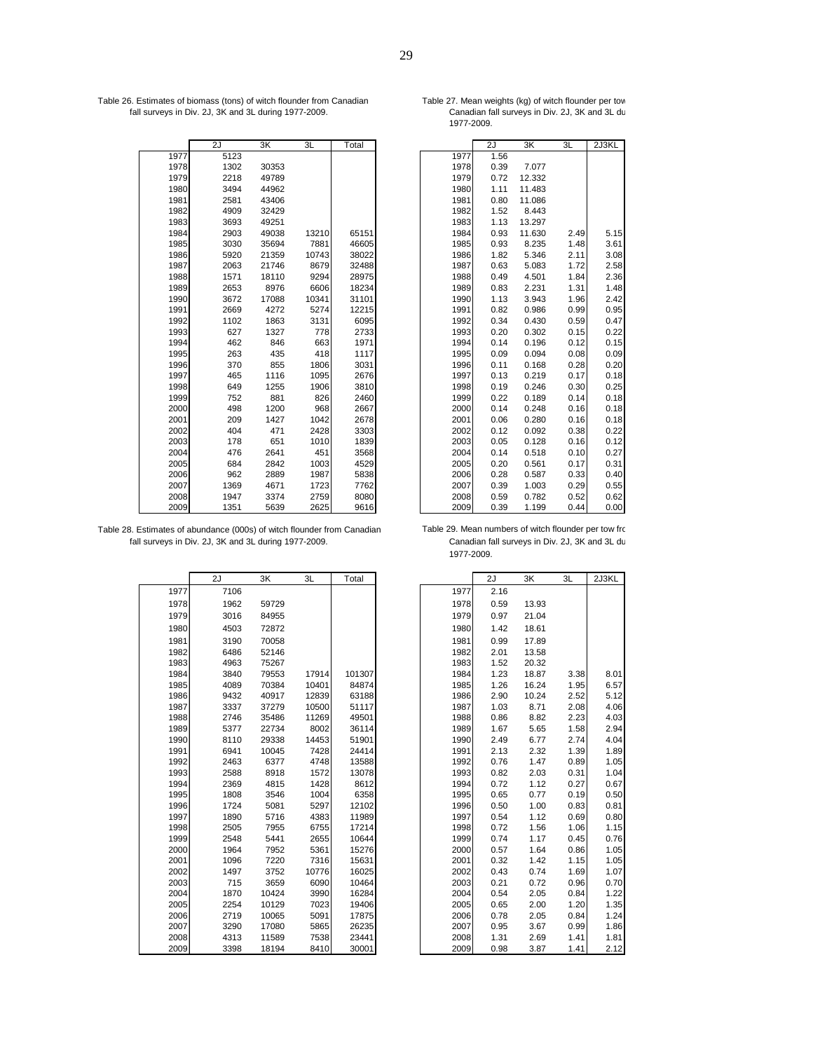Table 26. Estimates of biomass (tons) of witch flounder from Canadian fall surveys in Div. 2J, 3K and 3L during 1977-2009.

| | 2J | 3K | 3L | Total |
|---|---|---|---|---|
| 1977 | 5123 | | | |
| 1978 | 1302 | 30353 | | |
| 1979 | 2218 | 49789 | | |
| 1980 | 3494 | 44962 | | |
| 1981 | 2581 | 43406 | | |
| 1982 | 4909 | 32429 | | |
| 1983 | 3693 | 49251 | | |
| 1984 | 2903 | 49038 | 13210 | 65151 |
| 1985 | 3030 | 35694 | 7881 | 46605 |
| 1986 | 5920 | 21359 | 10743 | 38022 |
| 1987 | 2063 | 21746 | 8679 | 32488 |
| 1988 | 1571 | 18110 | 9294 | 28975 |
| 1989 | 2653 | 8976 | 6606 | 18234 |
| 1990 | 3672 | 17088 | 10341 | 31101 |
| 1991 | 2669 | 4272 | 5274 | 12215 |
| 1992 | 1102 | 1863 | 3131 | 6095 |
| 1993 | 627 | 1327 | 778 | 2733 |
| 1994 | 462 | 846 | 663 | 1971 |
| 1995 | 263 | 435 | 418 | 1117 |
| 1996 | 370 | 855 | 1806 | 3031 |
| 1997 | 465 | 1116 | 1095 | 2676 |
| 1998 | 649 | 1255 | 1906 | 3810 |
| 1999 | 752 | 881 | 826 | 2460 |
| 2000 | 498 | 1200 | 968 | 2667 |
| 2001 | 209 | 1427 | 1042 | 2678 |
| 2002 | 404 | 471 | 2428 | 3303 |
| 2003 | 178 | 651 | 1010 | 1839 |
| 2004 | 476 | 2641 | 451 | 3568 |
| 2005 | 684 | 2842 | 1003 | 4529 |
| 2006 | 962 | 2889 | 1987 | 5838 |
| 2007 | 1369 | 4671 | 1723 | 7762 |
| 2008 | 1947 | 3374 | 2759 | 8080 |
| 2009 | 1351 | 5639 | 2625 | 9616 |

Table 27. Mean weights (kg) of witch flounder per tow Canadian fall surveys in Div. 2J, 3K and 3L du 1977-2009.

| | 2J | 3K | 3L | 2J3KL |
|---|---|---|---|---|
| 1977 | 1.56 | | | |
| 1978 | 0.39 | 7.077 | | |
| 1979 | 0.72 | 12.332 | | |
| 1980 | 1.11 | 11.483 | | |
| 1981 | 0.80 | 11.086 | | |
| 1982 | 1.52 | 8.443 | | |
| 1983 | 1.13 | 13.297 | | |
| 1984 | 0.93 | 11.630 | 2.49 | 5.15 |
| 1985 | 0.93 | 8.235 | 1.48 | 3.61 |
| 1986 | 1.82 | 5.346 | 2.11 | 3.08 |
| 1987 | 0.63 | 5.083 | 1.72 | 2.58 |
| 1988 | 0.49 | 4.501 | 1.84 | 2.36 |
| 1989 | 0.83 | 2.231 | 1.31 | 1.48 |
| 1990 | 1.13 | 3.943 | 1.96 | 2.42 |
| 1991 | 0.82 | 0.986 | 0.99 | 0.95 |
| 1992 | 0.34 | 0.430 | 0.59 | 0.47 |
| 1993 | 0.20 | 0.302 | 0.15 | 0.22 |
| 1994 | 0.14 | 0.196 | 0.12 | 0.15 |
| 1995 | 0.09 | 0.094 | 0.08 | 0.09 |
| 1996 | 0.11 | 0.168 | 0.28 | 0.20 |
| 1997 | 0.13 | 0.219 | 0.17 | 0.18 |
| 1998 | 0.19 | 0.246 | 0.30 | 0.25 |
| 1999 | 0.22 | 0.189 | 0.14 | 0.18 |
| 2000 | 0.14 | 0.248 | 0.16 | 0.18 |
| 2001 | 0.06 | 0.280 | 0.16 | 0.18 |
| 2002 | 0.12 | 0.092 | 0.38 | 0.22 |
| 2003 | 0.05 | 0.128 | 0.16 | 0.12 |
| 2004 | 0.14 | 0.518 | 0.10 | 0.27 |
| 2005 | 0.20 | 0.561 | 0.17 | 0.31 |
| 2006 | 0.28 | 0.587 | 0.33 | 0.40 |
| 2007 | 0.39 | 1.003 | 0.29 | 0.55 |
| 2008 | 0.59 | 0.782 | 0.52 | 0.62 |
| 2009 | 0.39 | 1.199 | 0.44 | 0.00 |

Table 28. Estimates of abundance (000s) of witch flounder from Canadian fall surveys in Div. 2J, 3K and 3L during 1977-2009.

| | 2J | 3K | 3L | Total |
|---|---|---|---|---|
| 1977 | 7106 | | | |
| 1978 | 1962 | 59729 | | |
| 1979 | 3016 | 84955 | | |
| 1980 | 4503 | 72872 | | |
| 1981 | 3190 | 70058 | | |
| 1982 | 6486 | 52146 | | |
| 1983 | 4963 | 75267 | | |
| 1984 | 3840 | 79553 | 17914 | 101307 |
| 1985 | 4089 | 70384 | 10401 | 84874 |
| 1986 | 9432 | 40917 | 12839 | 63188 |
| 1987 | 3337 | 37279 | 10500 | 51117 |
| 1988 | 2746 | 35486 | 11269 | 49501 |
| 1989 | 5377 | 22734 | 8002 | 36114 |
| 1990 | 8110 | 29338 | 14453 | 51901 |
| 1991 | 6941 | 10045 | 7428 | 24414 |
| 1992 | 2463 | 6377 | 4748 | 13588 |
| 1993 | 2588 | 8918 | 1572 | 13078 |
| 1994 | 2369 | 4815 | 1428 | 8612 |
| 1995 | 1808 | 3546 | 1004 | 6358 |
| 1996 | 1724 | 5081 | 5297 | 12102 |
| 1997 | 1890 | 5716 | 4383 | 11989 |
| 1998 | 2505 | 7955 | 6755 | 17214 |
| 1999 | 2548 | 5441 | 2655 | 10644 |
| 2000 | 1964 | 7952 | 5361 | 15276 |
| 2001 | 1096 | 7220 | 7316 | 15631 |
| 2002 | 1497 | 3752 | 10776 | 16025 |
| 2003 | 715 | 3659 | 6090 | 10464 |
| 2004 | 1870 | 10424 | 3990 | 16284 |
| 2005 | 2254 | 10129 | 7023 | 19406 |
| 2006 | 2719 | 10065 | 5091 | 17875 |
| 2007 | 3290 | 17080 | 5865 | 26235 |
| 2008 | 4313 | 11589 | 7538 | 23441 |
| 2009 | 3398 | 18194 | 8410 | 30001 |

Table 29. Mean numbers of witch flounder per tow fro Canadian fall surveys in Div. 2J, 3K and 3L du 1977-2009.

| | 2J | 3K | 3L | 2J3KL |
|---|---|---|---|---|
| 1977 | 2.16 | | | |
| 1978 | 0.59 | 13.93 | | |
| 1979 | 0.97 | 21.04 | | |
| 1980 | 1.42 | 18.61 | | |
| 1981 | 0.99 | 17.89 | | |
| 1982 | 2.01 | 13.58 | | |
| 1983 | 1.52 | 20.32 | | |
| 1984 | 1.23 | 18.87 | 3.38 | 8.01 |
| 1985 | 1.26 | 16.24 | 1.95 | 6.57 |
| 1986 | 2.90 | 10.24 | 2.52 | 5.12 |
| 1987 | 1.03 | 8.71 | 2.08 | 4.06 |
| 1988 | 0.86 | 8.82 | 2.23 | 4.03 |
| 1989 | 1.67 | 5.65 | 1.58 | 2.94 |
| 1990 | 2.49 | 6.77 | 2.74 | 4.04 |
| 1991 | 2.13 | 2.32 | 1.39 | 1.89 |
| 1992 | 0.76 | 1.47 | 0.89 | 1.05 |
| 1993 | 0.82 | 2.03 | 0.31 | 1.04 |
| 1994 | 0.72 | 1.12 | 0.27 | 0.67 |
| 1995 | 0.65 | 0.77 | 0.19 | 0.50 |
| 1996 | 0.50 | 1.00 | 0.83 | 0.81 |
| 1997 | 0.54 | 1.12 | 0.69 | 0.80 |
| 1998 | 0.72 | 1.56 | 1.06 | 1.15 |
| 1999 | 0.74 | 1.17 | 0.45 | 0.76 |
| 2000 | 0.57 | 1.64 | 0.86 | 1.05 |
| 2001 | 0.32 | 1.42 | 1.15 | 1.05 |
| 2002 | 0.43 | 0.74 | 1.69 | 1.07 |
| 2003 | 0.21 | 0.72 | 0.96 | 0.70 |
| 2004 | 0.54 | 2.05 | 0.84 | 1.22 |
| 2005 | 0.65 | 2.00 | 1.20 | 1.35 |
| 2006 | 0.78 | 2.05 | 0.84 | 1.24 |
| 2007 | 0.95 | 3.67 | 0.99 | 1.86 |
| 2008 | 1.31 | 2.69 | 1.41 | 1.81 |
| 2009 | 0.98 | 3.87 | 1.41 | 2.12 |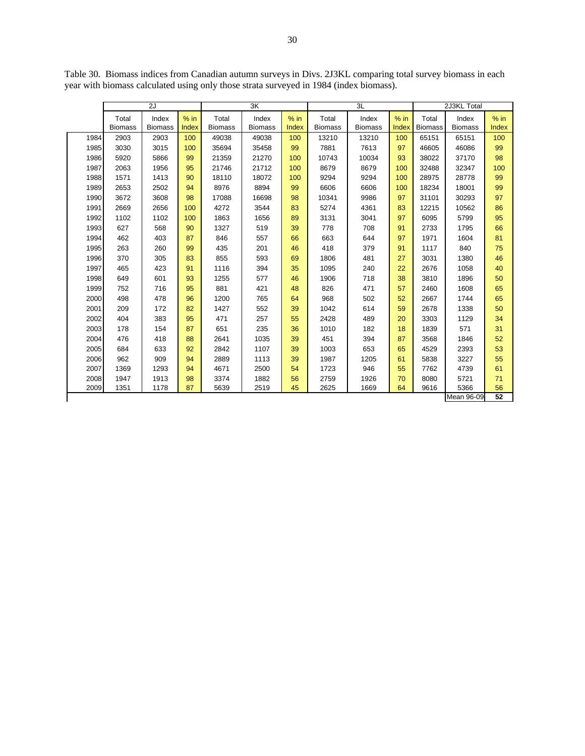Table 30. Biomass indices from Canadian autumn surveys in Divs. 2J3KL comparing total survey biomass in each year with biomass calculated using only those strata surveyed in 1984 (index biomass).

| | 2J | | | 3K | | | 3L | | | 2J3KL Total | | |
|---|---|---|---|---|---|---|---|---|---|---|---|---|
| | Total Biomass | Index Biomass | % in Index | Total Biomass | Index Biomass | % in Index | Total Biomass | Index Biomass | % in Index | Total Biomass | Index Biomass | % in Index |
| 1984 | 2903 | 2903 | 100 | 49038 | 49038 | 100 | 13210 | 13210 | 100 | 65151 | 65151 | 100 |
| 1985 | 3030 | 3015 | 100 | 35694 | 35458 | 99 | 7881 | 7613 | 97 | 46605 | 46086 | 99 |
| 1986 | 5920 | 5866 | 99 | 21359 | 21270 | 100 | 10743 | 10034 | 93 | 38022 | 37170 | 98 |
| 1987 | 2063 | 1956 | 95 | 21746 | 21712 | 100 | 8679 | 8679 | 100 | 32488 | 32347 | 100 |
| 1988 | 1571 | 1413 | 90 | 18110 | 18072 | 100 | 9294 | 9294 | 100 | 28975 | 28778 | 99 |
| 1989 | 2653 | 2502 | 94 | 8976 | 8894 | 99 | 6606 | 6606 | 100 | 18234 | 18001 | 99 |
| 1990 | 3672 | 3608 | 98 | 17088 | 16698 | 98 | 10341 | 9986 | 97 | 31101 | 30293 | 97 |
| 1991 | 2669 | 2656 | 100 | 4272 | 3544 | 83 | 5274 | 4361 | 83 | 12215 | 10562 | 86 |
| 1992 | 1102 | 1102 | 100 | 1863 | 1656 | 89 | 3131 | 3041 | 97 | 6095 | 5799 | 95 |
| 1993 | 627 | 568 | 90 | 1327 | 519 | 39 | 778 | 708 | 91 | 2733 | 1795 | 66 |
| 1994 | 462 | 403 | 87 | 846 | 557 | 66 | 663 | 644 | 97 | 1971 | 1604 | 81 |
| 1995 | 263 | 260 | 99 | 435 | 201 | 46 | 418 | 379 | 91 | 1117 | 840 | 75 |
| 1996 | 370 | 305 | 83 | 855 | 593 | 69 | 1806 | 481 | 27 | 3031 | 1380 | 46 |
| 1997 | 465 | 423 | 91 | 1116 | 394 | 35 | 1095 | 240 | 22 | 2676 | 1058 | 40 |
| 1998 | 649 | 601 | 93 | 1255 | 577 | 46 | 1906 | 718 | 38 | 3810 | 1896 | 50 |
| 1999 | 752 | 716 | 95 | 881 | 421 | 48 | 826 | 471 | 57 | 2460 | 1608 | 65 |
| 2000 | 498 | 478 | 96 | 1200 | 765 | 64 | 968 | 502 | 52 | 2667 | 1744 | 65 |
| 2001 | 209 | 172 | 82 | 1427 | 552 | 39 | 1042 | 614 | 59 | 2678 | 1338 | 50 |
| 2002 | 404 | 383 | 95 | 471 | 257 | 55 | 2428 | 489 | 20 | 3303 | 1129 | 34 |
| 2003 | 178 | 154 | 87 | 651 | 235 | 36 | 1010 | 182 | 18 | 1839 | 571 | 31 |
| 2004 | 476 | 418 | 88 | 2641 | 1035 | 39 | 451 | 394 | 87 | 3568 | 1846 | 52 |
| 2005 | 684 | 633 | 92 | 2842 | 1107 | 39 | 1003 | 653 | 65 | 4529 | 2393 | 53 |
| 2006 | 962 | 909 | 94 | 2889 | 1113 | 39 | 1987 | 1205 | 61 | 5838 | 3227 | 55 |
| 2007 | 1369 | 1293 | 94 | 4671 | 2500 | 54 | 1723 | 946 | 55 | 7762 | 4739 | 61 |
| 2008 | 1947 | 1913 | 98 | 3374 | 1882 | 56 | 2759 | 1926 | 70 | 8080 | 5721 | 71 |
| 2009 | 1351 | 1178 | 87 | 5639 | 2519 | 45 | 2625 | 1669 | 64 | 9616 | 5366 | 56 |
| | | | | | | | | | | | Mean 96-09 | **52** |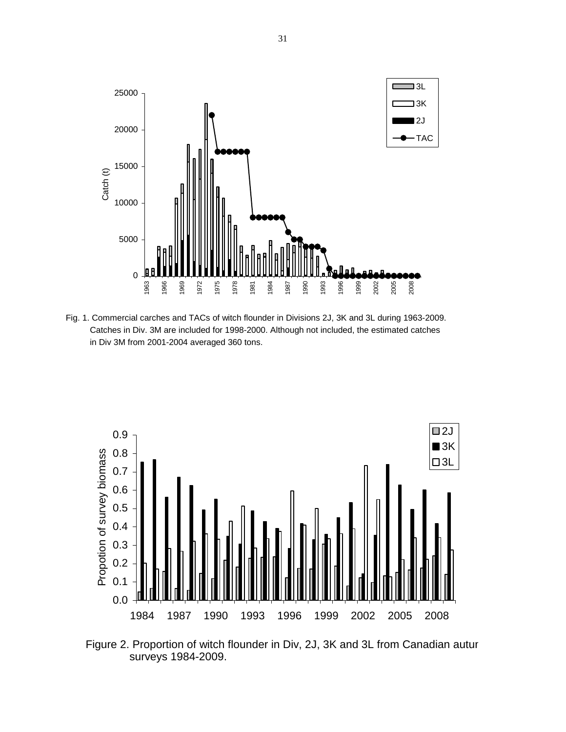Fig. 1. Commercial carches and TACs of witch flounder in Divisions 2J, 3K and 3L during 1963-2009. Catches in Div. 3M are included for 1998-2000. Although not included, the estimated catches in Div 3M from 2001-2004 averaged 360 tons.

Figure 2. Proportion of witch flounder in Div, 2J, 3K and 3L from Canadian autur surveys 1984-2009.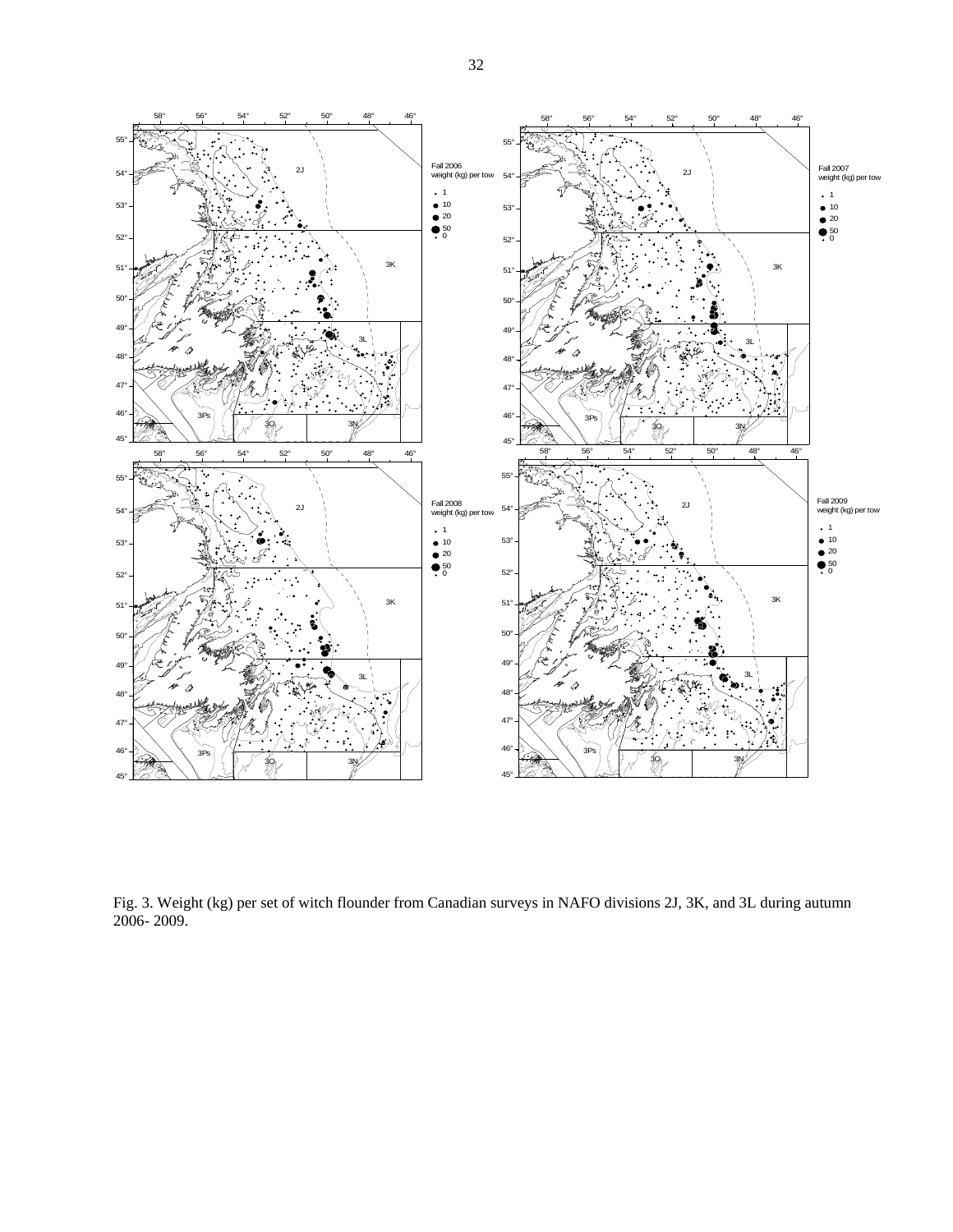Fig. 3. Weight (kg) per set of witch flounder from Canadian surveys in NAFO divisions 2J, 3K, and 3L during autumn 2006- 2009.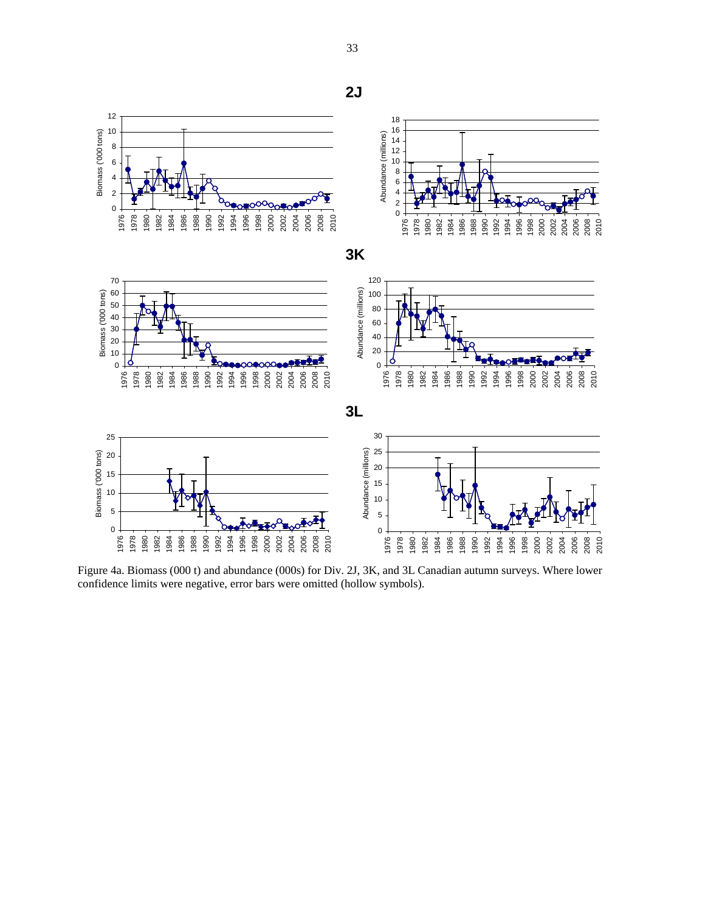**2J**

**3K**

**3L**

Figure 4a. Biomass (000 t) and abundance (000s) for Div. 2J, 3K, and 3L Canadian autumn surveys. Where lower confidence limits were negative, error bars were omitted (hollow symbols).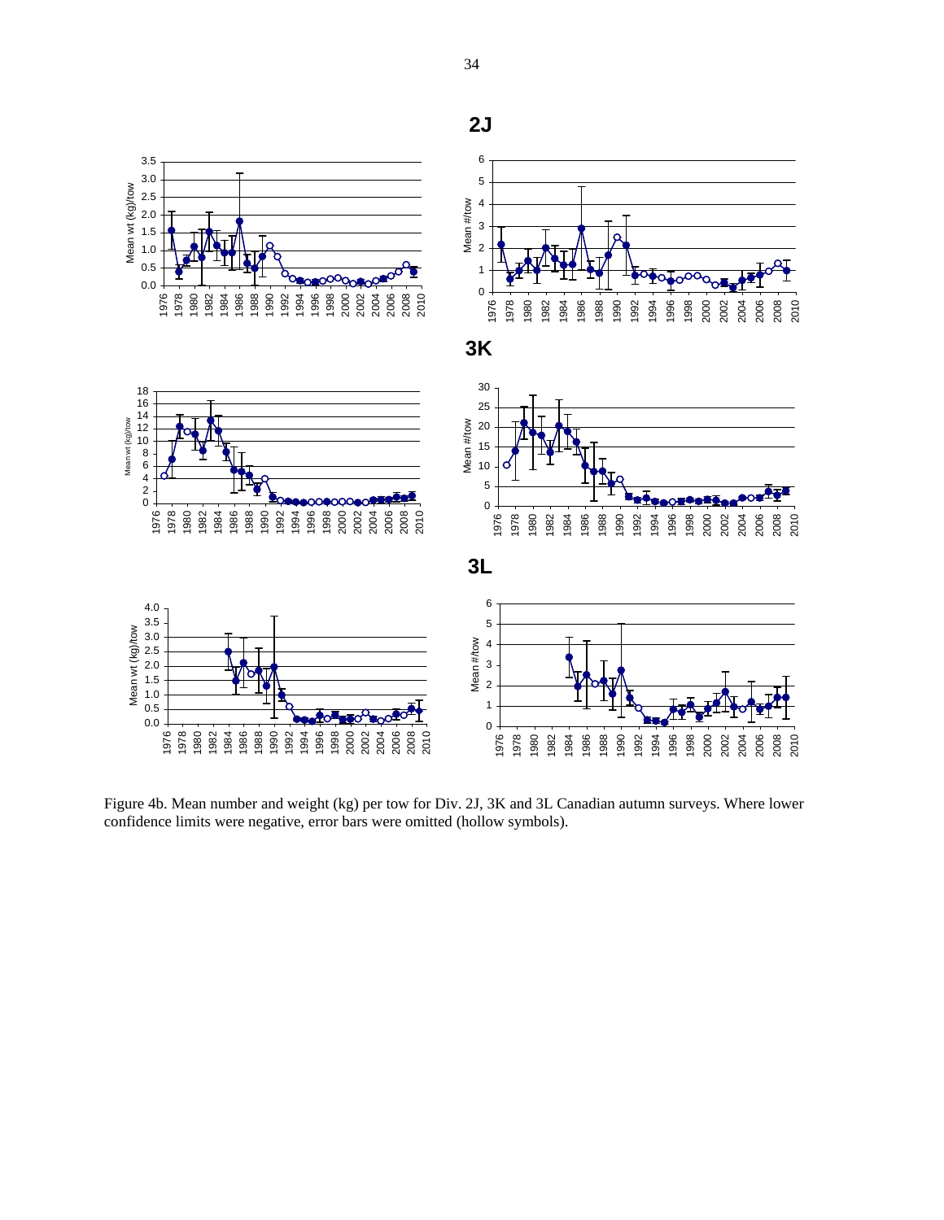Figure 4b. Mean number and weight (kg) per tow for Div. 2J, 3K and 3L Canadian autumn surveys. Where lower confidence limits were negative, error bars were omitted (hollow symbols).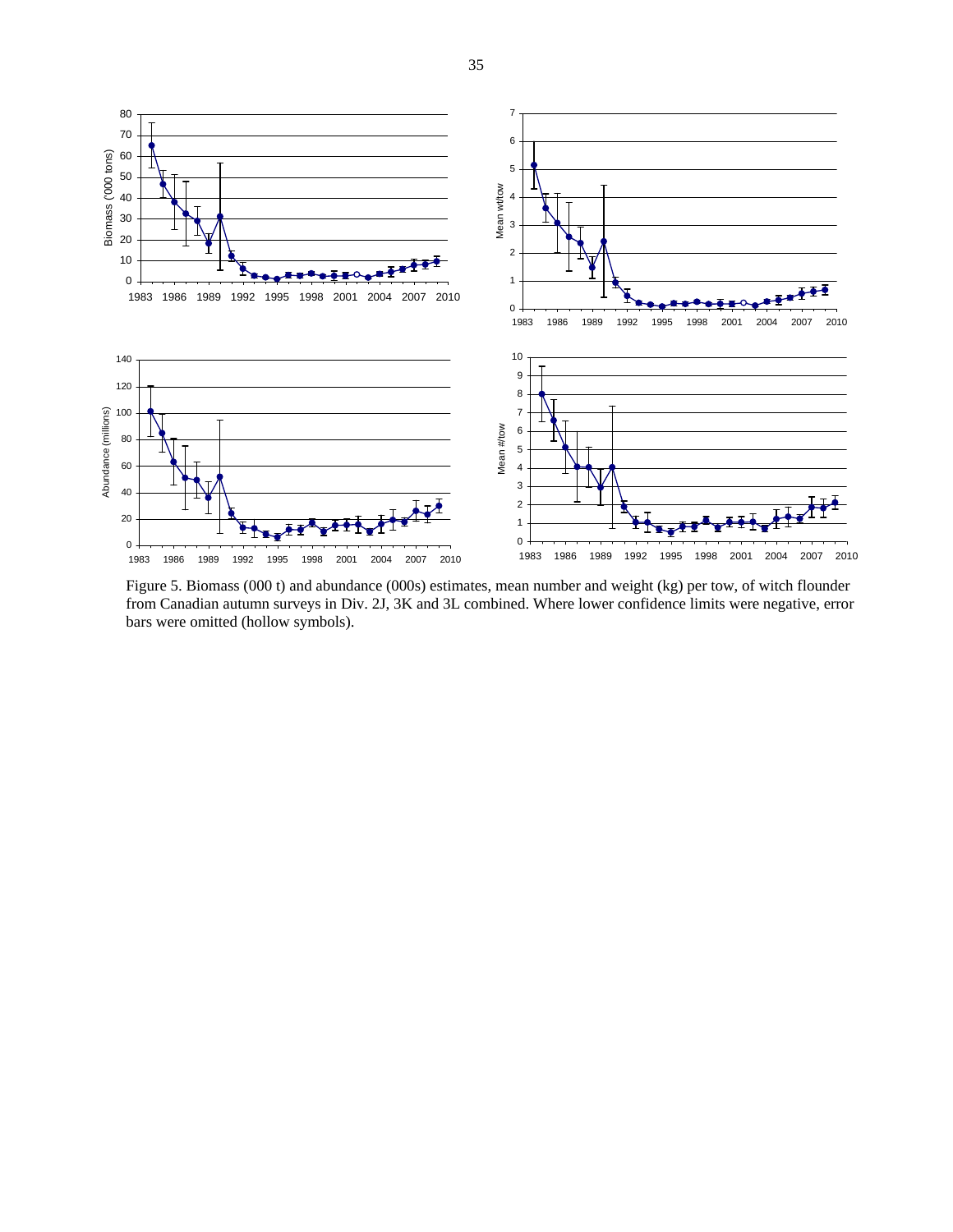Figure 5. Biomass (000 t) and abundance (000s) estimates, mean number and weight (kg) per tow, of witch flounder from Canadian autumn surveys in Div. 2J, 3K and 3L combined. Where lower confidence limits were negative, error bars were omitted (hollow symbols).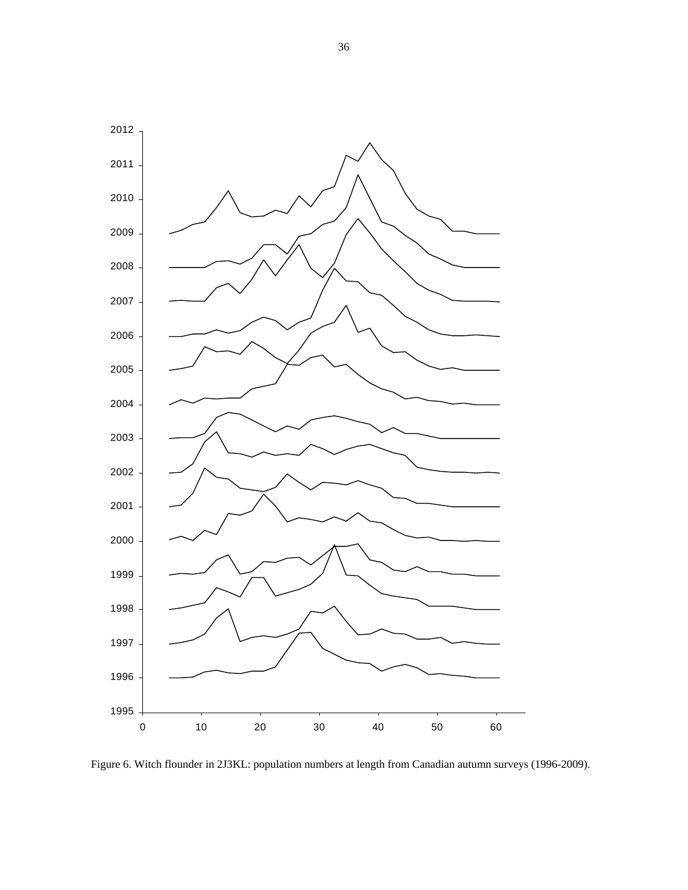Figure 6. Witch flounder in 2J3KL: population numbers at length from Canadian autumn surveys (1996-2009).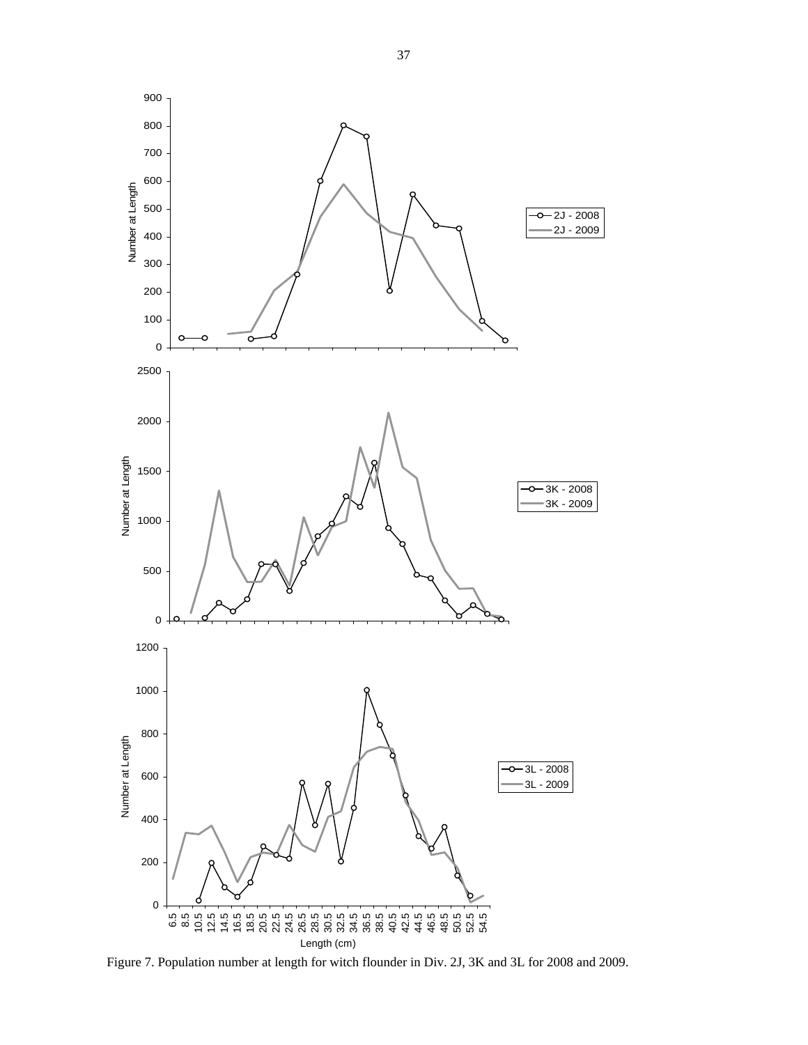Figure 7. Population number at length for witch flounder in Div. 2J, 3K and 3L for 2008 and 2009.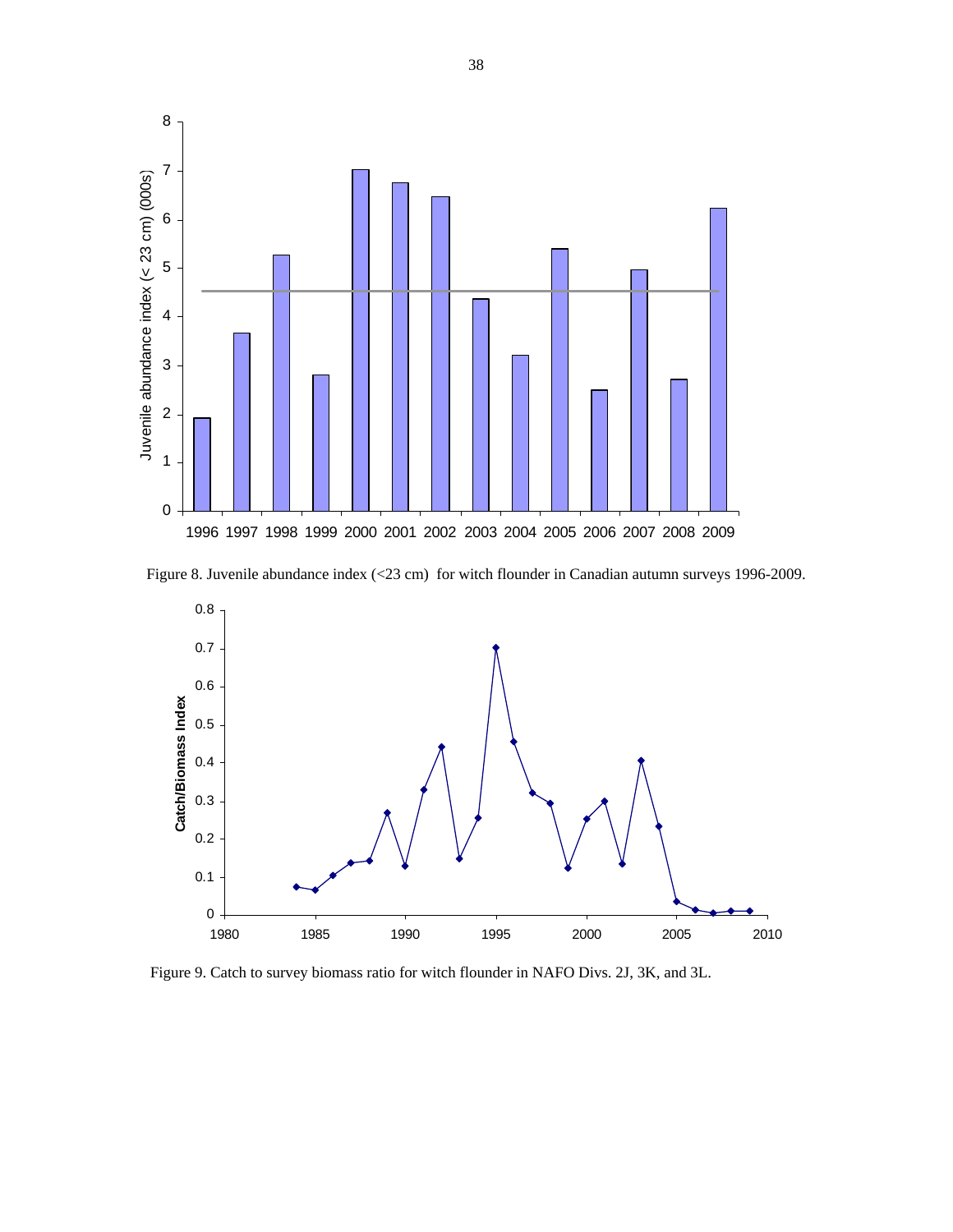Figure 8. Juvenile abundance index (<23 cm) for witch flounder in Canadian autumn surveys 1996-2009.

Figure 9. Catch to survey biomass ratio for witch flounder in NAFO Divs. 2J, 3K, and 3L.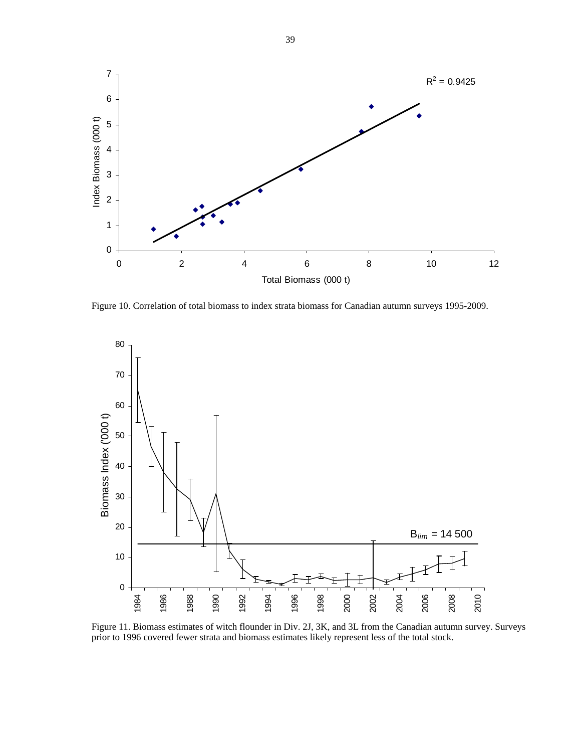Figure 10. Correlation of total biomass to index strata biomass for Canadian autumn surveys 1995-2009.

Figure 11. Biomass estimates of witch flounder in Div. 2J, 3K, and 3L from the Canadian autumn survey. Surveys prior to 1996 covered fewer strata and biomass estimates likely represent less of the total stock.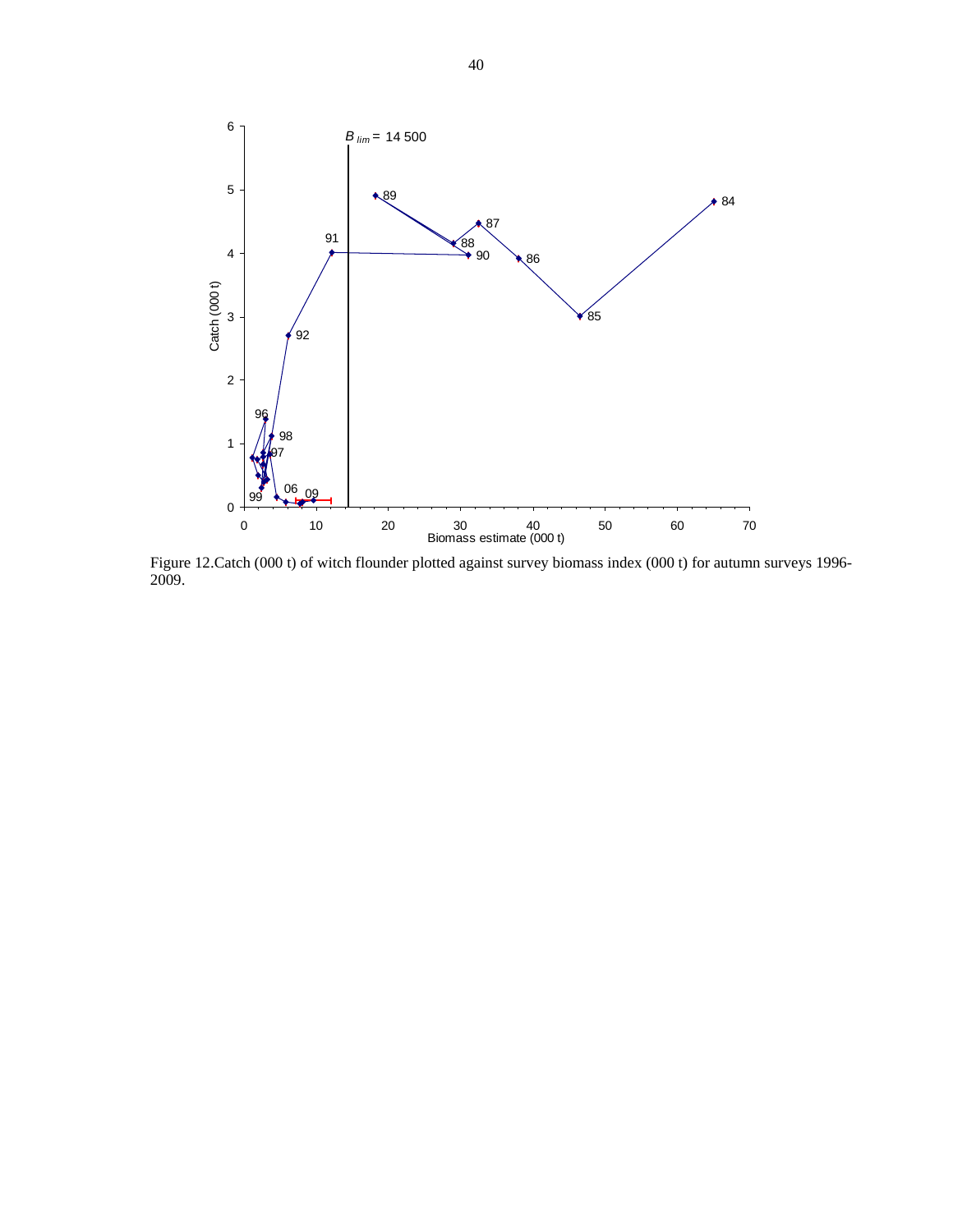6

5

4

3

2

1

0

$B_{lim}$ = 14 500

89

84

87

88

90

86

91

85

92

96

98

97

06

09

99

Catch (000 t)

0 10 20 30 40 50 60 70

Biomass estimate (000 t)

Figure 12.Catch (000 t) of witch flounder plotted against survey biomass index (000 t) for autumn surveys 1996-2009.